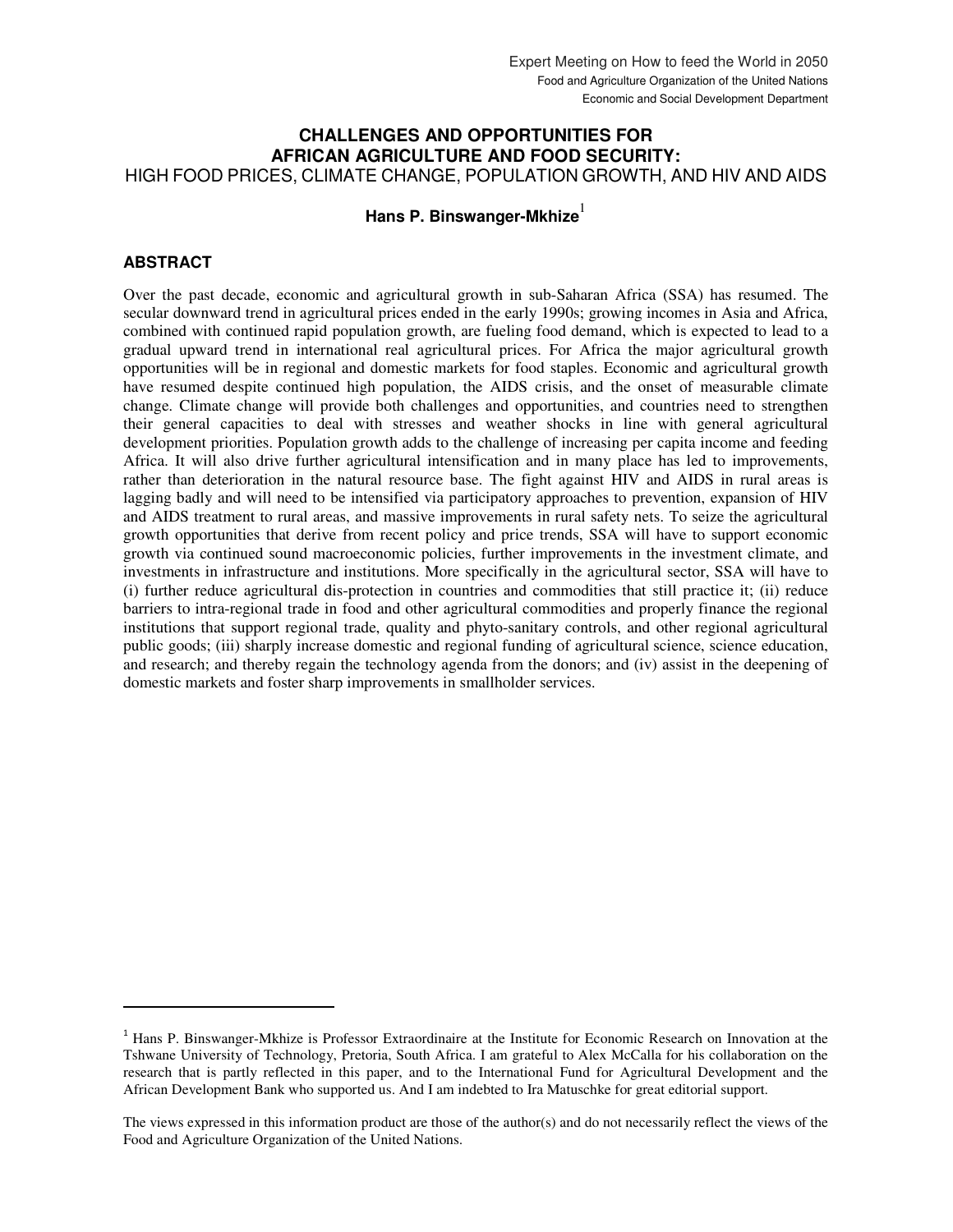Expert Meeting on How to feed the World in 2050
Food and Agriculture Organization of the United Nations
Economic and Social Development Department

# CHALLENGES AND OPPORTUNITIES FOR AFRICAN AGRICULTURE AND FOOD SECURITY: HIGH FOOD PRICES, CLIMATE CHANGE, POPULATION GROWTH, AND HIV AND AIDS

**Hans P. Binswanger-Mkhize**[1]

## ABSTRACT

Over the past decade, economic and agricultural growth in sub-Saharan Africa (SSA) has resumed. The secular downward trend in agricultural prices ended in the early 1990s; growing incomes in Asia and Africa, combined with continued rapid population growth, are fueling food demand, which is expected to lead to a gradual upward trend in international real agricultural prices. For Africa the major agricultural growth opportunities will be in regional and domestic markets for food staples. Economic and agricultural growth have resumed despite continued high population, the AIDS crisis, and the onset of measurable climate change. Climate change will provide both challenges and opportunities, and countries need to strengthen their general capacities to deal with stresses and weather shocks in line with general agricultural development priorities. Population growth adds to the challenge of increasing per capita income and feeding Africa. It will also drive further agricultural intensification and in many place has led to improvements, rather than deterioration in the natural resource base. The fight against HIV and AIDS in rural areas is lagging badly and will need to be intensified via participatory approaches to prevention, expansion of HIV and AIDS treatment to rural areas, and massive improvements in rural safety nets. To seize the agricultural growth opportunities that derive from recent policy and price trends, SSA will have to support economic growth via continued sound macroeconomic policies, further improvements in the investment climate, and investments in infrastructure and institutions. More specifically in the agricultural sector, SSA will have to (i) further reduce agricultural dis-protection in countries and commodities that still practice it; (ii) reduce barriers to intra-regional trade in food and other agricultural commodities and properly finance the regional institutions that support regional trade, quality and phyto-sanitary controls, and other regional agricultural public goods; (iii) sharply increase domestic and regional funding of agricultural science, science education, and research; and thereby regain the technology agenda from the donors; and (iv) assist in the deepening of domestic markets and foster sharp improvements in smallholder services.

---

[1] Hans P. Binswanger-Mkhize is Professor Extraordinaire at the Institute for Economic Research on Innovation at the Tshwane University of Technology, Pretoria, South Africa. I am grateful to Alex McCalla for his collaboration on the research that is partly reflected in this paper, and to the International Fund for Agricultural Development and the African Development Bank who supported us. And I am indebted to Ira Matuschke for great editorial support.

The views expressed in this information product are those of the author(s) and do not necessarily reflect the views of the Food and Agriculture Organization of the United Nations.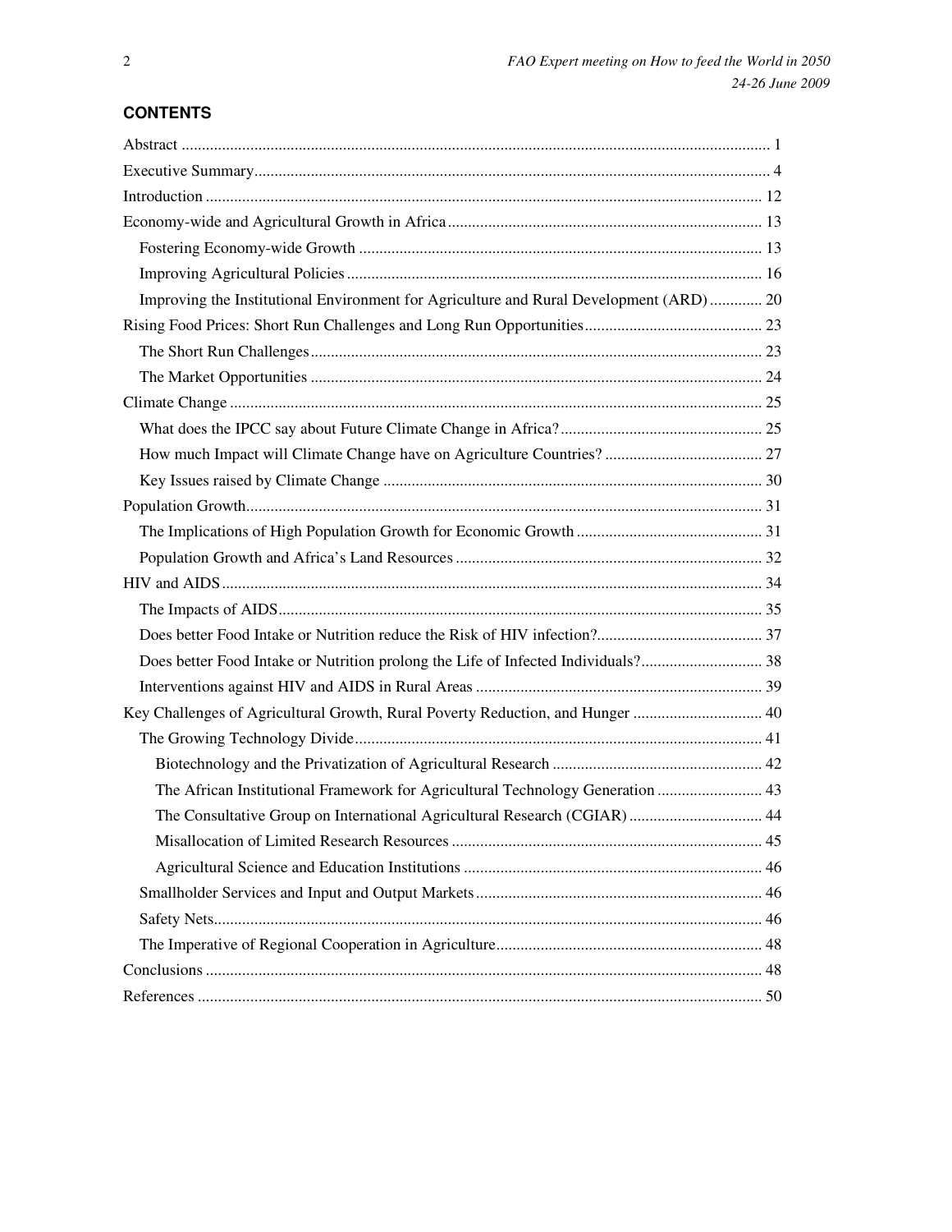## CONTENTS

- Abstract ............ 1
- Executive Summary ............ 4
- Introduction ............ 12
- Economy-wide and Agricultural Growth in Africa ............ 13
  - Fostering Economy-wide Growth ............ 13
  - Improving Agricultural Policies ............ 16
  - Improving the Institutional Environment for Agriculture and Rural Development (ARD) ............ 20
- Rising Food Prices: Short Run Challenges and Long Run Opportunities ............ 23
  - The Short Run Challenges ............ 23
  - The Market Opportunities ............ 24
- Climate Change ............ 25
  - What does the IPCC say about Future Climate Change in Africa? ............ 25
  - How much Impact will Climate Change have on Agriculture Countries? ............ 27
  - Key Issues raised by Climate Change ............ 30
- Population Growth ............ 31
  - The Implications of High Population Growth for Economic Growth ............ 31
  - Population Growth and Africa's Land Resources ............ 32
- HIV and AIDS ............ 34
  - The Impacts of AIDS ............ 35
  - Does better Food Intake or Nutrition reduce the Risk of HIV infection? ............ 37
  - Does better Food Intake or Nutrition prolong the Life of Infected Individuals? ............ 38
  - Interventions against HIV and AIDS in Rural Areas ............ 39
- Key Challenges of Agricultural Growth, Rural Poverty Reduction, and Hunger ............ 40
  - The Growing Technology Divide ............ 41
    - Biotechnology and the Privatization of Agricultural Research ............ 42
    - The African Institutional Framework for Agricultural Technology Generation ............ 43
    - The Consultative Group on International Agricultural Research (CGIAR) ............ 44
    - Misallocation of Limited Research Resources ............ 45
    - Agricultural Science and Education Institutions ............ 46
  - Smallholder Services and Input and Output Markets ............ 46
  - Safety Nets ............ 46
  - The Imperative of Regional Cooperation in Agriculture ............ 48
- Conclusions ............ 48
- References ............ 50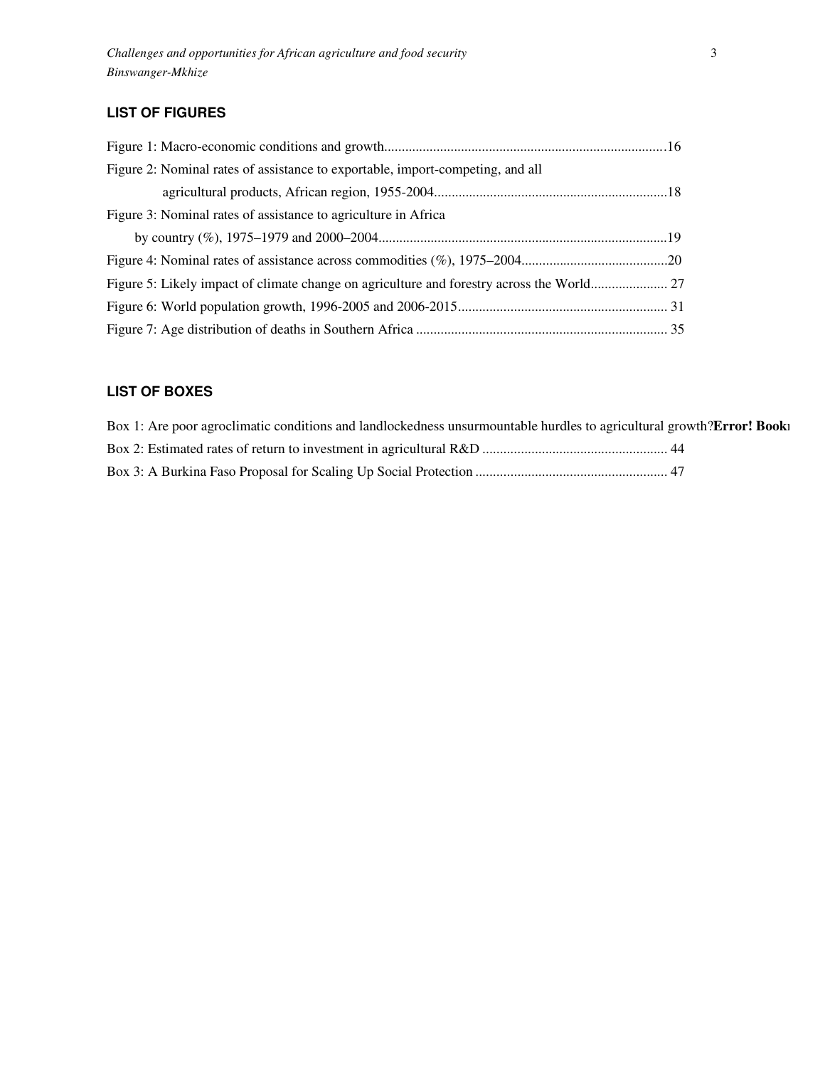## LIST OF FIGURES

Figure 1: Macro-economic conditions and growth................................................................................16

Figure 2: Nominal rates of assistance to exportable, import-competing, and all agricultural products, African region, 1955-2004...................................................................18

Figure 3: Nominal rates of assistance to agriculture in Africa by country (%), 1975–1979 and 2000–2004..................................................................................19

Figure 4: Nominal rates of assistance across commodities (%), 1975–2004..........................................20

Figure 5: Likely impact of climate change on agriculture and forestry across the World...................... 27

Figure 6: World population growth, 1996-2005 and 2006-2015............................................................ 31

Figure 7: Age distribution of deaths in Southern Africa ........................................................................ 35

## LIST OF BOXES

Box 1: Are poor agroclimatic conditions and landlockedness unsurmountable hurdles to agricultural growth?**Error! Bookı**

Box 2: Estimated rates of return to investment in agricultural R&D ..................................................... 44

Box 3: A Burkina Faso Proposal for Scaling Up Social Protection ....................................................... 47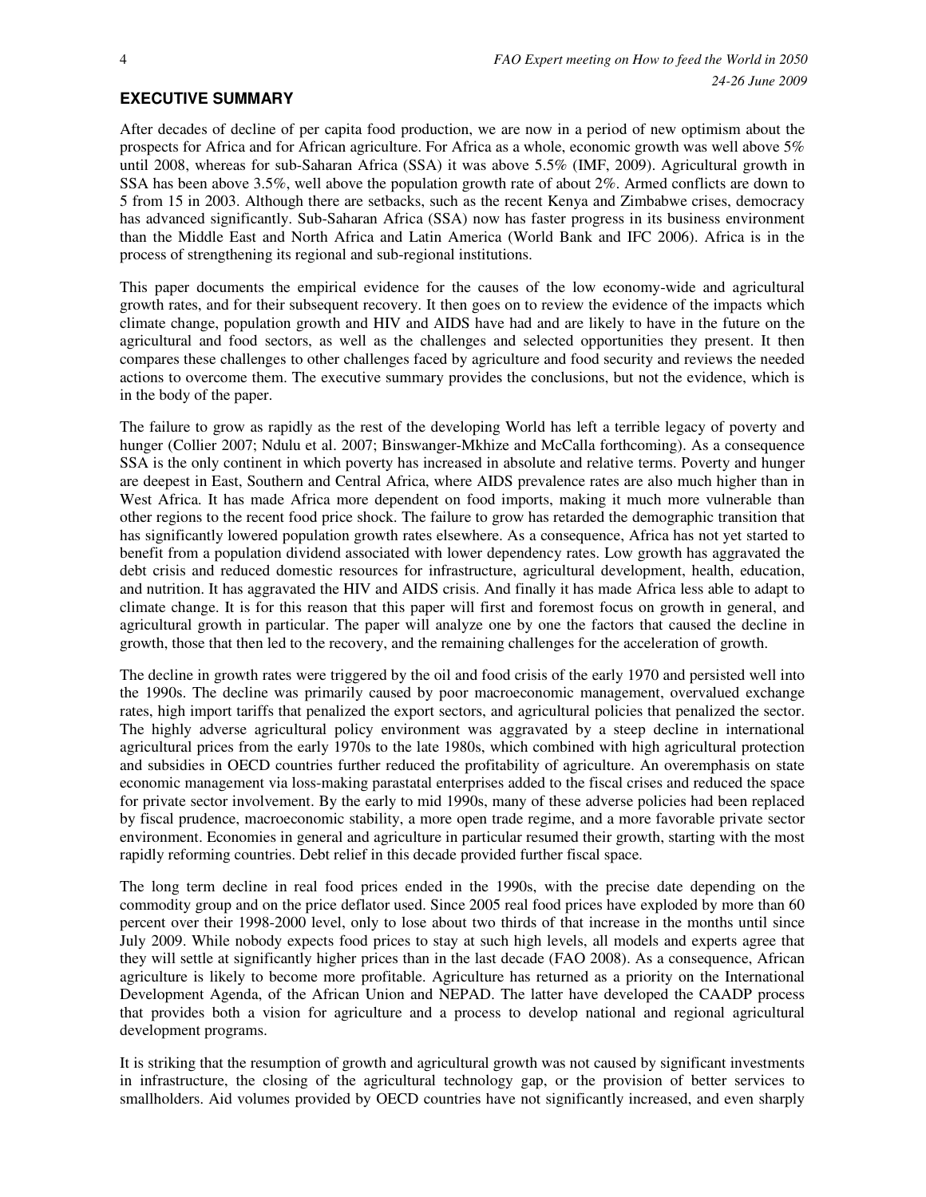## EXECUTIVE SUMMARY

After decades of decline of per capita food production, we are now in a period of new optimism about the prospects for Africa and for African agriculture. For Africa as a whole, economic growth was well above 5% until 2008, whereas for sub-Saharan Africa (SSA) it was above 5.5% (IMF, 2009). Agricultural growth in SSA has been above 3.5%, well above the population growth rate of about 2%. Armed conflicts are down to 5 from 15 in 2003. Although there are setbacks, such as the recent Kenya and Zimbabwe crises, democracy has advanced significantly. Sub-Saharan Africa (SSA) now has faster progress in its business environment than the Middle East and North Africa and Latin America (World Bank and IFC 2006). Africa is in the process of strengthening its regional and sub-regional institutions.

This paper documents the empirical evidence for the causes of the low economy-wide and agricultural growth rates, and for their subsequent recovery. It then goes on to review the evidence of the impacts which climate change, population growth and HIV and AIDS have had and are likely to have in the future on the agricultural and food sectors, as well as the challenges and selected opportunities they present. It then compares these challenges to other challenges faced by agriculture and food security and reviews the needed actions to overcome them. The executive summary provides the conclusions, but not the evidence, which is in the body of the paper.

The failure to grow as rapidly as the rest of the developing World has left a terrible legacy of poverty and hunger (Collier 2007; Ndulu et al. 2007; Binswanger-Mkhize and McCalla forthcoming). As a consequence SSA is the only continent in which poverty has increased in absolute and relative terms. Poverty and hunger are deepest in East, Southern and Central Africa, where AIDS prevalence rates are also much higher than in West Africa. It has made Africa more dependent on food imports, making it much more vulnerable than other regions to the recent food price shock. The failure to grow has retarded the demographic transition that has significantly lowered population growth rates elsewhere. As a consequence, Africa has not yet started to benefit from a population dividend associated with lower dependency rates. Low growth has aggravated the debt crisis and reduced domestic resources for infrastructure, agricultural development, health, education, and nutrition. It has aggravated the HIV and AIDS crisis. And finally it has made Africa less able to adapt to climate change. It is for this reason that this paper will first and foremost focus on growth in general, and agricultural growth in particular. The paper will analyze one by one the factors that caused the decline in growth, those that then led to the recovery, and the remaining challenges for the acceleration of growth.

The decline in growth rates were triggered by the oil and food crisis of the early 1970 and persisted well into the 1990s. The decline was primarily caused by poor macroeconomic management, overvalued exchange rates, high import tariffs that penalized the export sectors, and agricultural policies that penalized the sector. The highly adverse agricultural policy environment was aggravated by a steep decline in international agricultural prices from the early 1970s to the late 1980s, which combined with high agricultural protection and subsidies in OECD countries further reduced the profitability of agriculture. An overemphasis on state economic management via loss-making parastatal enterprises added to the fiscal crises and reduced the space for private sector involvement. By the early to mid 1990s, many of these adverse policies had been replaced by fiscal prudence, macroeconomic stability, a more open trade regime, and a more favorable private sector environment. Economies in general and agriculture in particular resumed their growth, starting with the most rapidly reforming countries. Debt relief in this decade provided further fiscal space.

The long term decline in real food prices ended in the 1990s, with the precise date depending on the commodity group and on the price deflator used. Since 2005 real food prices have exploded by more than 60 percent over their 1998-2000 level, only to lose about two thirds of that increase in the months until since July 2009. While nobody expects food prices to stay at such high levels, all models and experts agree that they will settle at significantly higher prices than in the last decade (FAO 2008). As a consequence, African agriculture is likely to become more profitable. Agriculture has returned as a priority on the International Development Agenda, of the African Union and NEPAD. The latter have developed the CAADP process that provides both a vision for agriculture and a process to develop national and regional agricultural development programs.

It is striking that the resumption of growth and agricultural growth was not caused by significant investments in infrastructure, the closing of the agricultural technology gap, or the provision of better services to smallholders. Aid volumes provided by OECD countries have not significantly increased, and even sharply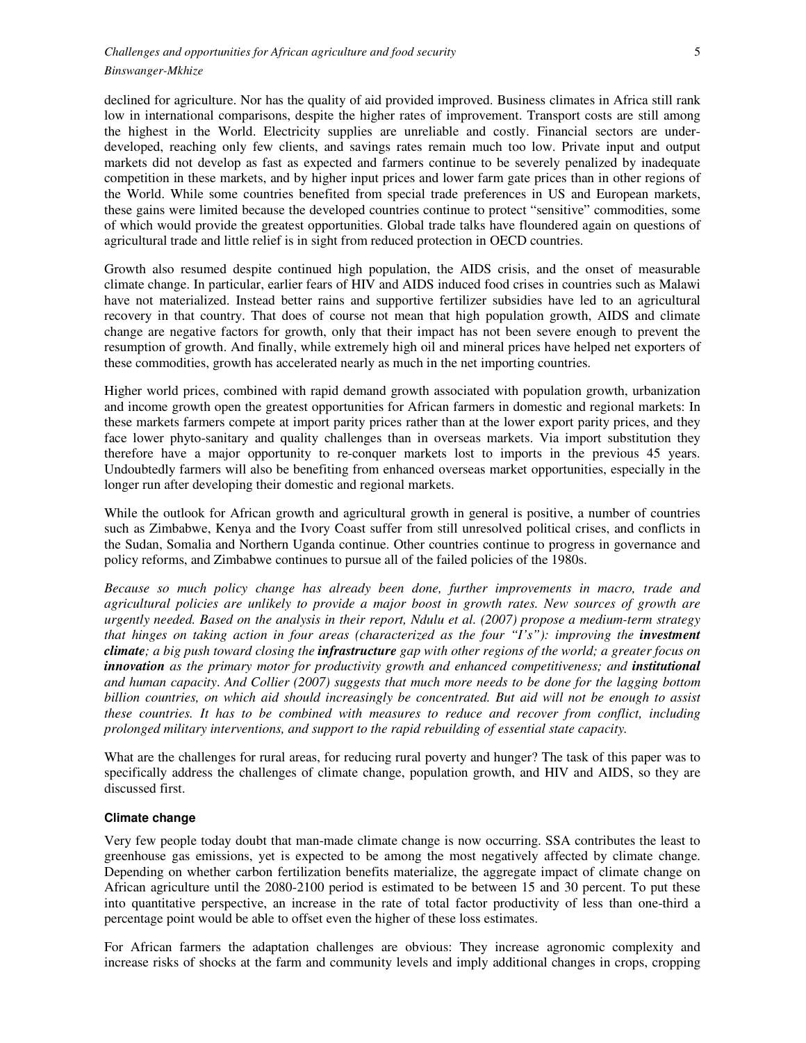declined for agriculture. Nor has the quality of aid provided improved. Business climates in Africa still rank low in international comparisons, despite the higher rates of improvement. Transport costs are still among the highest in the World. Electricity supplies are unreliable and costly. Financial sectors are under-developed, reaching only few clients, and savings rates remain much too low. Private input and output markets did not develop as fast as expected and farmers continue to be severely penalized by inadequate competition in these markets, and by higher input prices and lower farm gate prices than in other regions of the World. While some countries benefited from special trade preferences in US and European markets, these gains were limited because the developed countries continue to protect "sensitive" commodities, some of which would provide the greatest opportunities. Global trade talks have floundered again on questions of agricultural trade and little relief is in sight from reduced protection in OECD countries.

Growth also resumed despite continued high population, the AIDS crisis, and the onset of measurable climate change. In particular, earlier fears of HIV and AIDS induced food crises in countries such as Malawi have not materialized. Instead better rains and supportive fertilizer subsidies have led to an agricultural recovery in that country. That does of course not mean that high population growth, AIDS and climate change are negative factors for growth, only that their impact has not been severe enough to prevent the resumption of growth. And finally, while extremely high oil and mineral prices have helped net exporters of these commodities, growth has accelerated nearly as much in the net importing countries.

Higher world prices, combined with rapid demand growth associated with population growth, urbanization and income growth open the greatest opportunities for African farmers in domestic and regional markets: In these markets farmers compete at import parity prices rather than at the lower export parity prices, and they face lower phyto-sanitary and quality challenges than in overseas markets. Via import substitution they therefore have a major opportunity to re-conquer markets lost to imports in the previous 45 years. Undoubtedly farmers will also be benefiting from enhanced overseas market opportunities, especially in the longer run after developing their domestic and regional markets.

While the outlook for African growth and agricultural growth in general is positive, a number of countries such as Zimbabwe, Kenya and the Ivory Coast suffer from still unresolved political crises, and conflicts in the Sudan, Somalia and Northern Uganda continue. Other countries continue to progress in governance and policy reforms, and Zimbabwe continues to pursue all of the failed policies of the 1980s.

*Because so much policy change has already been done, further improvements in macro, trade and agricultural policies are unlikely to provide a major boost in growth rates. New sources of growth are urgently needed. Based on the analysis in their report, Ndulu et al. (2007) propose a medium-term strategy that hinges on taking action in four areas (characterized as the four "I's"): improving the* ***investment climate****; a big push toward closing the* ***infrastructure*** *gap with other regions of the world; a greater focus on* ***innovation*** *as the primary motor for productivity growth and enhanced competitiveness; and* ***institutional*** *and human capacity. And Collier (2007) suggests that much more needs to be done for the lagging bottom billion countries, on which aid should increasingly be concentrated. But aid will not be enough to assist these countries. It has to be combined with measures to reduce and recover from conflict, including prolonged military interventions, and support to the rapid rebuilding of essential state capacity.*

What are the challenges for rural areas, for reducing rural poverty and hunger? The task of this paper was to specifically address the challenges of climate change, population growth, and HIV and AIDS, so they are discussed first.

### Climate change

Very few people today doubt that man-made climate change is now occurring. SSA contributes the least to greenhouse gas emissions, yet is expected to be among the most negatively affected by climate change. Depending on whether carbon fertilization benefits materialize, the aggregate impact of climate change on African agriculture until the 2080-2100 period is estimated to be between 15 and 30 percent. To put these into quantitative perspective, an increase in the rate of total factor productivity of less than one-third a percentage point would be able to offset even the higher of these loss estimates.

For African farmers the adaptation challenges are obvious: They increase agronomic complexity and increase risks of shocks at the farm and community levels and imply additional changes in crops, cropping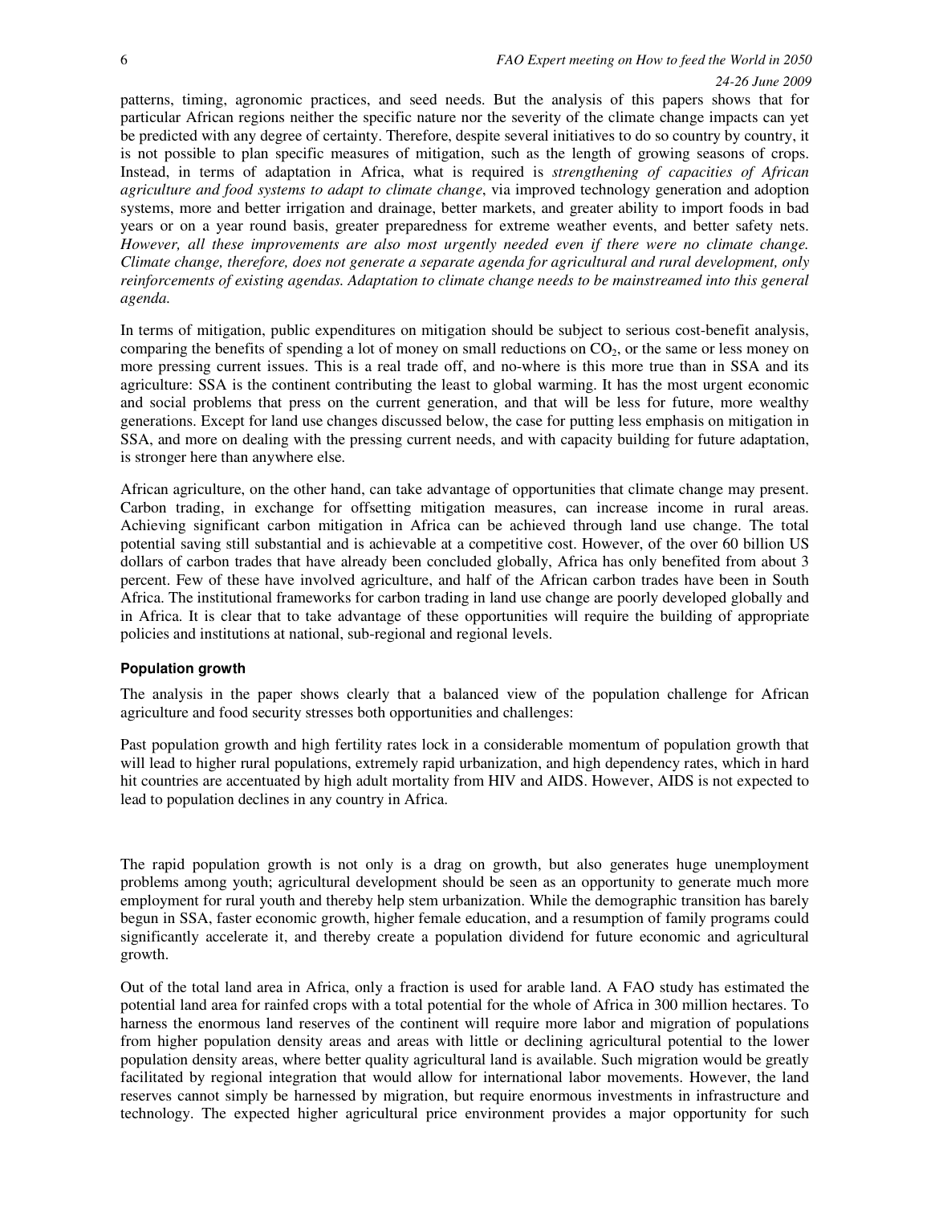patterns, timing, agronomic practices, and seed needs. But the analysis of this papers shows that for particular African regions neither the specific nature nor the severity of the climate change impacts can yet be predicted with any degree of certainty. Therefore, despite several initiatives to do so country by country, it is not possible to plan specific measures of mitigation, such as the length of growing seasons of crops. Instead, in terms of adaptation in Africa, what is required is *strengthening of capacities of African agriculture and food systems to adapt to climate change*, via improved technology generation and adoption systems, more and better irrigation and drainage, better markets, and greater ability to import foods in bad years or on a year round basis, greater preparedness for extreme weather events, and better safety nets. *However, all these improvements are also most urgently needed even if there were no climate change. Climate change, therefore, does not generate a separate agenda for agricultural and rural development, only reinforcements of existing agendas. Adaptation to climate change needs to be mainstreamed into this general agenda.*

In terms of mitigation, public expenditures on mitigation should be subject to serious cost-benefit analysis, comparing the benefits of spending a lot of money on small reductions on $CO_2$, or the same or less money on more pressing current issues. This is a real trade off, and no-where is this more true than in SSA and its agriculture: SSA is the continent contributing the least to global warming. It has the most urgent economic and social problems that press on the current generation, and that will be less for future, more wealthy generations. Except for land use changes discussed below, the case for putting less emphasis on mitigation in SSA, and more on dealing with the pressing current needs, and with capacity building for future adaptation, is stronger here than anywhere else.

African agriculture, on the other hand, can take advantage of opportunities that climate change may present. Carbon trading, in exchange for offsetting mitigation measures, can increase income in rural areas. Achieving significant carbon mitigation in Africa can be achieved through land use change. The total potential saving still substantial and is achievable at a competitive cost. However, of the over 60 billion US dollars of carbon trades that have already been concluded globally, Africa has only benefited from about 3 percent. Few of these have involved agriculture, and half of the African carbon trades have been in South Africa. The institutional frameworks for carbon trading in land use change are poorly developed globally and in Africa. It is clear that to take advantage of these opportunities will require the building of appropriate policies and institutions at national, sub-regional and regional levels.

#### Population growth

The analysis in the paper shows clearly that a balanced view of the population challenge for African agriculture and food security stresses both opportunities and challenges:

Past population growth and high fertility rates lock in a considerable momentum of population growth that will lead to higher rural populations, extremely rapid urbanization, and high dependency rates, which in hard hit countries are accentuated by high adult mortality from HIV and AIDS. However, AIDS is not expected to lead to population declines in any country in Africa.

The rapid population growth is not only is a drag on growth, but also generates huge unemployment problems among youth; agricultural development should be seen as an opportunity to generate much more employment for rural youth and thereby help stem urbanization. While the demographic transition has barely begun in SSA, faster economic growth, higher female education, and a resumption of family programs could significantly accelerate it, and thereby create a population dividend for future economic and agricultural growth.

Out of the total land area in Africa, only a fraction is used for arable land. A FAO study has estimated the potential land area for rainfed crops with a total potential for the whole of Africa in 300 million hectares. To harness the enormous land reserves of the continent will require more labor and migration of populations from higher population density areas and areas with little or declining agricultural potential to the lower population density areas, where better quality agricultural land is available. Such migration would be greatly facilitated by regional integration that would allow for international labor movements. However, the land reserves cannot simply be harnessed by migration, but require enormous investments in infrastructure and technology. The expected higher agricultural price environment provides a major opportunity for such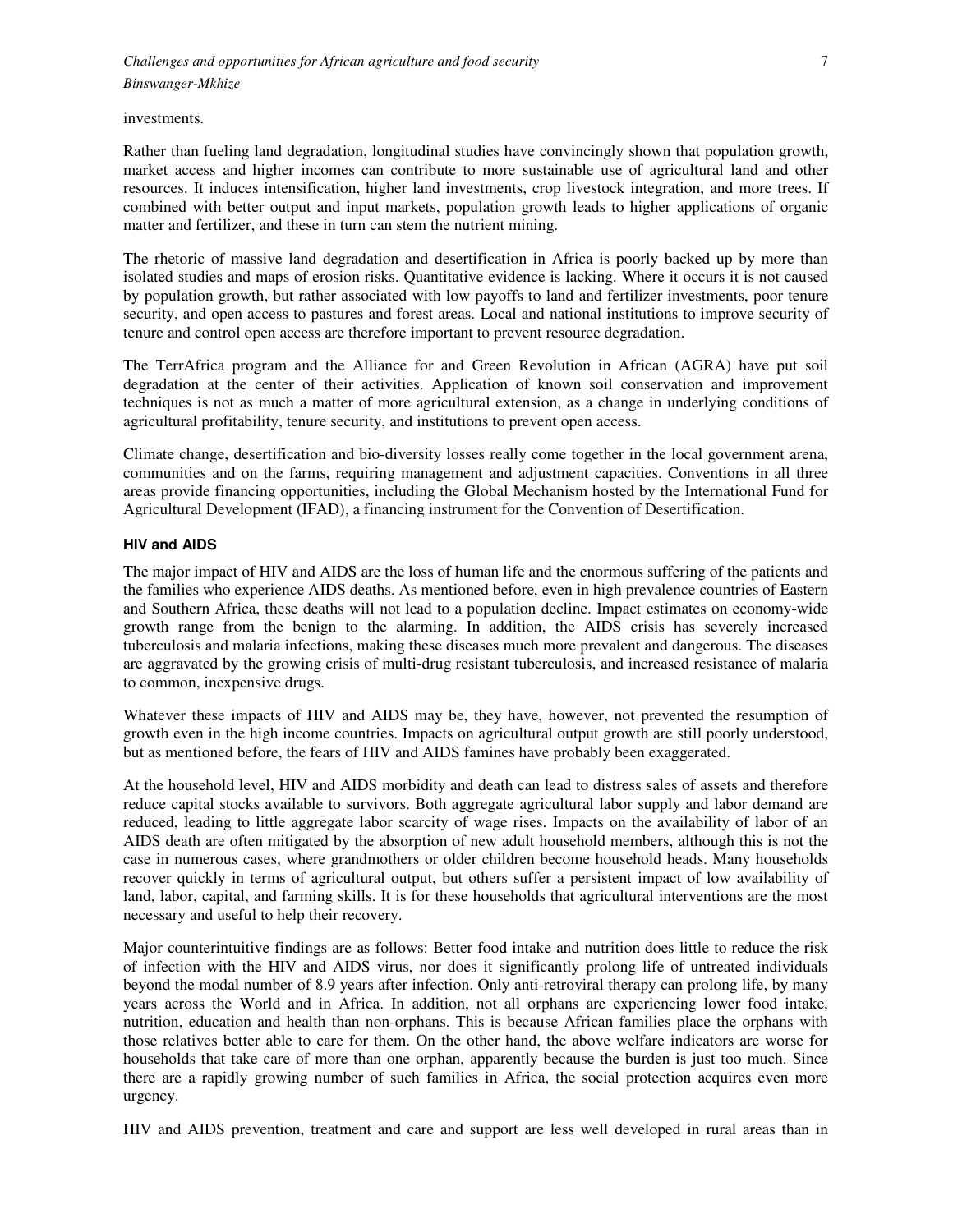investments.

Rather than fueling land degradation, longitudinal studies have convincingly shown that population growth, market access and higher incomes can contribute to more sustainable use of agricultural land and other resources. It induces intensification, higher land investments, crop livestock integration, and more trees. If combined with better output and input markets, population growth leads to higher applications of organic matter and fertilizer, and these in turn can stem the nutrient mining.

The rhetoric of massive land degradation and desertification in Africa is poorly backed up by more than isolated studies and maps of erosion risks. Quantitative evidence is lacking. Where it occurs it is not caused by population growth, but rather associated with low payoffs to land and fertilizer investments, poor tenure security, and open access to pastures and forest areas. Local and national institutions to improve security of tenure and control open access are therefore important to prevent resource degradation.

The TerrAfrica program and the Alliance for and Green Revolution in African (AGRA) have put soil degradation at the center of their activities. Application of known soil conservation and improvement techniques is not as much a matter of more agricultural extension, as a change in underlying conditions of agricultural profitability, tenure security, and institutions to prevent open access.

Climate change, desertification and bio-diversity losses really come together in the local government arena, communities and on the farms, requiring management and adjustment capacities. Conventions in all three areas provide financing opportunities, including the Global Mechanism hosted by the International Fund for Agricultural Development (IFAD), a financing instrument for the Convention of Desertification.

### HIV and AIDS

The major impact of HIV and AIDS are the loss of human life and the enormous suffering of the patients and the families who experience AIDS deaths. As mentioned before, even in high prevalence countries of Eastern and Southern Africa, these deaths will not lead to a population decline. Impact estimates on economy-wide growth range from the benign to the alarming. In addition, the AIDS crisis has severely increased tuberculosis and malaria infections, making these diseases much more prevalent and dangerous. The diseases are aggravated by the growing crisis of multi-drug resistant tuberculosis, and increased resistance of malaria to common, inexpensive drugs.

Whatever these impacts of HIV and AIDS may be, they have, however, not prevented the resumption of growth even in the high income countries. Impacts on agricultural output growth are still poorly understood, but as mentioned before, the fears of HIV and AIDS famines have probably been exaggerated.

At the household level, HIV and AIDS morbidity and death can lead to distress sales of assets and therefore reduce capital stocks available to survivors. Both aggregate agricultural labor supply and labor demand are reduced, leading to little aggregate labor scarcity of wage rises. Impacts on the availability of labor of an AIDS death are often mitigated by the absorption of new adult household members, although this is not the case in numerous cases, where grandmothers or older children become household heads. Many households recover quickly in terms of agricultural output, but others suffer a persistent impact of low availability of land, labor, capital, and farming skills. It is for these households that agricultural interventions are the most necessary and useful to help their recovery.

Major counterintuitive findings are as follows: Better food intake and nutrition does little to reduce the risk of infection with the HIV and AIDS virus, nor does it significantly prolong life of untreated individuals beyond the modal number of 8.9 years after infection. Only anti-retroviral therapy can prolong life, by many years across the World and in Africa. In addition, not all orphans are experiencing lower food intake, nutrition, education and health than non-orphans. This is because African families place the orphans with those relatives better able to care for them. On the other hand, the above welfare indicators are worse for households that take care of more than one orphan, apparently because the burden is just too much. Since there are a rapidly growing number of such families in Africa, the social protection acquires even more urgency.

HIV and AIDS prevention, treatment and care and support are less well developed in rural areas than in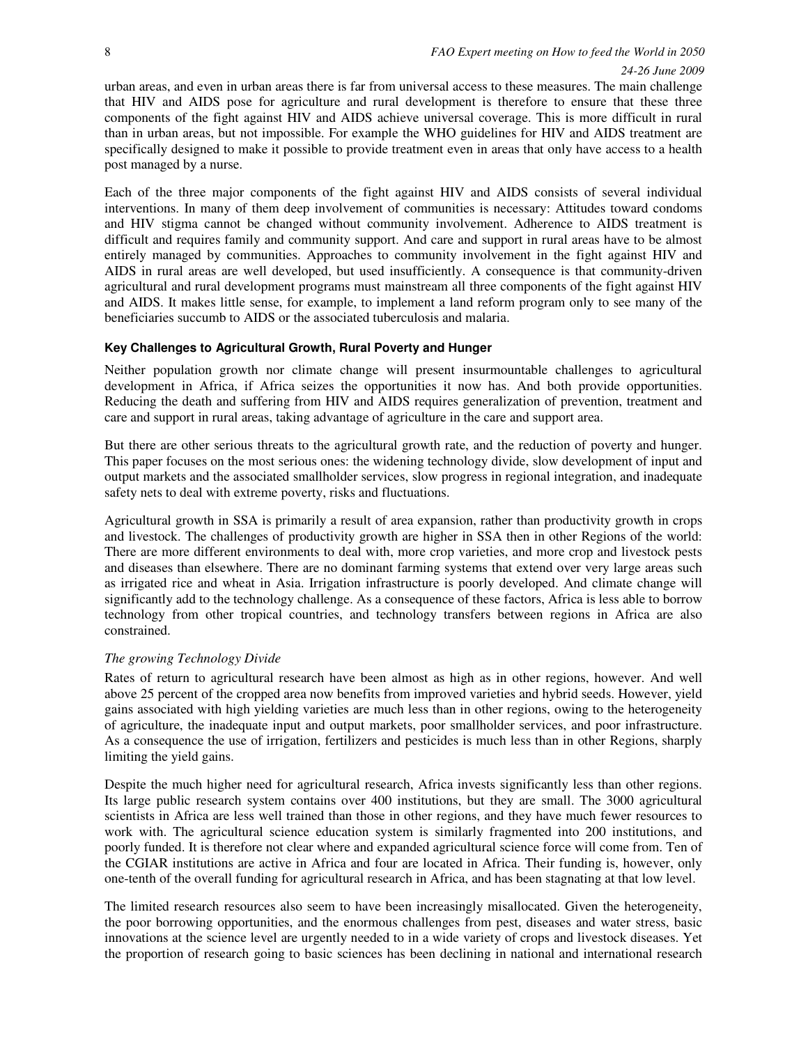urban areas, and even in urban areas there is far from universal access to these measures. The main challenge that HIV and AIDS pose for agriculture and rural development is therefore to ensure that these three components of the fight against HIV and AIDS achieve universal coverage. This is more difficult in rural than in urban areas, but not impossible. For example the WHO guidelines for HIV and AIDS treatment are specifically designed to make it possible to provide treatment even in areas that only have access to a health post managed by a nurse.

Each of the three major components of the fight against HIV and AIDS consists of several individual interventions. In many of them deep involvement of communities is necessary: Attitudes toward condoms and HIV stigma cannot be changed without community involvement. Adherence to AIDS treatment is difficult and requires family and community support. And care and support in rural areas have to be almost entirely managed by communities. Approaches to community involvement in the fight against HIV and AIDS in rural areas are well developed, but used insufficiently. A consequence is that community-driven agricultural and rural development programs must mainstream all three components of the fight against HIV and AIDS. It makes little sense, for example, to implement a land reform program only to see many of the beneficiaries succumb to AIDS or the associated tuberculosis and malaria.

**Key Challenges to Agricultural Growth, Rural Poverty and Hunger**

Neither population growth nor climate change will present insurmountable challenges to agricultural development in Africa, if Africa seizes the opportunities it now has. And both provide opportunities. Reducing the death and suffering from HIV and AIDS requires generalization of prevention, treatment and care and support in rural areas, taking advantage of agriculture in the care and support area.

But there are other serious threats to the agricultural growth rate, and the reduction of poverty and hunger. This paper focuses on the most serious ones: the widening technology divide, slow development of input and output markets and the associated smallholder services, slow progress in regional integration, and inadequate safety nets to deal with extreme poverty, risks and fluctuations.

Agricultural growth in SSA is primarily a result of area expansion, rather than productivity growth in crops and livestock. The challenges of productivity growth are higher in SSA then in other Regions of the world: There are more different environments to deal with, more crop varieties, and more crop and livestock pests and diseases than elsewhere. There are no dominant farming systems that extend over very large areas such as irrigated rice and wheat in Asia. Irrigation infrastructure is poorly developed. And climate change will significantly add to the technology challenge. As a consequence of these factors, Africa is less able to borrow technology from other tropical countries, and technology transfers between regions in Africa are also constrained.

*The growing Technology Divide*

Rates of return to agricultural research have been almost as high as in other regions, however. And well above 25 percent of the cropped area now benefits from improved varieties and hybrid seeds. However, yield gains associated with high yielding varieties are much less than in other regions, owing to the heterogeneity of agriculture, the inadequate input and output markets, poor smallholder services, and poor infrastructure. As a consequence the use of irrigation, fertilizers and pesticides is much less than in other Regions, sharply limiting the yield gains.

Despite the much higher need for agricultural research, Africa invests significantly less than other regions. Its large public research system contains over 400 institutions, but they are small. The 3000 agricultural scientists in Africa are less well trained than those in other regions, and they have much fewer resources to work with. The agricultural science education system is similarly fragmented into 200 institutions, and poorly funded. It is therefore not clear where and expanded agricultural science force will come from. Ten of the CGIAR institutions are active in Africa and four are located in Africa. Their funding is, however, only one-tenth of the overall funding for agricultural research in Africa, and has been stagnating at that low level.

The limited research resources also seem to have been increasingly misallocated. Given the heterogeneity, the poor borrowing opportunities, and the enormous challenges from pest, diseases and water stress, basic innovations at the science level are urgently needed to in a wide variety of crops and livestock diseases. Yet the proportion of research going to basic sciences has been declining in national and international research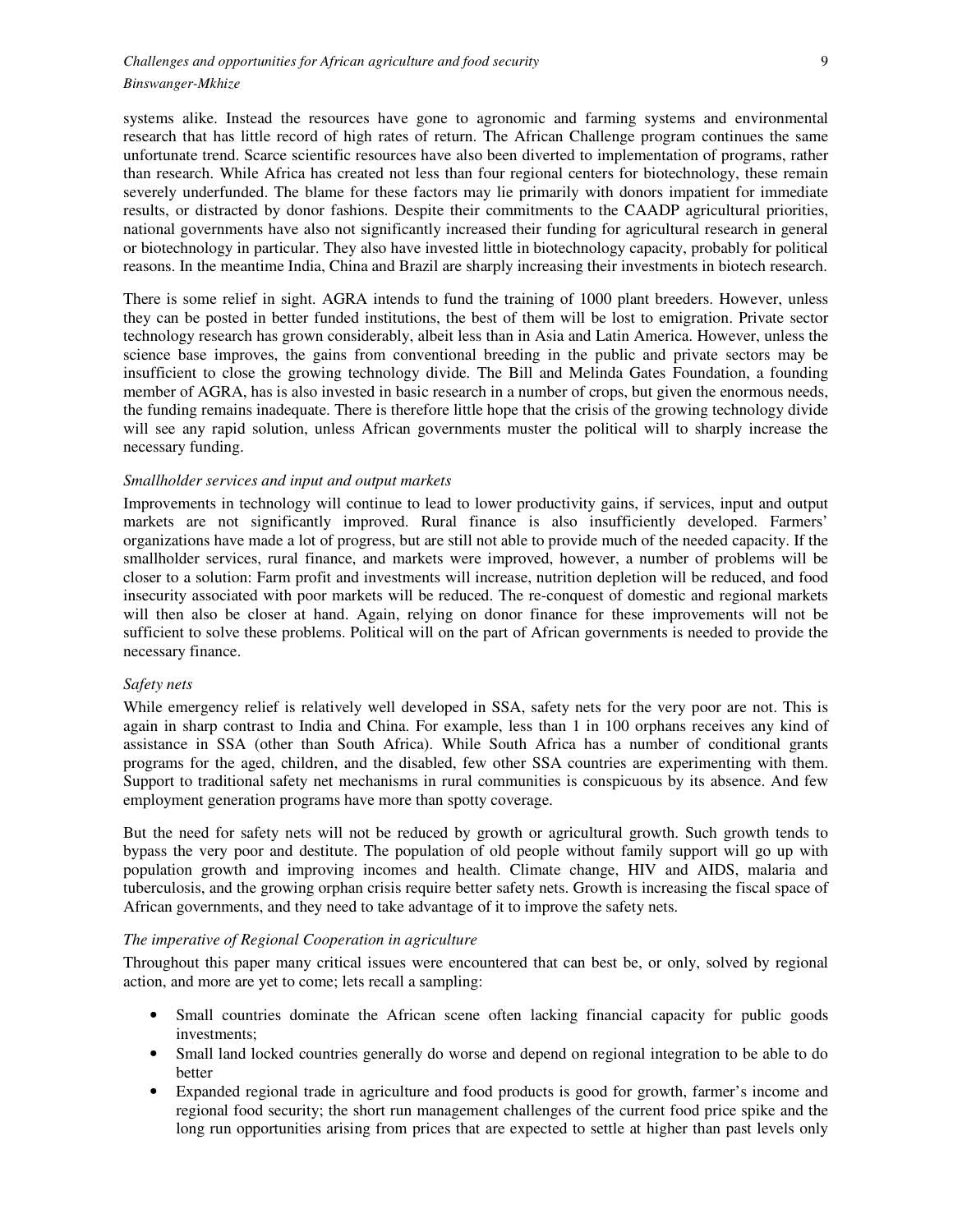systems alike. Instead the resources have gone to agronomic and farming systems and environmental research that has little record of high rates of return. The African Challenge program continues the same unfortunate trend. Scarce scientific resources have also been diverted to implementation of programs, rather than research. While Africa has created not less than four regional centers for biotechnology, these remain severely underfunded. The blame for these factors may lie primarily with donors impatient for immediate results, or distracted by donor fashions. Despite their commitments to the CAADP agricultural priorities, national governments have also not significantly increased their funding for agricultural research in general or biotechnology in particular. They also have invested little in biotechnology capacity, probably for political reasons. In the meantime India, China and Brazil are sharply increasing their investments in biotech research.

There is some relief in sight. AGRA intends to fund the training of 1000 plant breeders. However, unless they can be posted in better funded institutions, the best of them will be lost to emigration. Private sector technology research has grown considerably, albeit less than in Asia and Latin America. However, unless the science base improves, the gains from conventional breeding in the public and private sectors may be insufficient to close the growing technology divide. The Bill and Melinda Gates Foundation, a founding member of AGRA, has is also invested in basic research in a number of crops, but given the enormous needs, the funding remains inadequate. There is therefore little hope that the crisis of the growing technology divide will see any rapid solution, unless African governments muster the political will to sharply increase the necessary funding.

*Smallholder services and input and output markets*

Improvements in technology will continue to lead to lower productivity gains, if services, input and output markets are not significantly improved. Rural finance is also insufficiently developed. Farmers' organizations have made a lot of progress, but are still not able to provide much of the needed capacity. If the smallholder services, rural finance, and markets were improved, however, a number of problems will be closer to a solution: Farm profit and investments will increase, nutrition depletion will be reduced, and food insecurity associated with poor markets will be reduced. The re-conquest of domestic and regional markets will then also be closer at hand. Again, relying on donor finance for these improvements will not be sufficient to solve these problems. Political will on the part of African governments is needed to provide the necessary finance.

*Safety nets*

While emergency relief is relatively well developed in SSA, safety nets for the very poor are not. This is again in sharp contrast to India and China. For example, less than 1 in 100 orphans receives any kind of assistance in SSA (other than South Africa). While South Africa has a number of conditional grants programs for the aged, children, and the disabled, few other SSA countries are experimenting with them. Support to traditional safety net mechanisms in rural communities is conspicuous by its absence. And few employment generation programs have more than spotty coverage.

But the need for safety nets will not be reduced by growth or agricultural growth. Such growth tends to bypass the very poor and destitute. The population of old people without family support will go up with population growth and improving incomes and health. Climate change, HIV and AIDS, malaria and tuberculosis, and the growing orphan crisis require better safety nets. Growth is increasing the fiscal space of African governments, and they need to take advantage of it to improve the safety nets.

*The imperative of Regional Cooperation in agriculture*

Throughout this paper many critical issues were encountered that can best be, or only, solved by regional action, and more are yet to come; lets recall a sampling:

- Small countries dominate the African scene often lacking financial capacity for public goods investments;
- Small land locked countries generally do worse and depend on regional integration to be able to do better
- Expanded regional trade in agriculture and food products is good for growth, farmer's income and regional food security; the short run management challenges of the current food price spike and the long run opportunities arising from prices that are expected to settle at higher than past levels only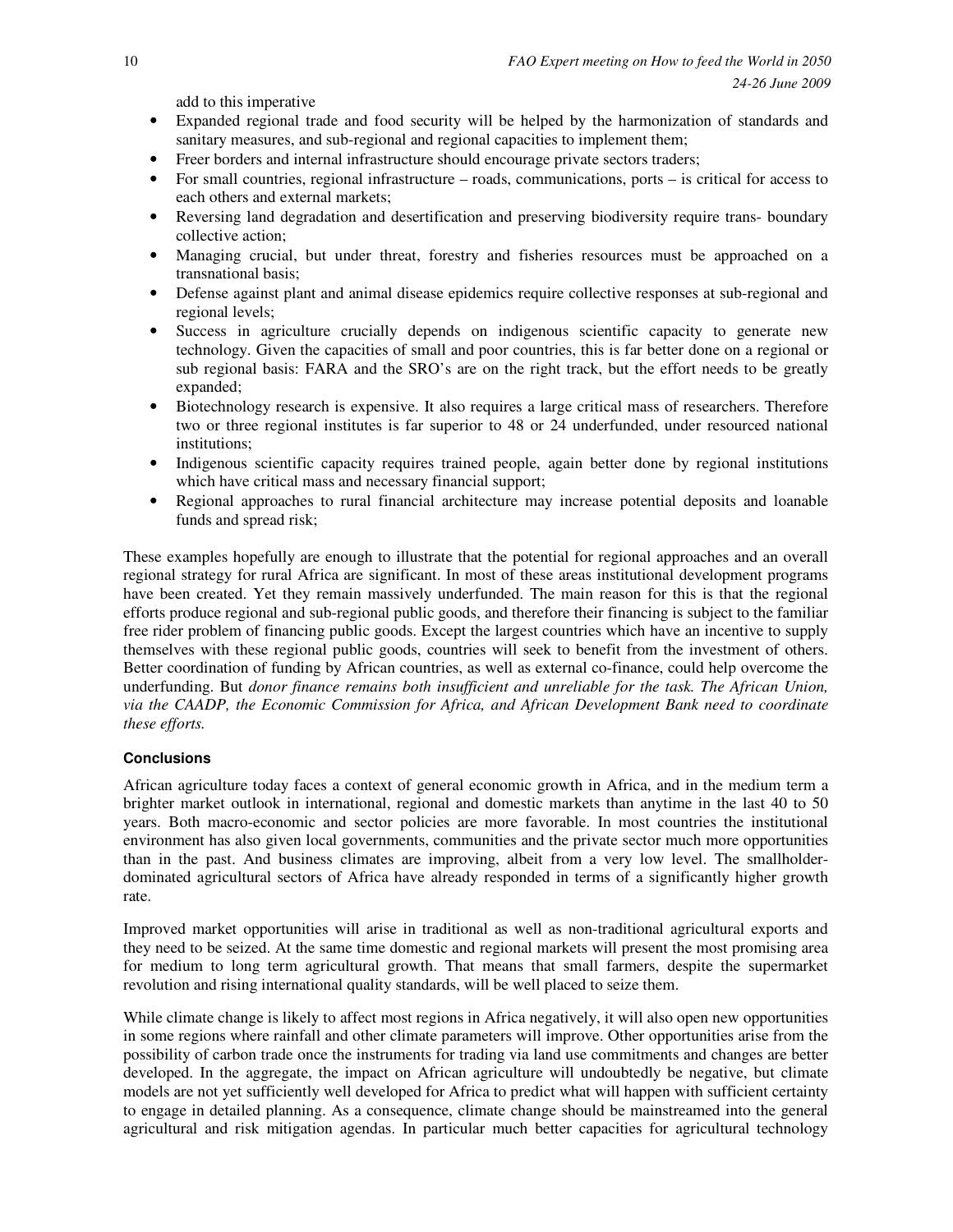add to this imperative

- Expanded regional trade and food security will be helped by the harmonization of standards and sanitary measures, and sub-regional and regional capacities to implement them;
- Freer borders and internal infrastructure should encourage private sectors traders;
- For small countries, regional infrastructure – roads, communications, ports – is critical for access to each others and external markets;
- Reversing land degradation and desertification and preserving biodiversity require trans- boundary collective action;
- Managing crucial, but under threat, forestry and fisheries resources must be approached on a transnational basis;
- Defense against plant and animal disease epidemics require collective responses at sub-regional and regional levels;
- Success in agriculture crucially depends on indigenous scientific capacity to generate new technology. Given the capacities of small and poor countries, this is far better done on a regional or sub regional basis: FARA and the SRO's are on the right track, but the effort needs to be greatly expanded;
- Biotechnology research is expensive. It also requires a large critical mass of researchers. Therefore two or three regional institutes is far superior to 48 or 24 underfunded, under resourced national institutions;
- Indigenous scientific capacity requires trained people, again better done by regional institutions which have critical mass and necessary financial support;
- Regional approaches to rural financial architecture may increase potential deposits and loanable funds and spread risk;

These examples hopefully are enough to illustrate that the potential for regional approaches and an overall regional strategy for rural Africa are significant. In most of these areas institutional development programs have been created. Yet they remain massively underfunded. The main reason for this is that the regional efforts produce regional and sub-regional public goods, and therefore their financing is subject to the familiar free rider problem of financing public goods. Except the largest countries which have an incentive to supply themselves with these regional public goods, countries will seek to benefit from the investment of others. Better coordination of funding by African countries, as well as external co-finance, could help overcome the underfunding. But *donor finance remains both insufficient and unreliable for the task. The African Union, via the CAADP, the Economic Commission for Africa, and African Development Bank need to coordinate these efforts.*

**Conclusions**

African agriculture today faces a context of general economic growth in Africa, and in the medium term a brighter market outlook in international, regional and domestic markets than anytime in the last 40 to 50 years. Both macro-economic and sector policies are more favorable. In most countries the institutional environment has also given local governments, communities and the private sector much more opportunities than in the past. And business climates are improving, albeit from a very low level. The smallholder-dominated agricultural sectors of Africa have already responded in terms of a significantly higher growth rate.

Improved market opportunities will arise in traditional as well as non-traditional agricultural exports and they need to be seized. At the same time domestic and regional markets will present the most promising area for medium to long term agricultural growth. That means that small farmers, despite the supermarket revolution and rising international quality standards, will be well placed to seize them.

While climate change is likely to affect most regions in Africa negatively, it will also open new opportunities in some regions where rainfall and other climate parameters will improve. Other opportunities arise from the possibility of carbon trade once the instruments for trading via land use commitments and changes are better developed. In the aggregate, the impact on African agriculture will undoubtedly be negative, but climate models are not yet sufficiently well developed for Africa to predict what will happen with sufficient certainty to engage in detailed planning. As a consequence, climate change should be mainstreamed into the general agricultural and risk mitigation agendas. In particular much better capacities for agricultural technology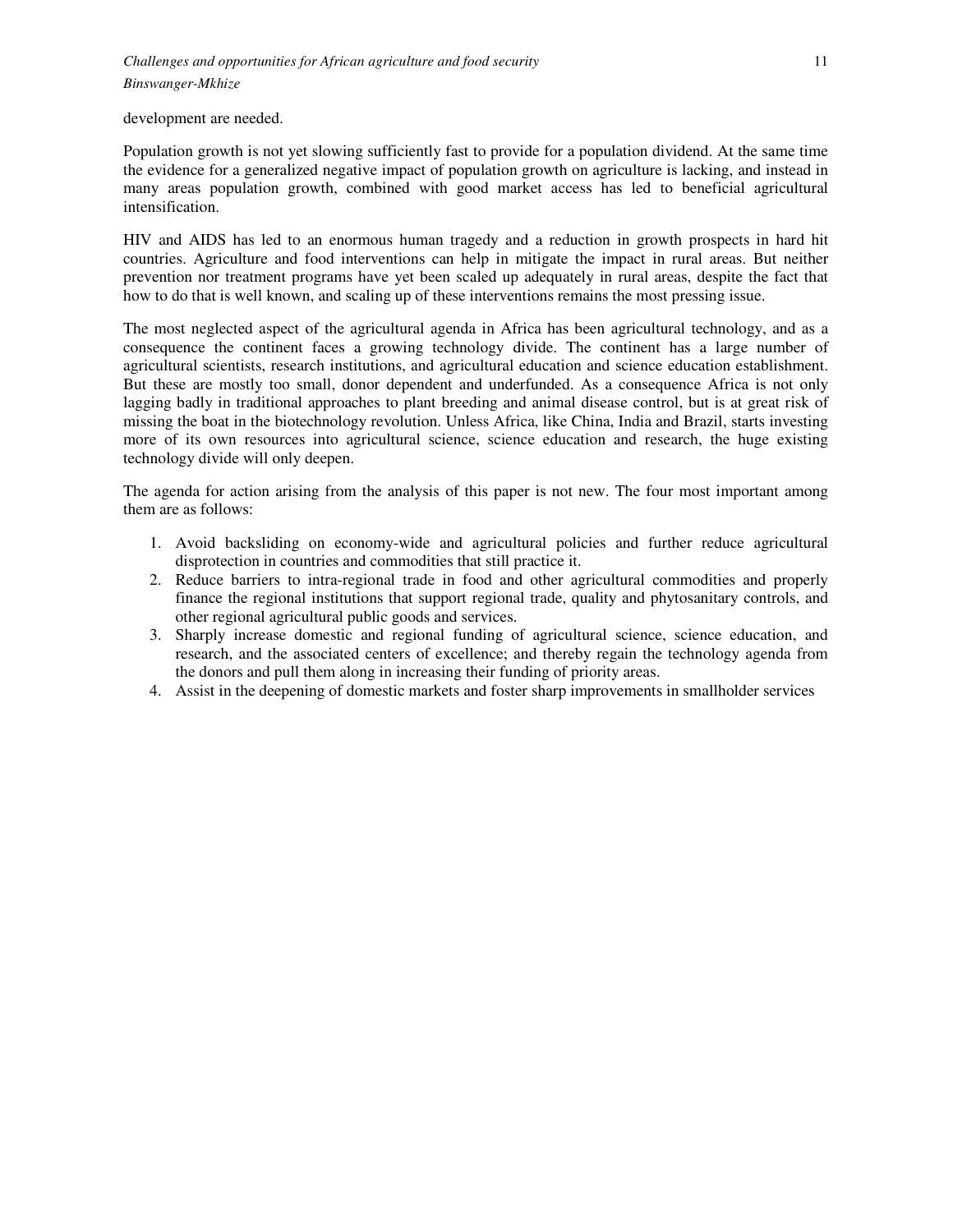development are needed.

Population growth is not yet slowing sufficiently fast to provide for a population dividend. At the same time the evidence for a generalized negative impact of population growth on agriculture is lacking, and instead in many areas population growth, combined with good market access has led to beneficial agricultural intensification.

HIV and AIDS has led to an enormous human tragedy and a reduction in growth prospects in hard hit countries. Agriculture and food interventions can help in mitigate the impact in rural areas. But neither prevention nor treatment programs have yet been scaled up adequately in rural areas, despite the fact that how to do that is well known, and scaling up of these interventions remains the most pressing issue.

The most neglected aspect of the agricultural agenda in Africa has been agricultural technology, and as a consequence the continent faces a growing technology divide. The continent has a large number of agricultural scientists, research institutions, and agricultural education and science education establishment. But these are mostly too small, donor dependent and underfunded. As a consequence Africa is not only lagging badly in traditional approaches to plant breeding and animal disease control, but is at great risk of missing the boat in the biotechnology revolution. Unless Africa, like China, India and Brazil, starts investing more of its own resources into agricultural science, science education and research, the huge existing technology divide will only deepen.

The agenda for action arising from the analysis of this paper is not new. The four most important among them are as follows:

1. Avoid backsliding on economy-wide and agricultural policies and further reduce agricultural disprotection in countries and commodities that still practice it.
2. Reduce barriers to intra-regional trade in food and other agricultural commodities and properly finance the regional institutions that support regional trade, quality and phytosanitary controls, and other regional agricultural public goods and services.
3. Sharply increase domestic and regional funding of agricultural science, science education, and research, and the associated centers of excellence; and thereby regain the technology agenda from the donors and pull them along in increasing their funding of priority areas.
4. Assist in the deepening of domestic markets and foster sharp improvements in smallholder services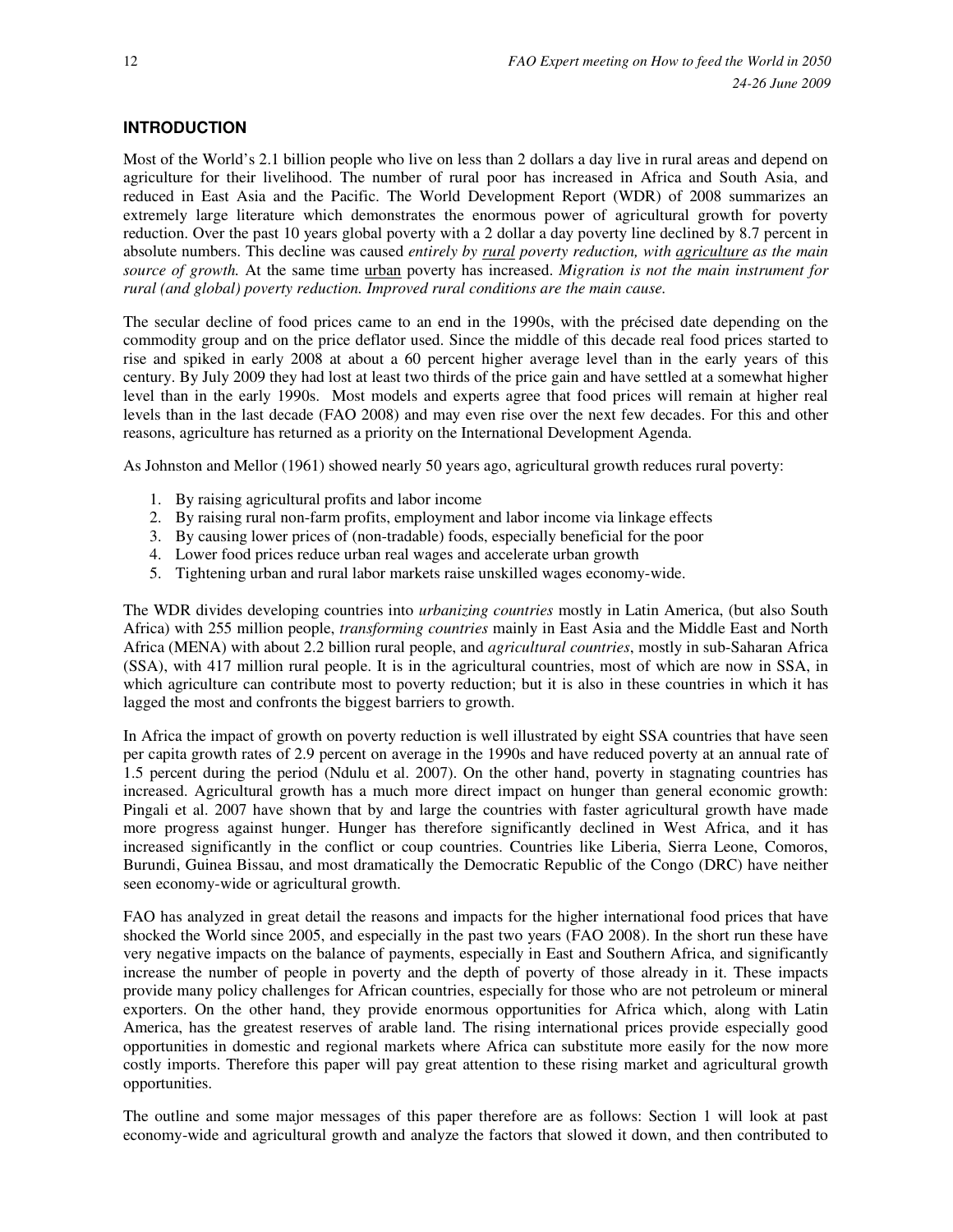## INTRODUCTION

Most of the World's 2.1 billion people who live on less than 2 dollars a day live in rural areas and depend on agriculture for their livelihood. The number of rural poor has increased in Africa and South Asia, and reduced in East Asia and the Pacific. The World Development Report (WDR) of 2008 summarizes an extremely large literature which demonstrates the enormous power of agricultural growth for poverty reduction. Over the past 10 years global poverty with a 2 dollar a day poverty line declined by 8.7 percent in absolute numbers. This decline was caused *entirely by rural poverty reduction, with agriculture as the main source of growth.* At the same time urban poverty has increased. *Migration is not the main instrument for rural (and global) poverty reduction. Improved rural conditions are the main cause.*

The secular decline of food prices came to an end in the 1990s, with the précised date depending on the commodity group and on the price deflator used. Since the middle of this decade real food prices started to rise and spiked in early 2008 at about a 60 percent higher average level than in the early years of this century. By July 2009 they had lost at least two thirds of the price gain and have settled at a somewhat higher level than in the early 1990s. Most models and experts agree that food prices will remain at higher real levels than in the last decade (FAO 2008) and may even rise over the next few decades. For this and other reasons, agriculture has returned as a priority on the International Development Agenda.

As Johnston and Mellor (1961) showed nearly 50 years ago, agricultural growth reduces rural poverty:

1. By raising agricultural profits and labor income
2. By raising rural non-farm profits, employment and labor income via linkage effects
3. By causing lower prices of (non-tradable) foods, especially beneficial for the poor
4. Lower food prices reduce urban real wages and accelerate urban growth
5. Tightening urban and rural labor markets raise unskilled wages economy-wide.

The WDR divides developing countries into *urbanizing countries* mostly in Latin America, (but also South Africa) with 255 million people, *transforming countries* mainly in East Asia and the Middle East and North Africa (MENA) with about 2.2 billion rural people, and *agricultural countries*, mostly in sub-Saharan Africa (SSA), with 417 million rural people. It is in the agricultural countries, most of which are now in SSA, in which agriculture can contribute most to poverty reduction; but it is also in these countries in which it has lagged the most and confronts the biggest barriers to growth.

In Africa the impact of growth on poverty reduction is well illustrated by eight SSA countries that have seen per capita growth rates of 2.9 percent on average in the 1990s and have reduced poverty at an annual rate of 1.5 percent during the period (Ndulu et al. 2007). On the other hand, poverty in stagnating countries has increased. Agricultural growth has a much more direct impact on hunger than general economic growth: Pingali et al. 2007 have shown that by and large the countries with faster agricultural growth have made more progress against hunger. Hunger has therefore significantly declined in West Africa, and it has increased significantly in the conflict or coup countries. Countries like Liberia, Sierra Leone, Comoros, Burundi, Guinea Bissau, and most dramatically the Democratic Republic of the Congo (DRC) have neither seen economy-wide or agricultural growth.

FAO has analyzed in great detail the reasons and impacts for the higher international food prices that have shocked the World since 2005, and especially in the past two years (FAO 2008). In the short run these have very negative impacts on the balance of payments, especially in East and Southern Africa, and significantly increase the number of people in poverty and the depth of poverty of those already in it. These impacts provide many policy challenges for African countries, especially for those who are not petroleum or mineral exporters. On the other hand, they provide enormous opportunities for Africa which, along with Latin America, has the greatest reserves of arable land. The rising international prices provide especially good opportunities in domestic and regional markets where Africa can substitute more easily for the now more costly imports. Therefore this paper will pay great attention to these rising market and agricultural growth opportunities.

The outline and some major messages of this paper therefore are as follows: Section 1 will look at past economy-wide and agricultural growth and analyze the factors that slowed it down, and then contributed to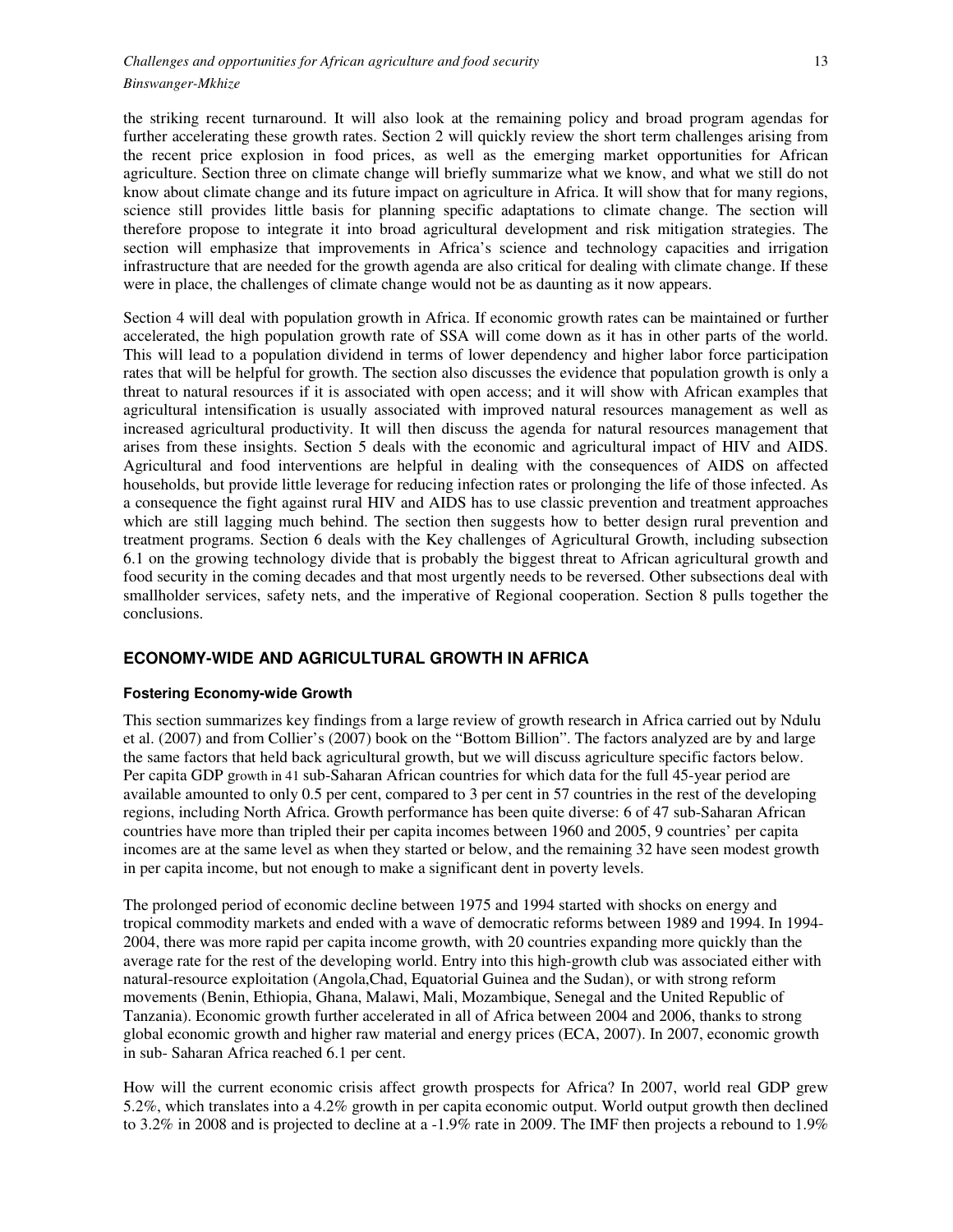the striking recent turnaround. It will also look at the remaining policy and broad program agendas for further accelerating these growth rates. Section 2 will quickly review the short term challenges arising from the recent price explosion in food prices, as well as the emerging market opportunities for African agriculture. Section three on climate change will briefly summarize what we know, and what we still do not know about climate change and its future impact on agriculture in Africa. It will show that for many regions, science still provides little basis for planning specific adaptations to climate change. The section will therefore propose to integrate it into broad agricultural development and risk mitigation strategies. The section will emphasize that improvements in Africa's science and technology capacities and irrigation infrastructure that are needed for the growth agenda are also critical for dealing with climate change. If these were in place, the challenges of climate change would not be as daunting as it now appears.

Section 4 will deal with population growth in Africa. If economic growth rates can be maintained or further accelerated, the high population growth rate of SSA will come down as it has in other parts of the world. This will lead to a population dividend in terms of lower dependency and higher labor force participation rates that will be helpful for growth. The section also discusses the evidence that population growth is only a threat to natural resources if it is associated with open access; and it will show with African examples that agricultural intensification is usually associated with improved natural resources management as well as increased agricultural productivity. It will then discuss the agenda for natural resources management that arises from these insights. Section 5 deals with the economic and agricultural impact of HIV and AIDS. Agricultural and food interventions are helpful in dealing with the consequences of AIDS on affected households, but provide little leverage for reducing infection rates or prolonging the life of those infected. As a consequence the fight against rural HIV and AIDS has to use classic prevention and treatment approaches which are still lagging much behind. The section then suggests how to better design rural prevention and treatment programs. Section 6 deals with the Key challenges of Agricultural Growth, including subsection 6.1 on the growing technology divide that is probably the biggest threat to African agricultural growth and food security in the coming decades and that most urgently needs to be reversed. Other subsections deal with smallholder services, safety nets, and the imperative of Regional cooperation. Section 8 pulls together the conclusions.

## ECONOMY-WIDE AND AGRICULTURAL GROWTH IN AFRICA

### Fostering Economy-wide Growth

This section summarizes key findings from a large review of growth research in Africa carried out by Ndulu et al. (2007) and from Collier's (2007) book on the "Bottom Billion". The factors analyzed are by and large the same factors that held back agricultural growth, but we will discuss agriculture specific factors below. Per capita GDP growth in 41 sub-Saharan African countries for which data for the full 45-year period are available amounted to only 0.5 per cent, compared to 3 per cent in 57 countries in the rest of the developing regions, including North Africa. Growth performance has been quite diverse: 6 of 47 sub-Saharan African countries have more than tripled their per capita incomes between 1960 and 2005, 9 countries' per capita incomes are at the same level as when they started or below, and the remaining 32 have seen modest growth in per capita income, but not enough to make a significant dent in poverty levels.

The prolonged period of economic decline between 1975 and 1994 started with shocks on energy and tropical commodity markets and ended with a wave of democratic reforms between 1989 and 1994. In 1994-2004, there was more rapid per capita income growth, with 20 countries expanding more quickly than the average rate for the rest of the developing world. Entry into this high-growth club was associated either with natural-resource exploitation (Angola,Chad, Equatorial Guinea and the Sudan), or with strong reform movements (Benin, Ethiopia, Ghana, Malawi, Mali, Mozambique, Senegal and the United Republic of Tanzania). Economic growth further accelerated in all of Africa between 2004 and 2006, thanks to strong global economic growth and higher raw material and energy prices (ECA, 2007). In 2007, economic growth in sub- Saharan Africa reached 6.1 per cent.

How will the current economic crisis affect growth prospects for Africa? In 2007, world real GDP grew 5.2%, which translates into a 4.2% growth in per capita economic output. World output growth then declined to 3.2% in 2008 and is projected to decline at a -1.9% rate in 2009. The IMF then projects a rebound to 1.9%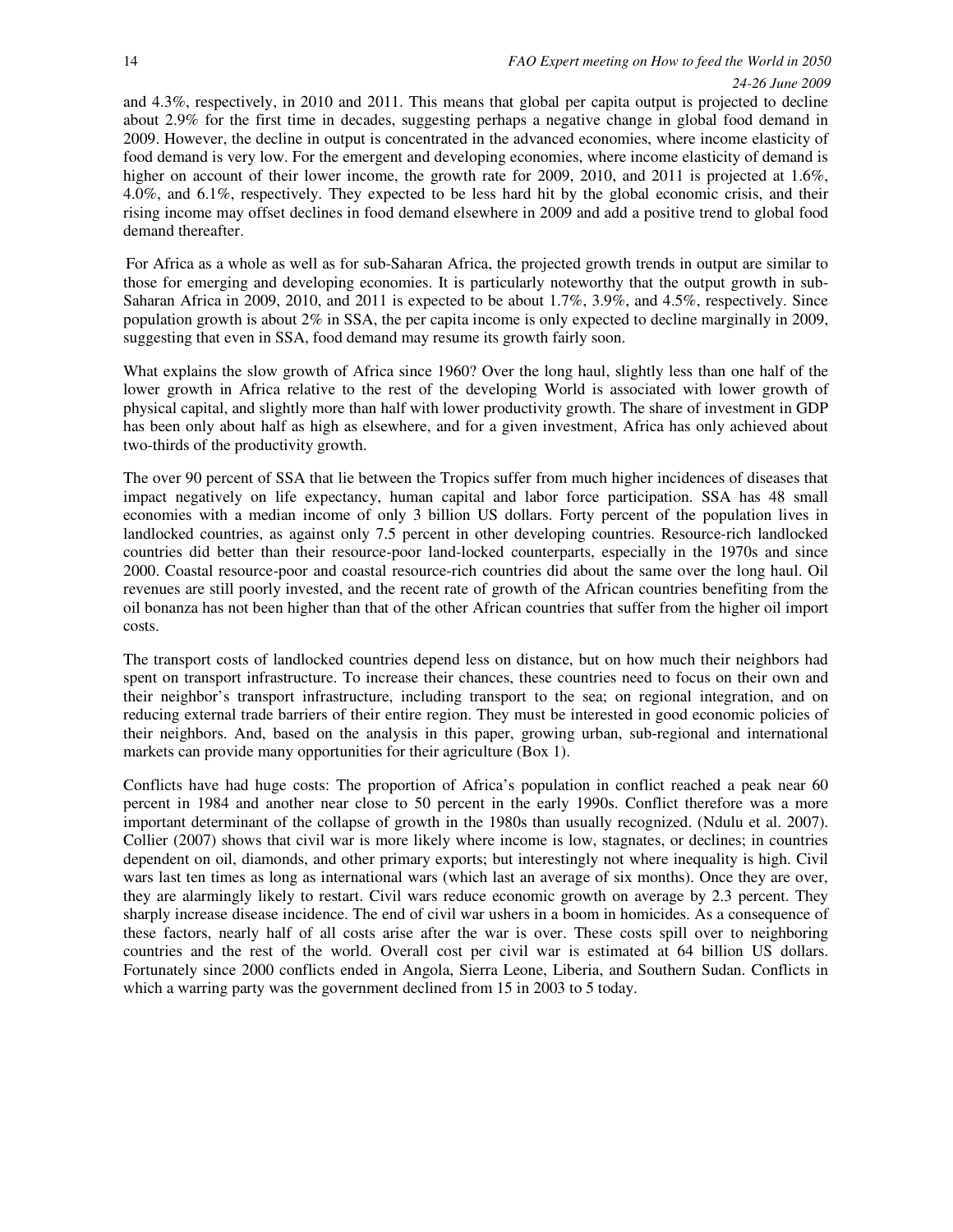and 4.3%, respectively, in 2010 and 2011. This means that global per capita output is projected to decline about 2.9% for the first time in decades, suggesting perhaps a negative change in global food demand in 2009. However, the decline in output is concentrated in the advanced economies, where income elasticity of food demand is very low. For the emergent and developing economies, where income elasticity of demand is higher on account of their lower income, the growth rate for 2009, 2010, and 2011 is projected at 1.6%, 4.0%, and 6.1%, respectively. They expected to be less hard hit by the global economic crisis, and their rising income may offset declines in food demand elsewhere in 2009 and add a positive trend to global food demand thereafter.

For Africa as a whole as well as for sub-Saharan Africa, the projected growth trends in output are similar to those for emerging and developing economies. It is particularly noteworthy that the output growth in sub-Saharan Africa in 2009, 2010, and 2011 is expected to be about 1.7%, 3.9%, and 4.5%, respectively. Since population growth is about 2% in SSA, the per capita income is only expected to decline marginally in 2009, suggesting that even in SSA, food demand may resume its growth fairly soon.

What explains the slow growth of Africa since 1960? Over the long haul, slightly less than one half of the lower growth in Africa relative to the rest of the developing World is associated with lower growth of physical capital, and slightly more than half with lower productivity growth. The share of investment in GDP has been only about half as high as elsewhere, and for a given investment, Africa has only achieved about two-thirds of the productivity growth.

The over 90 percent of SSA that lie between the Tropics suffer from much higher incidences of diseases that impact negatively on life expectancy, human capital and labor force participation. SSA has 48 small economies with a median income of only 3 billion US dollars. Forty percent of the population lives in landlocked countries, as against only 7.5 percent in other developing countries. Resource-rich landlocked countries did better than their resource-poor land-locked counterparts, especially in the 1970s and since 2000. Coastal resource-poor and coastal resource-rich countries did about the same over the long haul. Oil revenues are still poorly invested, and the recent rate of growth of the African countries benefiting from the oil bonanza has not been higher than that of the other African countries that suffer from the higher oil import costs.

The transport costs of landlocked countries depend less on distance, but on how much their neighbors had spent on transport infrastructure. To increase their chances, these countries need to focus on their own and their neighbor's transport infrastructure, including transport to the sea; on regional integration, and on reducing external trade barriers of their entire region. They must be interested in good economic policies of their neighbors. And, based on the analysis in this paper, growing urban, sub-regional and international markets can provide many opportunities for their agriculture (Box 1).

Conflicts have had huge costs: The proportion of Africa's population in conflict reached a peak near 60 percent in 1984 and another near close to 50 percent in the early 1990s. Conflict therefore was a more important determinant of the collapse of growth in the 1980s than usually recognized. (Ndulu et al. 2007). Collier (2007) shows that civil war is more likely where income is low, stagnates, or declines; in countries dependent on oil, diamonds, and other primary exports; but interestingly not where inequality is high. Civil wars last ten times as long as international wars (which last an average of six months). Once they are over, they are alarmingly likely to restart. Civil wars reduce economic growth on average by 2.3 percent. They sharply increase disease incidence. The end of civil war ushers in a boom in homicides. As a consequence of these factors, nearly half of all costs arise after the war is over. These costs spill over to neighboring countries and the rest of the world. Overall cost per civil war is estimated at 64 billion US dollars. Fortunately since 2000 conflicts ended in Angola, Sierra Leone, Liberia, and Southern Sudan. Conflicts in which a warring party was the government declined from 15 in 2003 to 5 today.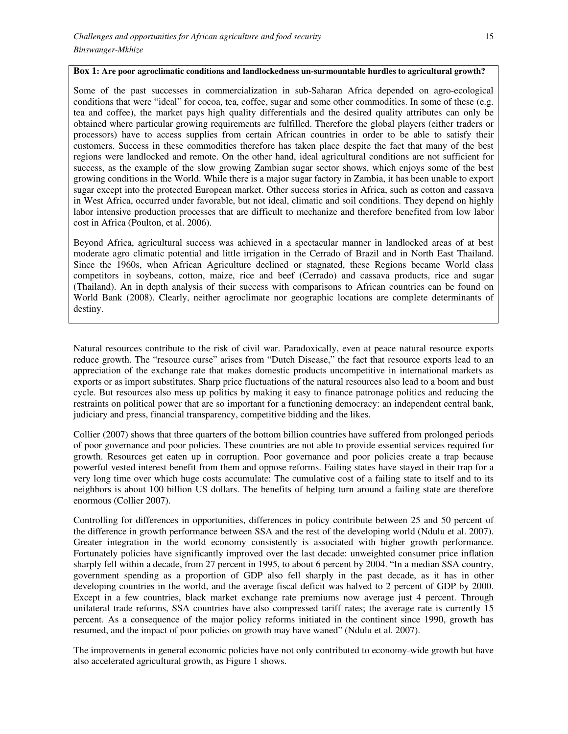**Box 1: Are poor agroclimatic conditions and landlockedness un-surmountable hurdles to agricultural growth?**

Some of the past successes in commercialization in sub-Saharan Africa depended on agro-ecological conditions that were "ideal" for cocoa, tea, coffee, sugar and some other commodities. In some of these (e.g. tea and coffee), the market pays high quality differentials and the desired quality attributes can only be obtained where particular growing requirements are fulfilled. Therefore the global players (either traders or processors) have to access supplies from certain African countries in order to be able to satisfy their customers. Success in these commodities therefore has taken place despite the fact that many of the best regions were landlocked and remote. On the other hand, ideal agricultural conditions are not sufficient for success, as the example of the slow growing Zambian sugar sector shows, which enjoys some of the best growing conditions in the World. While there is a major sugar factory in Zambia, it has been unable to export sugar except into the protected European market. Other success stories in Africa, such as cotton and cassava in West Africa, occurred under favorable, but not ideal, climatic and soil conditions. They depend on highly labor intensive production processes that are difficult to mechanize and therefore benefited from low labor cost in Africa (Poulton, et al. 2006).

Beyond Africa, agricultural success was achieved in a spectacular manner in landlocked areas of at best moderate agro climatic potential and little irrigation in the Cerrado of Brazil and in North East Thailand. Since the 1960s, when African Agriculture declined or stagnated, these Regions became World class competitors in soybeans, cotton, maize, rice and beef (Cerrado) and cassava products, rice and sugar (Thailand). An in depth analysis of their success with comparisons to African countries can be found on World Bank (2008). Clearly, neither agroclimate nor geographic locations are complete determinants of destiny.

Natural resources contribute to the risk of civil war. Paradoxically, even at peace natural resource exports reduce growth. The "resource curse" arises from "Dutch Disease," the fact that resource exports lead to an appreciation of the exchange rate that makes domestic products uncompetitive in international markets as exports or as import substitutes. Sharp price fluctuations of the natural resources also lead to a boom and bust cycle. But resources also mess up politics by making it easy to finance patronage politics and reducing the restraints on political power that are so important for a functioning democracy: an independent central bank, judiciary and press, financial transparency, competitive bidding and the likes.

Collier (2007) shows that three quarters of the bottom billion countries have suffered from prolonged periods of poor governance and poor policies. These countries are not able to provide essential services required for growth. Resources get eaten up in corruption. Poor governance and poor policies create a trap because powerful vested interest benefit from them and oppose reforms. Failing states have stayed in their trap for a very long time over which huge costs accumulate: The cumulative cost of a failing state to itself and to its neighbors is about 100 billion US dollars. The benefits of helping turn around a failing state are therefore enormous (Collier 2007).

Controlling for differences in opportunities, differences in policy contribute between 25 and 50 percent of the difference in growth performance between SSA and the rest of the developing world (Ndulu et al. 2007). Greater integration in the world economy consistently is associated with higher growth performance. Fortunately policies have significantly improved over the last decade: unweighted consumer price inflation sharply fell within a decade, from 27 percent in 1995, to about 6 percent by 2004. "In a median SSA country, government spending as a proportion of GDP also fell sharply in the past decade, as it has in other developing countries in the world, and the average fiscal deficit was halved to 2 percent of GDP by 2000. Except in a few countries, black market exchange rate premiums now average just 4 percent. Through unilateral trade reforms, SSA countries have also compressed tariff rates; the average rate is currently 15 percent. As a consequence of the major policy reforms initiated in the continent since 1990, growth has resumed, and the impact of poor policies on growth may have waned" (Ndulu et al. 2007).

The improvements in general economic policies have not only contributed to economy-wide growth but have also accelerated agricultural growth, as Figure 1 shows.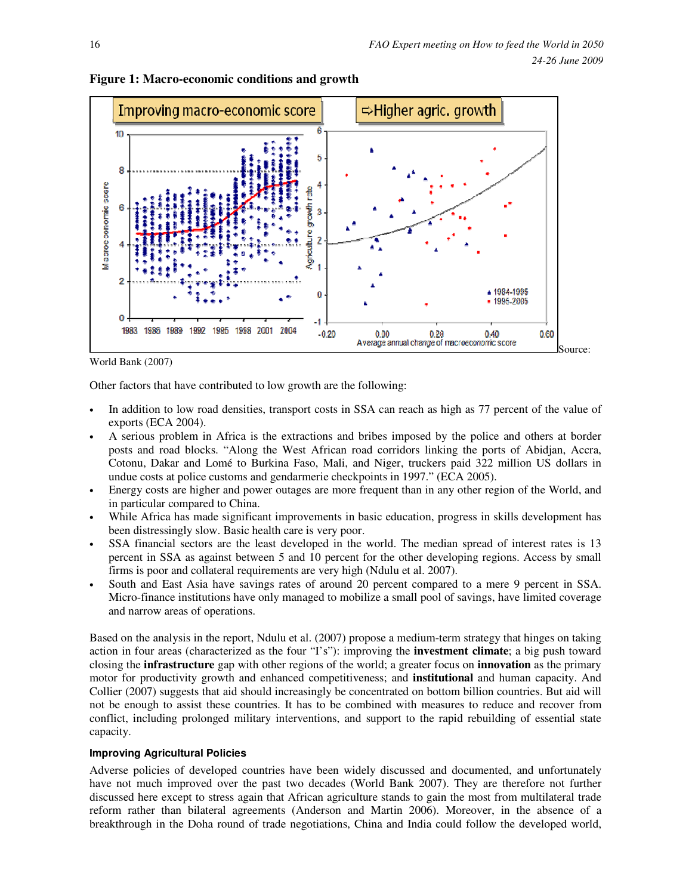**Figure 1: Macro-economic conditions and growth**

Source: World Bank (2007)

Other factors that have contributed to low growth are the following:

- In addition to low road densities, transport costs in SSA can reach as high as 77 percent of the value of exports (ECA 2004).
- A serious problem in Africa is the extractions and bribes imposed by the police and others at border posts and road blocks. "Along the West African road corridors linking the ports of Abidjan, Accra, Cotonu, Dakar and Lomé to Burkina Faso, Mali, and Niger, truckers paid 322 million US dollars in undue costs at police customs and gendarmerie checkpoints in 1997." (ECA 2005).
- Energy costs are higher and power outages are more frequent than in any other region of the World, and in particular compared to China.
- While Africa has made significant improvements in basic education, progress in skills development has been distressingly slow. Basic health care is very poor.
- SSA financial sectors are the least developed in the world. The median spread of interest rates is 13 percent in SSA as against between 5 and 10 percent for the other developing regions. Access by small firms is poor and collateral requirements are very high (Ndulu et al. 2007).
- South and East Asia have savings rates of around 20 percent compared to a mere 9 percent in SSA. Micro-finance institutions have only managed to mobilize a small pool of savings, have limited coverage and narrow areas of operations.

Based on the analysis in the report, Ndulu et al. (2007) propose a medium-term strategy that hinges on taking action in four areas (characterized as the four "I's"): improving the **investment climate**; a big push toward closing the **infrastructure** gap with other regions of the world; a greater focus on **innovation** as the primary motor for productivity growth and enhanced competitiveness; and **institutional** and human capacity. And Collier (2007) suggests that aid should increasingly be concentrated on bottom billion countries. But aid will not be enough to assist these countries. It has to be combined with measures to reduce and recover from conflict, including prolonged military interventions, and support to the rapid rebuilding of essential state capacity.

### Improving Agricultural Policies

Adverse policies of developed countries have been widely discussed and documented, and unfortunately have not much improved over the past two decades (World Bank 2007). They are therefore not further discussed here except to stress again that African agriculture stands to gain the most from multilateral trade reform rather than bilateral agreements (Anderson and Martin 2006). Moreover, in the absence of a breakthrough in the Doha round of trade negotiations, China and India could follow the developed world,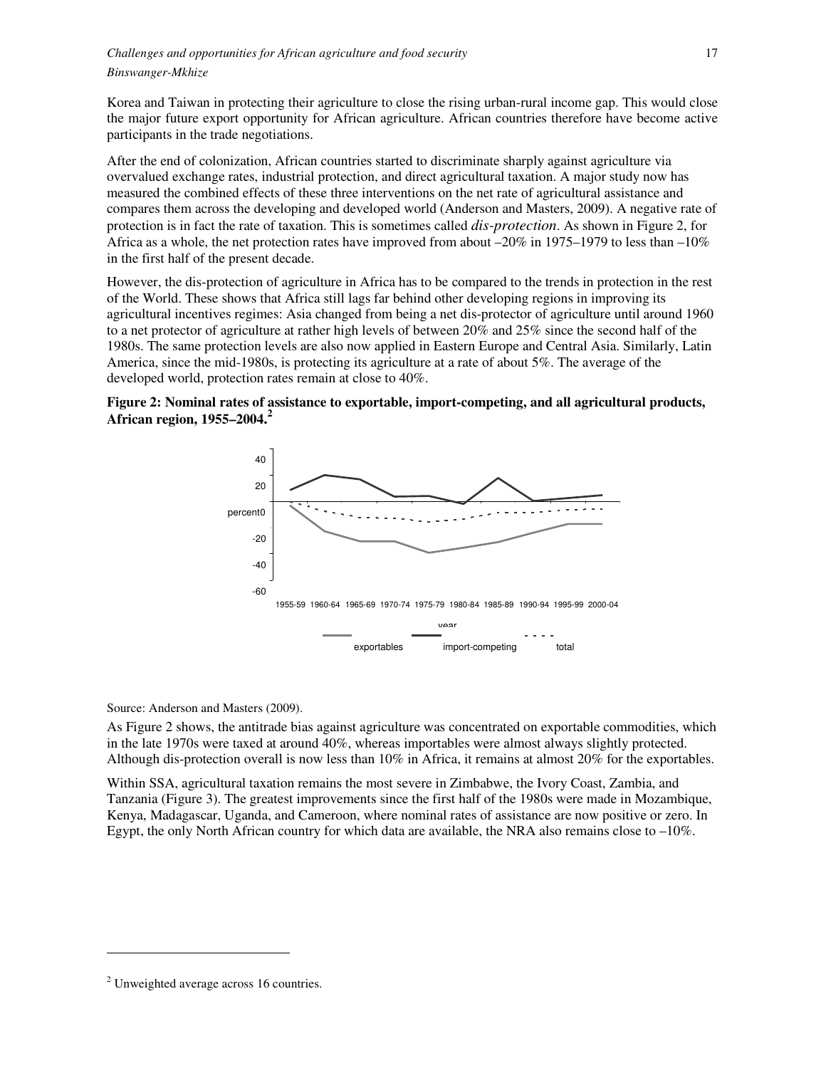Korea and Taiwan in protecting their agriculture to close the rising urban-rural income gap. This would close the major future export opportunity for African agriculture. African countries therefore have become active participants in the trade negotiations.

After the end of colonization, African countries started to discriminate sharply against agriculture via overvalued exchange rates, industrial protection, and direct agricultural taxation. A major study now has measured the combined effects of these three interventions on the net rate of agricultural assistance and compares them across the developing and developed world (Anderson and Masters, 2009). A negative rate of protection is in fact the rate of taxation. This is sometimes called *dis-protection*. As shown in Figure 2, for Africa as a whole, the net protection rates have improved from about –20% in 1975–1979 to less than –10% in the first half of the present decade.

However, the dis-protection of agriculture in Africa has to be compared to the trends in protection in the rest of the World. These shows that Africa still lags far behind other developing regions in improving its agricultural incentives regimes: Asia changed from being a net dis-protector of agriculture until around 1960 to a net protector of agriculture at rather high levels of between 20% and 25% since the second half of the 1980s. The same protection levels are also now applied in Eastern Europe and Central Asia. Similarly, Latin America, since the mid-1980s, is protecting its agriculture at a rate of about 5%. The average of the developed world, protection rates remain at close to 40%.

**Figure 2: Nominal rates of assistance to exportable, import-competing, and all agricultural products, African region, 1955–2004.**[2]

Source: Anderson and Masters (2009).

As Figure 2 shows, the antitrade bias against agriculture was concentrated on exportable commodities, which in the late 1970s were taxed at around 40%, whereas importables were almost always slightly protected. Although dis-protection overall is now less than 10% in Africa, it remains at almost 20% for the exportables.

Within SSA, agricultural taxation remains the most severe in Zimbabwe, the Ivory Coast, Zambia, and Tanzania (Figure 3). The greatest improvements since the first half of the 1980s were made in Mozambique, Kenya, Madagascar, Uganda, and Cameroon, where nominal rates of assistance are now positive or zero. In Egypt, the only North African country for which data are available, the NRA also remains close to –10%.

[2] Unweighted average across 16 countries.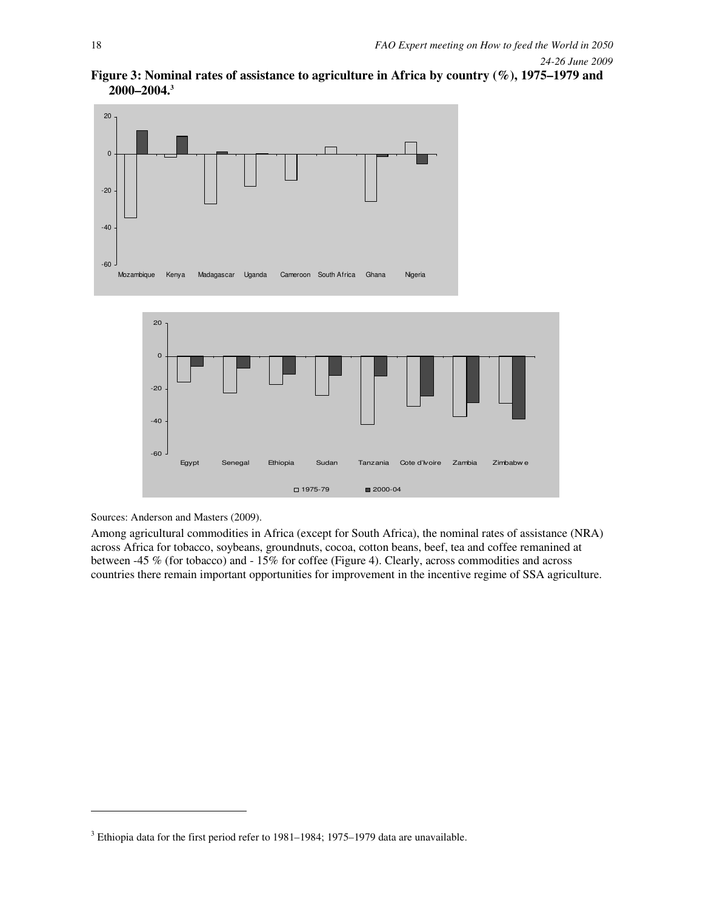**Figure 3: Nominal rates of assistance to agriculture in Africa by country (%), 1975–1979 and 2000–2004.**[3]

Sources: Anderson and Masters (2009).

Among agricultural commodities in Africa (except for South Africa), the nominal rates of assistance (NRA) across Africa for tobacco, soybeans, groundnuts, cocoa, cotton beans, beef, tea and coffee remained at between -45 % (for tobacco) and - 15% for coffee (Figure 4). Clearly, across commodities and across countries there remain important opportunities for improvement in the incentive regime of SSA agriculture.

[3] Ethiopia data for the first period refer to 1981–1984; 1975–1979 data are unavailable.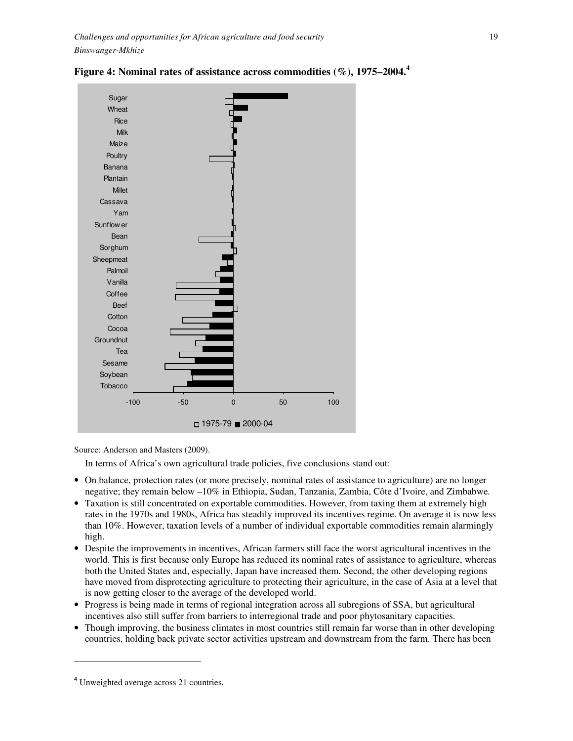**Figure 4: Nominal rates of assistance across commodities (%), 1975–2004.**[4]

Source: Anderson and Masters (2009).

In terms of Africa's own agricultural trade policies, five conclusions stand out:

- On balance, protection rates (or more precisely, nominal rates of assistance to agriculture) are no longer negative; they remain below –10% in Ethiopia, Sudan, Tanzania, Zambia, Côte d'Ivoire, and Zimbabwe.
- Taxation is still concentrated on exportable commodities. However, from taxing them at extremely high rates in the 1970s and 1980s, Africa has steadily improved its incentives regime. On average it is now less than 10%. However, taxation levels of a number of individual exportable commodities remain alarmingly high.
- Despite the improvements in incentives, African farmers still face the worst agricultural incentives in the world. This is first because only Europe has reduced its nominal rates of assistance to agriculture, whereas both the United States and, especially, Japan have increased them. Second, the other developing regions have moved from disprotecting agriculture to protecting their agriculture, in the case of Asia at a level that is now getting closer to the average of the developed world.
- Progress is being made in terms of regional integration across all subregions of SSA, but agricultural incentives also still suffer from barriers to interregional trade and poor phytosanitary capacities.
- Though improving, the business climates in most countries still remain far worse than in other developing countries, holding back private sector activities upstream and downstream from the farm. There has been

---

[4] Unweighted average across 21 countries.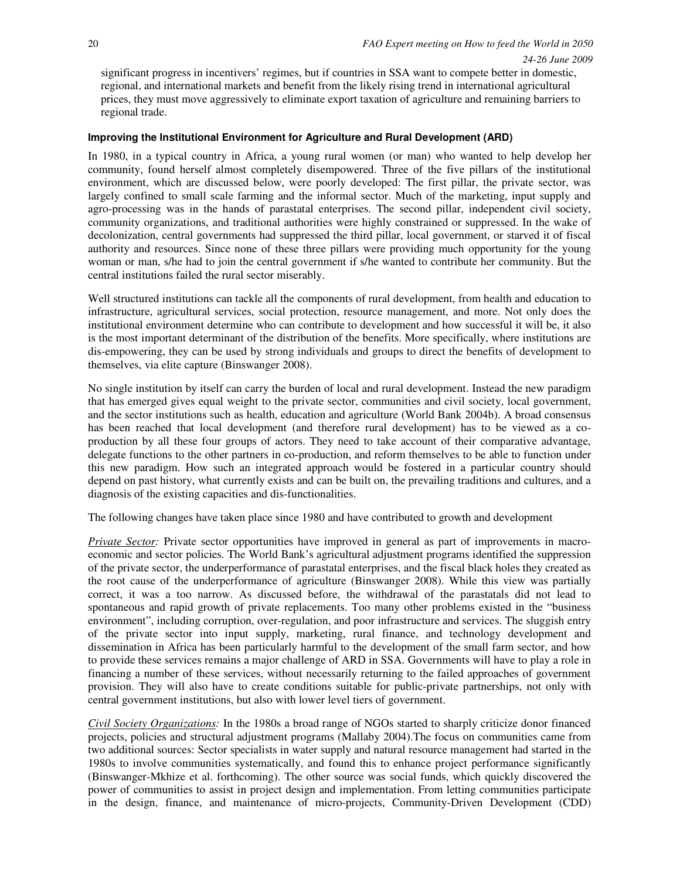significant progress in incentivers' regimes, but if countries in SSA want to compete better in domestic, regional, and international markets and benefit from the likely rising trend in international agricultural prices, they must move aggressively to eliminate export taxation of agriculture and remaining barriers to regional trade.

### Improving the Institutional Environment for Agriculture and Rural Development (ARD)

In 1980, in a typical country in Africa, a young rural women (or man) who wanted to help develop her community, found herself almost completely disempowered. Three of the five pillars of the institutional environment, which are discussed below, were poorly developed: The first pillar, the private sector, was largely confined to small scale farming and the informal sector. Much of the marketing, input supply and agro-processing was in the hands of parastatal enterprises. The second pillar, independent civil society, community organizations, and traditional authorities were highly constrained or suppressed. In the wake of decolonization, central governments had suppressed the third pillar, local government, or starved it of fiscal authority and resources. Since none of these three pillars were providing much opportunity for the young woman or man, s/he had to join the central government if s/he wanted to contribute her community. But the central institutions failed the rural sector miserably.

Well structured institutions can tackle all the components of rural development, from health and education to infrastructure, agricultural services, social protection, resource management, and more. Not only does the institutional environment determine who can contribute to development and how successful it will be, it also is the most important determinant of the distribution of the benefits. More specifically, where institutions are dis-empowering, they can be used by strong individuals and groups to direct the benefits of development to themselves, via elite capture (Binswanger 2008).

No single institution by itself can carry the burden of local and rural development. Instead the new paradigm that has emerged gives equal weight to the private sector, communities and civil society, local government, and the sector institutions such as health, education and agriculture (World Bank 2004b). A broad consensus has been reached that local development (and therefore rural development) has to be viewed as a co-production by all these four groups of actors. They need to take account of their comparative advantage, delegate functions to the other partners in co-production, and reform themselves to be able to function under this new paradigm. How such an integrated approach would be fostered in a particular country should depend on past history, what currently exists and can be built on, the prevailing traditions and cultures, and a diagnosis of the existing capacities and dis-functionalities.

The following changes have taken place since 1980 and have contributed to growth and development

*Private Sector:* Private sector opportunities have improved in general as part of improvements in macro-economic and sector policies. The World Bank's agricultural adjustment programs identified the suppression of the private sector, the underperformance of parastatal enterprises, and the fiscal black holes they created as the root cause of the underperformance of agriculture (Binswanger 2008). While this view was partially correct, it was a too narrow. As discussed before, the withdrawal of the parastatals did not lead to spontaneous and rapid growth of private replacements. Too many other problems existed in the "business environment", including corruption, over-regulation, and poor infrastructure and services. The sluggish entry of the private sector into input supply, marketing, rural finance, and technology development and dissemination in Africa has been particularly harmful to the development of the small farm sector, and how to provide these services remains a major challenge of ARD in SSA. Governments will have to play a role in financing a number of these services, without necessarily returning to the failed approaches of government provision. They will also have to create conditions suitable for public-private partnerships, not only with central government institutions, but also with lower level tiers of government.

*Civil Society Organizations:* In the 1980s a broad range of NGOs started to sharply criticize donor financed projects, policies and structural adjustment programs (Mallaby 2004).The focus on communities came from two additional sources: Sector specialists in water supply and natural resource management had started in the 1980s to involve communities systematically, and found this to enhance project performance significantly (Binswanger-Mkhize et al. forthcoming). The other source was social funds, which quickly discovered the power of communities to assist in project design and implementation. From letting communities participate in the design, finance, and maintenance of micro-projects, Community-Driven Development (CDD)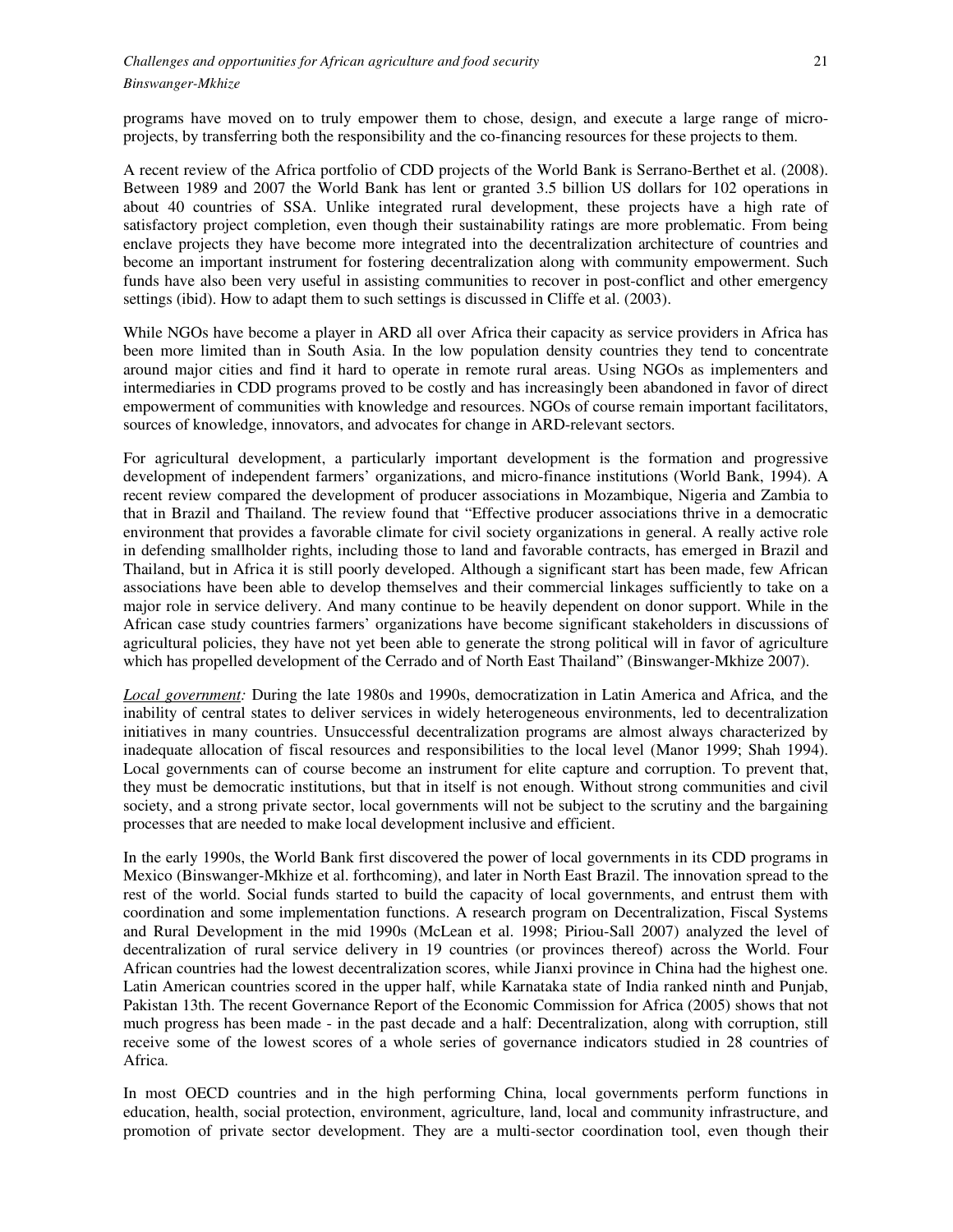programs have moved on to truly empower them to chose, design, and execute a large range of micro-projects, by transferring both the responsibility and the co-financing resources for these projects to them.

A recent review of the Africa portfolio of CDD projects of the World Bank is Serrano-Berthet et al. (2008). Between 1989 and 2007 the World Bank has lent or granted 3.5 billion US dollars for 102 operations in about 40 countries of SSA. Unlike integrated rural development, these projects have a high rate of satisfactory project completion, even though their sustainability ratings are more problematic. From being enclave projects they have become more integrated into the decentralization architecture of countries and become an important instrument for fostering decentralization along with community empowerment. Such funds have also been very useful in assisting communities to recover in post-conflict and other emergency settings (ibid). How to adapt them to such settings is discussed in Cliffe et al. (2003).

While NGOs have become a player in ARD all over Africa their capacity as service providers in Africa has been more limited than in South Asia. In the low population density countries they tend to concentrate around major cities and find it hard to operate in remote rural areas. Using NGOs as implementers and intermediaries in CDD programs proved to be costly and has increasingly been abandoned in favor of direct empowerment of communities with knowledge and resources. NGOs of course remain important facilitators, sources of knowledge, innovators, and advocates for change in ARD-relevant sectors.

For agricultural development, a particularly important development is the formation and progressive development of independent farmers' organizations, and micro-finance institutions (World Bank, 1994). A recent review compared the development of producer associations in Mozambique, Nigeria and Zambia to that in Brazil and Thailand. The review found that "Effective producer associations thrive in a democratic environment that provides a favorable climate for civil society organizations in general. A really active role in defending smallholder rights, including those to land and favorable contracts, has emerged in Brazil and Thailand, but in Africa it is still poorly developed. Although a significant start has been made, few African associations have been able to develop themselves and their commercial linkages sufficiently to take on a major role in service delivery. And many continue to be heavily dependent on donor support. While in the African case study countries farmers' organizations have become significant stakeholders in discussions of agricultural policies, they have not yet been able to generate the strong political will in favor of agriculture which has propelled development of the Cerrado and of North East Thailand" (Binswanger-Mkhize 2007).

*Local government:* During the late 1980s and 1990s, democratization in Latin America and Africa, and the inability of central states to deliver services in widely heterogeneous environments, led to decentralization initiatives in many countries. Unsuccessful decentralization programs are almost always characterized by inadequate allocation of fiscal resources and responsibilities to the local level (Manor 1999; Shah 1994). Local governments can of course become an instrument for elite capture and corruption. To prevent that, they must be democratic institutions, but that in itself is not enough. Without strong communities and civil society, and a strong private sector, local governments will not be subject to the scrutiny and the bargaining processes that are needed to make local development inclusive and efficient.

In the early 1990s, the World Bank first discovered the power of local governments in its CDD programs in Mexico (Binswanger-Mkhize et al. forthcoming), and later in North East Brazil. The innovation spread to the rest of the world. Social funds started to build the capacity of local governments, and entrust them with coordination and some implementation functions. A research program on Decentralization, Fiscal Systems and Rural Development in the mid 1990s (McLean et al. 1998; Piriou-Sall 2007) analyzed the level of decentralization of rural service delivery in 19 countries (or provinces thereof) across the World. Four African countries had the lowest decentralization scores, while Jianxi province in China had the highest one. Latin American countries scored in the upper half, while Karnataka state of India ranked ninth and Punjab, Pakistan 13th. The recent Governance Report of the Economic Commission for Africa (2005) shows that not much progress has been made - in the past decade and a half: Decentralization, along with corruption, still receive some of the lowest scores of a whole series of governance indicators studied in 28 countries of Africa.

In most OECD countries and in the high performing China, local governments perform functions in education, health, social protection, environment, agriculture, land, local and community infrastructure, and promotion of private sector development. They are a multi-sector coordination tool, even though their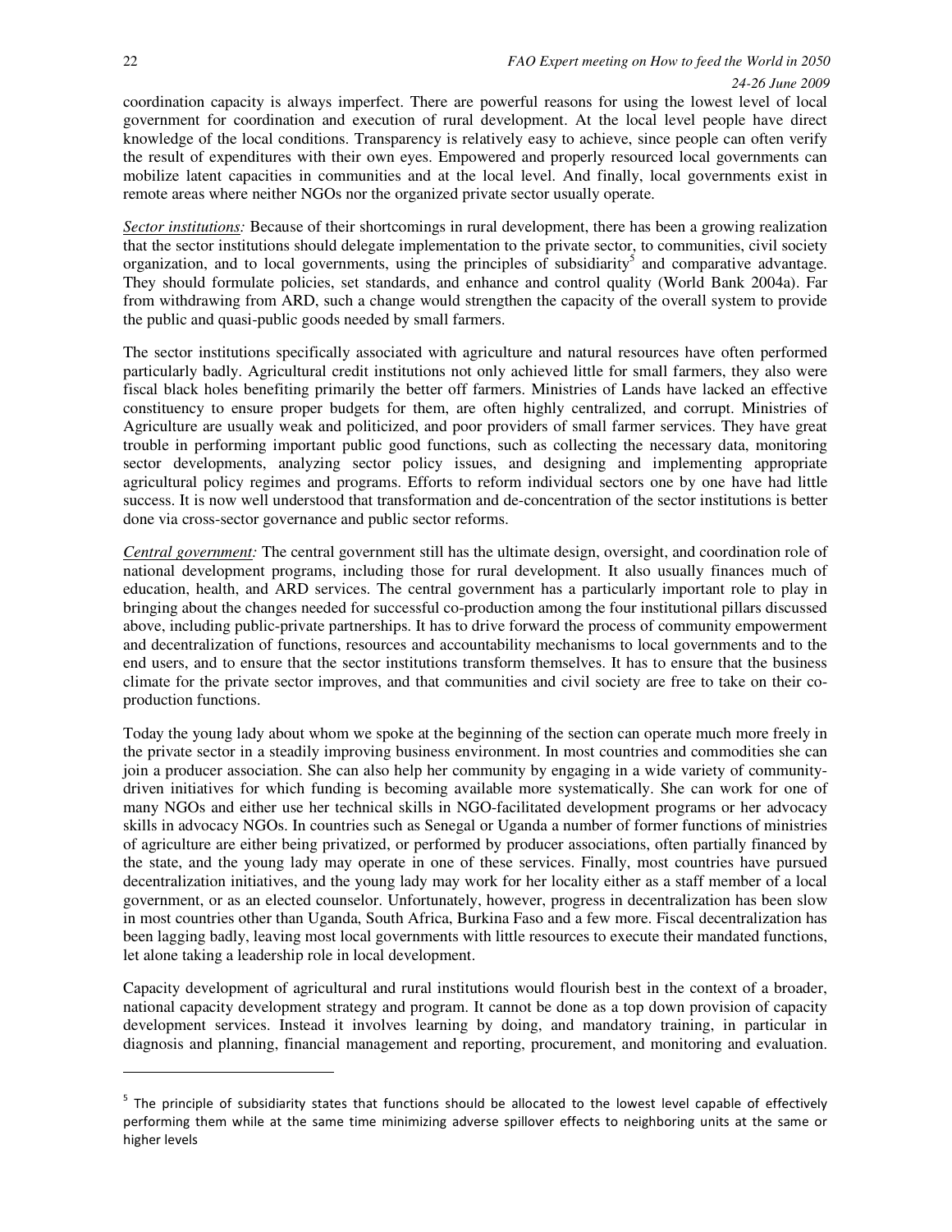coordination capacity is always imperfect. There are powerful reasons for using the lowest level of local government for coordination and execution of rural development. At the local level people have direct knowledge of the local conditions. Transparency is relatively easy to achieve, since people can often verify the result of expenditures with their own eyes. Empowered and properly resourced local governments can mobilize latent capacities in communities and at the local level. And finally, local governments exist in remote areas where neither NGOs nor the organized private sector usually operate.

*Sector institutions:* Because of their shortcomings in rural development, there has been a growing realization that the sector institutions should delegate implementation to the private sector, to communities, civil society organization, and to local governments, using the principles of subsidiarity[5] and comparative advantage. They should formulate policies, set standards, and enhance and control quality (World Bank 2004a). Far from withdrawing from ARD, such a change would strengthen the capacity of the overall system to provide the public and quasi-public goods needed by small farmers.

The sector institutions specifically associated with agriculture and natural resources have often performed particularly badly. Agricultural credit institutions not only achieved little for small farmers, they also were fiscal black holes benefiting primarily the better off farmers. Ministries of Lands have lacked an effective constituency to ensure proper budgets for them, are often highly centralized, and corrupt. Ministries of Agriculture are usually weak and politicized, and poor providers of small farmer services. They have great trouble in performing important public good functions, such as collecting the necessary data, monitoring sector developments, analyzing sector policy issues, and designing and implementing appropriate agricultural policy regimes and programs. Efforts to reform individual sectors one by one have had little success. It is now well understood that transformation and de-concentration of the sector institutions is better done via cross-sector governance and public sector reforms.

*Central government:* The central government still has the ultimate design, oversight, and coordination role of national development programs, including those for rural development. It also usually finances much of education, health, and ARD services. The central government has a particularly important role to play in bringing about the changes needed for successful co-production among the four institutional pillars discussed above, including public-private partnerships. It has to drive forward the process of community empowerment and decentralization of functions, resources and accountability mechanisms to local governments and to the end users, and to ensure that the sector institutions transform themselves. It has to ensure that the business climate for the private sector improves, and that communities and civil society are free to take on their co-production functions.

Today the young lady about whom we spoke at the beginning of the section can operate much more freely in the private sector in a steadily improving business environment. In most countries and commodities she can join a producer association. She can also help her community by engaging in a wide variety of community-driven initiatives for which funding is becoming available more systematically. She can work for one of many NGOs and either use her technical skills in NGO-facilitated development programs or her advocacy skills in advocacy NGOs. In countries such as Senegal or Uganda a number of former functions of ministries of agriculture are either being privatized, or performed by producer associations, often partially financed by the state, and the young lady may operate in one of these services. Finally, most countries have pursued decentralization initiatives, and the young lady may work for her locality either as a staff member of a local government, or as an elected counselor. Unfortunately, however, progress in decentralization has been slow in most countries other than Uganda, South Africa, Burkina Faso and a few more. Fiscal decentralization has been lagging badly, leaving most local governments with little resources to execute their mandated functions, let alone taking a leadership role in local development.

Capacity development of agricultural and rural institutions would flourish best in the context of a broader, national capacity development strategy and program. It cannot be done as a top down provision of capacity development services. Instead it involves learning by doing, and mandatory training, in particular in diagnosis and planning, financial management and reporting, procurement, and monitoring and evaluation.

---

[5] The principle of subsidiarity states that functions should be allocated to the lowest level capable of effectively performing them while at the same time minimizing adverse spillover effects to neighboring units at the same or higher levels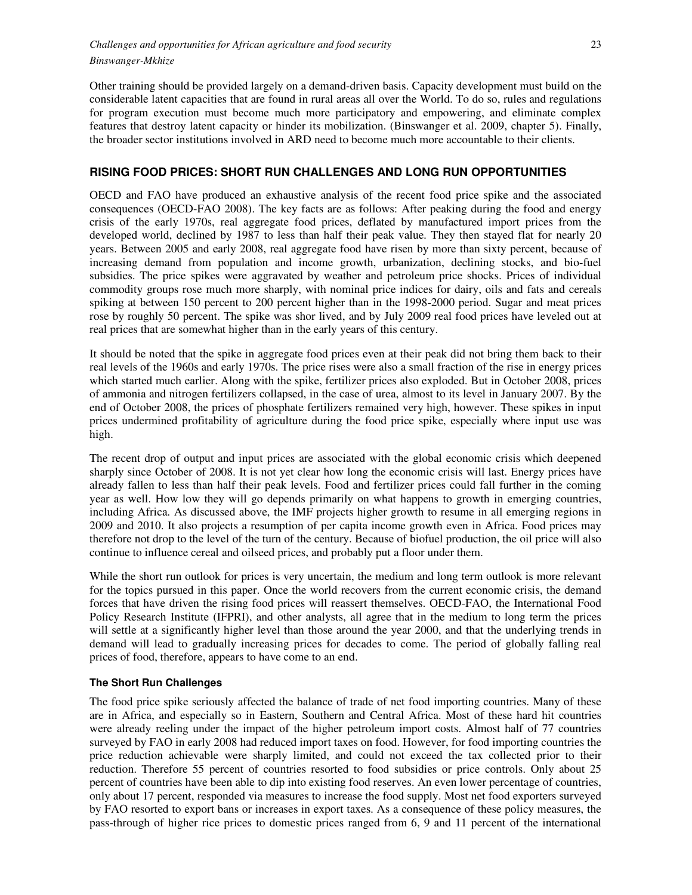Other training should be provided largely on a demand-driven basis. Capacity development must build on the considerable latent capacities that are found in rural areas all over the World. To do so, rules and regulations for program execution must become much more participatory and empowering, and eliminate complex features that destroy latent capacity or hinder its mobilization. (Binswanger et al. 2009, chapter 5). Finally, the broader sector institutions involved in ARD need to become much more accountable to their clients.

## RISING FOOD PRICES: SHORT RUN CHALLENGES AND LONG RUN OPPORTUNITIES

OECD and FAO have produced an exhaustive analysis of the recent food price spike and the associated consequences (OECD-FAO 2008). The key facts are as follows: After peaking during the food and energy crisis of the early 1970s, real aggregate food prices, deflated by manufactured import prices from the developed world, declined by 1987 to less than half their peak value. They then stayed flat for nearly 20 years. Between 2005 and early 2008, real aggregate food have risen by more than sixty percent, because of increasing demand from population and income growth, urbanization, declining stocks, and bio-fuel subsidies. The price spikes were aggravated by weather and petroleum price shocks. Prices of individual commodity groups rose much more sharply, with nominal price indices for dairy, oils and fats and cereals spiking at between 150 percent to 200 percent higher than in the 1998-2000 period. Sugar and meat prices rose by roughly 50 percent. The spike was shor lived, and by July 2009 real food prices have leveled out at real prices that are somewhat higher than in the early years of this century.

It should be noted that the spike in aggregate food prices even at their peak did not bring them back to their real levels of the 1960s and early 1970s. The price rises were also a small fraction of the rise in energy prices which started much earlier. Along with the spike, fertilizer prices also exploded. But in October 2008, prices of ammonia and nitrogen fertilizers collapsed, in the case of urea, almost to its level in January 2007. By the end of October 2008, the prices of phosphate fertilizers remained very high, however. These spikes in input prices undermined profitability of agriculture during the food price spike, especially where input use was high.

The recent drop of output and input prices are associated with the global economic crisis which deepened sharply since October of 2008. It is not yet clear how long the economic crisis will last. Energy prices have already fallen to less than half their peak levels. Food and fertilizer prices could fall further in the coming year as well. How low they will go depends primarily on what happens to growth in emerging countries, including Africa. As discussed above, the IMF projects higher growth to resume in all emerging regions in 2009 and 2010. It also projects a resumption of per capita income growth even in Africa. Food prices may therefore not drop to the level of the turn of the century. Because of biofuel production, the oil price will also continue to influence cereal and oilseed prices, and probably put a floor under them.

While the short run outlook for prices is very uncertain, the medium and long term outlook is more relevant for the topics pursued in this paper. Once the world recovers from the current economic crisis, the demand forces that have driven the rising food prices will reassert themselves. OECD-FAO, the International Food Policy Research Institute (IFPRI), and other analysts, all agree that in the medium to long term the prices will settle at a significantly higher level than those around the year 2000, and that the underlying trends in demand will lead to gradually increasing prices for decades to come. The period of globally falling real prices of food, therefore, appears to have come to an end.

### The Short Run Challenges

The food price spike seriously affected the balance of trade of net food importing countries. Many of these are in Africa, and especially so in Eastern, Southern and Central Africa. Most of these hard hit countries were already reeling under the impact of the higher petroleum import costs. Almost half of 77 countries surveyed by FAO in early 2008 had reduced import taxes on food. However, for food importing countries the price reduction achievable were sharply limited, and could not exceed the tax collected prior to their reduction. Therefore 55 percent of countries resorted to food subsidies or price controls. Only about 25 percent of countries have been able to dip into existing food reserves. An even lower percentage of countries, only about 17 percent, responded via measures to increase the food supply. Most net food exporters surveyed by FAO resorted to export bans or increases in export taxes. As a consequence of these policy measures, the pass-through of higher rice prices to domestic prices ranged from 6, 9 and 11 percent of the international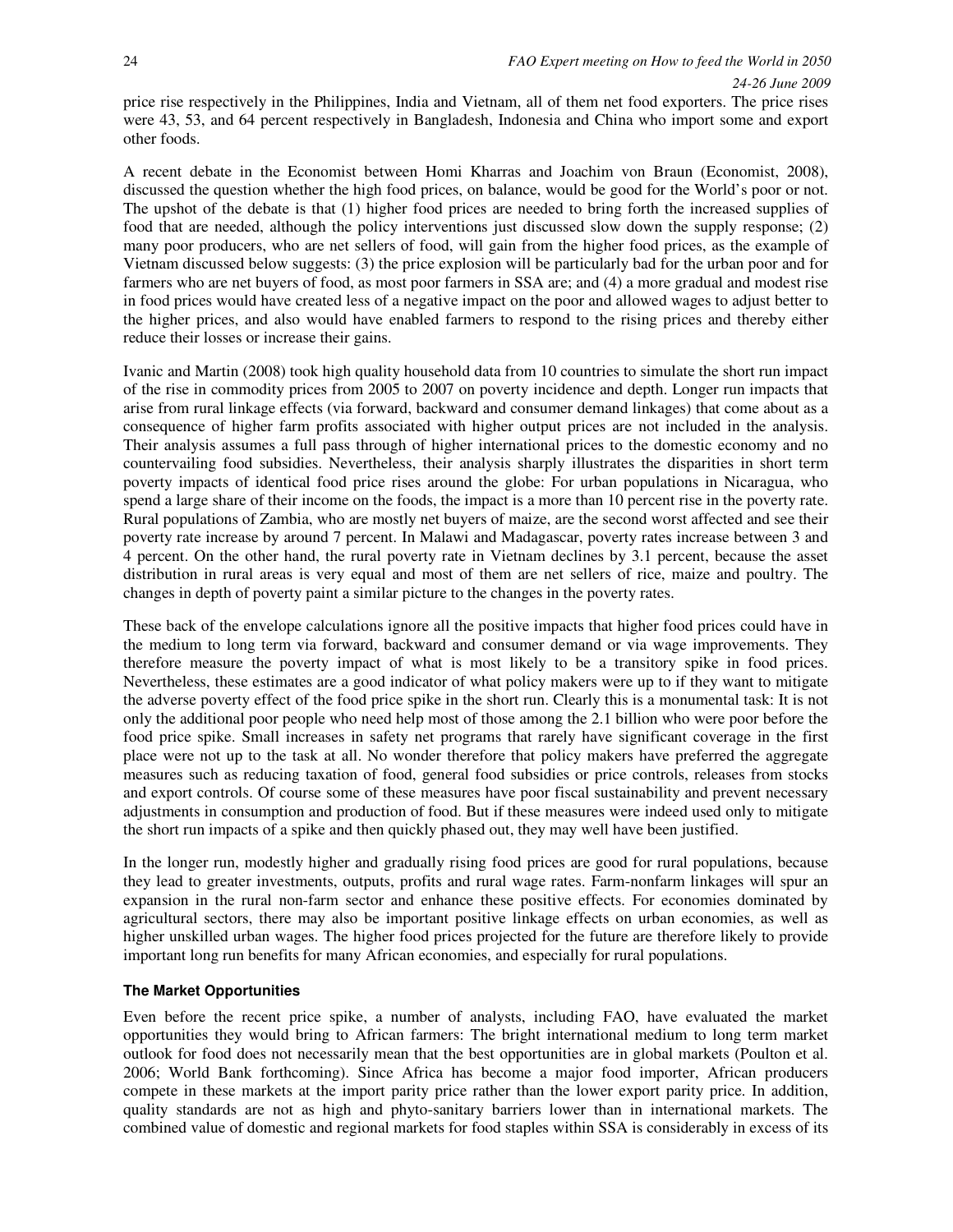price rise respectively in the Philippines, India and Vietnam, all of them net food exporters. The price rises were 43, 53, and 64 percent respectively in Bangladesh, Indonesia and China who import some and export other foods.

A recent debate in the Economist between Homi Kharras and Joachim von Braun (Economist, 2008), discussed the question whether the high food prices, on balance, would be good for the World's poor or not. The upshot of the debate is that (1) higher food prices are needed to bring forth the increased supplies of food that are needed, although the policy interventions just discussed slow down the supply response; (2) many poor producers, who are net sellers of food, will gain from the higher food prices, as the example of Vietnam discussed below suggests: (3) the price explosion will be particularly bad for the urban poor and for farmers who are net buyers of food, as most poor farmers in SSA are; and (4) a more gradual and modest rise in food prices would have created less of a negative impact on the poor and allowed wages to adjust better to the higher prices, and also would have enabled farmers to respond to the rising prices and thereby either reduce their losses or increase their gains.

Ivanic and Martin (2008) took high quality household data from 10 countries to simulate the short run impact of the rise in commodity prices from 2005 to 2007 on poverty incidence and depth. Longer run impacts that arise from rural linkage effects (via forward, backward and consumer demand linkages) that come about as a consequence of higher farm profits associated with higher output prices are not included in the analysis. Their analysis assumes a full pass through of higher international prices to the domestic economy and no countervailing food subsidies. Nevertheless, their analysis sharply illustrates the disparities in short term poverty impacts of identical food price rises around the globe: For urban populations in Nicaragua, who spend a large share of their income on the foods, the impact is a more than 10 percent rise in the poverty rate. Rural populations of Zambia, who are mostly net buyers of maize, are the second worst affected and see their poverty rate increase by around 7 percent. In Malawi and Madagascar, poverty rates increase between 3 and 4 percent. On the other hand, the rural poverty rate in Vietnam declines by 3.1 percent, because the asset distribution in rural areas is very equal and most of them are net sellers of rice, maize and poultry. The changes in depth of poverty paint a similar picture to the changes in the poverty rates.

These back of the envelope calculations ignore all the positive impacts that higher food prices could have in the medium to long term via forward, backward and consumer demand or via wage improvements. They therefore measure the poverty impact of what is most likely to be a transitory spike in food prices. Nevertheless, these estimates are a good indicator of what policy makers were up to if they want to mitigate the adverse poverty effect of the food price spike in the short run. Clearly this is a monumental task: It is not only the additional poor people who need help most of those among the 2.1 billion who were poor before the food price spike. Small increases in safety net programs that rarely have significant coverage in the first place were not up to the task at all. No wonder therefore that policy makers have preferred the aggregate measures such as reducing taxation of food, general food subsidies or price controls, releases from stocks and export controls. Of course some of these measures have poor fiscal sustainability and prevent necessary adjustments in consumption and production of food. But if these measures were indeed used only to mitigate the short run impacts of a spike and then quickly phased out, they may well have been justified.

In the longer run, modestly higher and gradually rising food prices are good for rural populations, because they lead to greater investments, outputs, profits and rural wage rates. Farm-nonfarm linkages will spur an expansion in the rural non-farm sector and enhance these positive effects. For economies dominated by agricultural sectors, there may also be important positive linkage effects on urban economies, as well as higher unskilled urban wages. The higher food prices projected for the future are therefore likely to provide important long run benefits for many African economies, and especially for rural populations.

#### The Market Opportunities

Even before the recent price spike, a number of analysts, including FAO, have evaluated the market opportunities they would bring to African farmers: The bright international medium to long term market outlook for food does not necessarily mean that the best opportunities are in global markets (Poulton et al. 2006; World Bank forthcoming). Since Africa has become a major food importer, African producers compete in these markets at the import parity price rather than the lower export parity price. In addition, quality standards are not as high and phyto-sanitary barriers lower than in international markets. The combined value of domestic and regional markets for food staples within SSA is considerably in excess of its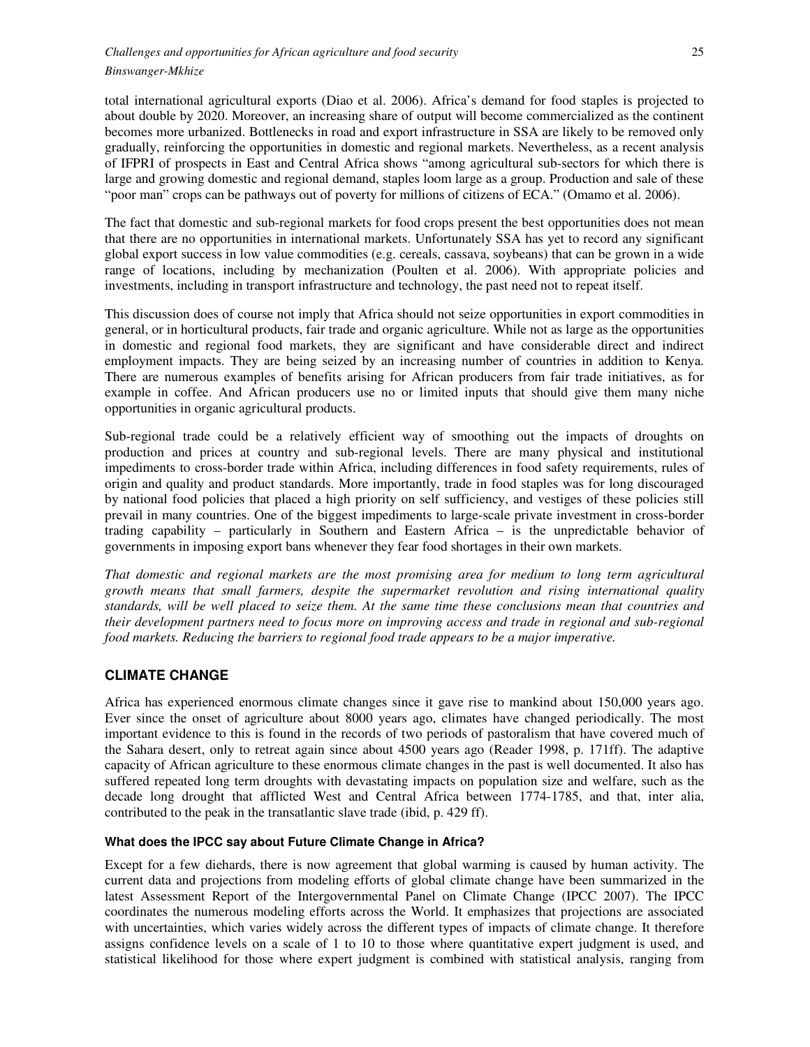total international agricultural exports (Diao et al. 2006). Africa's demand for food staples is projected to about double by 2020. Moreover, an increasing share of output will become commercialized as the continent becomes more urbanized. Bottlenecks in road and export infrastructure in SSA are likely to be removed only gradually, reinforcing the opportunities in domestic and regional markets. Nevertheless, as a recent analysis of IFPRI of prospects in East and Central Africa shows "among agricultural sub-sectors for which there is large and growing domestic and regional demand, staples loom large as a group. Production and sale of these "poor man" crops can be pathways out of poverty for millions of citizens of ECA." (Omamo et al. 2006).

The fact that domestic and sub-regional markets for food crops present the best opportunities does not mean that there are no opportunities in international markets. Unfortunately SSA has yet to record any significant global export success in low value commodities (e.g. cereals, cassava, soybeans) that can be grown in a wide range of locations, including by mechanization (Poulten et al. 2006). With appropriate policies and investments, including in transport infrastructure and technology, the past need not to repeat itself.

This discussion does of course not imply that Africa should not seize opportunities in export commodities in general, or in horticultural products, fair trade and organic agriculture. While not as large as the opportunities in domestic and regional food markets, they are significant and have considerable direct and indirect employment impacts. They are being seized by an increasing number of countries in addition to Kenya. There are numerous examples of benefits arising for African producers from fair trade initiatives, as for example in coffee. And African producers use no or limited inputs that should give them many niche opportunities in organic agricultural products.

Sub-regional trade could be a relatively efficient way of smoothing out the impacts of droughts on production and prices at country and sub-regional levels. There are many physical and institutional impediments to cross-border trade within Africa, including differences in food safety requirements, rules of origin and quality and product standards. More importantly, trade in food staples was for long discouraged by national food policies that placed a high priority on self sufficiency, and vestiges of these policies still prevail in many countries. One of the biggest impediments to large-scale private investment in cross-border trading capability – particularly in Southern and Eastern Africa – is the unpredictable behavior of governments in imposing export bans whenever they fear food shortages in their own markets.

*That domestic and regional markets are the most promising area for medium to long term agricultural growth means that small farmers, despite the supermarket revolution and rising international quality standards, will be well placed to seize them. At the same time these conclusions mean that countries and their development partners need to focus more on improving access and trade in regional and sub-regional food markets. Reducing the barriers to regional food trade appears to be a major imperative.*

## CLIMATE CHANGE

Africa has experienced enormous climate changes since it gave rise to mankind about 150,000 years ago. Ever since the onset of agriculture about 8000 years ago, climates have changed periodically. The most important evidence to this is found in the records of two periods of pastoralism that have covered much of the Sahara desert, only to retreat again since about 4500 years ago (Reader 1998, p. 171ff). The adaptive capacity of African agriculture to these enormous climate changes in the past is well documented. It also has suffered repeated long term droughts with devastating impacts on population size and welfare, such as the decade long drought that afflicted West and Central Africa between 1774-1785, and that, inter alia, contributed to the peak in the transatlantic slave trade (ibid, p. 429 ff).

### What does the IPCC say about Future Climate Change in Africa?

Except for a few diehards, there is now agreement that global warming is caused by human activity. The current data and projections from modeling efforts of global climate change have been summarized in the latest Assessment Report of the Intergovernmental Panel on Climate Change (IPCC 2007). The IPCC coordinates the numerous modeling efforts across the World. It emphasizes that projections are associated with uncertainties, which varies widely across the different types of impacts of climate change. It therefore assigns confidence levels on a scale of 1 to 10 to those where quantitative expert judgment is used, and statistical likelihood for those where expert judgment is combined with statistical analysis, ranging from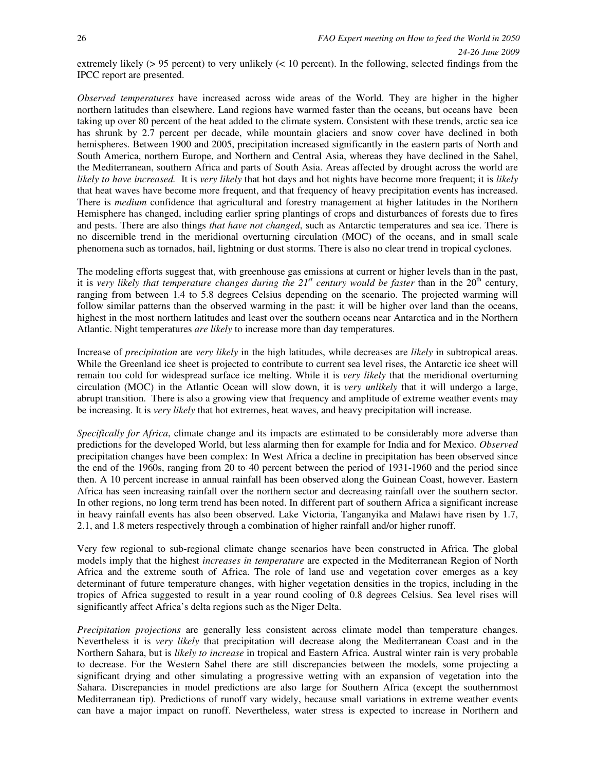extremely likely (> 95 percent) to very unlikely (< 10 percent). In the following, selected findings from the IPCC report are presented.

*Observed temperatures* have increased across wide areas of the World. They are higher in the higher northern latitudes than elsewhere. Land regions have warmed faster than the oceans, but oceans have been taking up over 80 percent of the heat added to the climate system. Consistent with these trends, arctic sea ice has shrunk by 2.7 percent per decade, while mountain glaciers and snow cover have declined in both hemispheres. Between 1900 and 2005, precipitation increased significantly in the eastern parts of North and South America, northern Europe, and Northern and Central Asia, whereas they have declined in the Sahel, the Mediterranean, southern Africa and parts of South Asia. Areas affected by drought across the world are *likely to have increased.* It is *very likely* that hot days and hot nights have become more frequent; it is *likely* that heat waves have become more frequent, and that frequency of heavy precipitation events has increased. There is *medium* confidence that agricultural and forestry management at higher latitudes in the Northern Hemisphere has changed, including earlier spring plantings of crops and disturbances of forests due to fires and pests. There are also things *that have not changed*, such as Antarctic temperatures and sea ice. There is no discernible trend in the meridional overturning circulation (MOC) of the oceans, and in small scale phenomena such as tornados, hail, lightning or dust storms. There is also no clear trend in tropical cyclones.

The modeling efforts suggest that, with greenhouse gas emissions at current or higher levels than in the past, it is *very likely that temperature changes during the 21st century would be faster* than in the 20th century, ranging from between 1.4 to 5.8 degrees Celsius depending on the scenario. The projected warming will follow similar patterns than the observed warming in the past: it will be higher over land than the oceans, highest in the most northern latitudes and least over the southern oceans near Antarctica and in the Northern Atlantic. Night temperatures *are likely* to increase more than day temperatures.

Increase of *precipitation* are *very likely* in the high latitudes, while decreases are *likely* in subtropical areas. While the Greenland ice sheet is projected to contribute to current sea level rises, the Antarctic ice sheet will remain too cold for widespread surface ice melting. While it is *very likely* that the meridional overturning circulation (MOC) in the Atlantic Ocean will slow down, it is *very unlikely* that it will undergo a large, abrupt transition. There is also a growing view that frequency and amplitude of extreme weather events may be increasing. It is *very likely* that hot extremes, heat waves, and heavy precipitation will increase.

*Specifically for Africa*, climate change and its impacts are estimated to be considerably more adverse than predictions for the developed World, but less alarming then for example for India and for Mexico. *Observed* precipitation changes have been complex: In West Africa a decline in precipitation has been observed since the end of the 1960s, ranging from 20 to 40 percent between the period of 1931-1960 and the period since then. A 10 percent increase in annual rainfall has been observed along the Guinean Coast, however. Eastern Africa has seen increasing rainfall over the northern sector and decreasing rainfall over the southern sector. In other regions, no long term trend has been noted. In different part of southern Africa a significant increase in heavy rainfall events has also been observed. Lake Victoria, Tanganyika and Malawi have risen by 1.7, 2.1, and 1.8 meters respectively through a combination of higher rainfall and/or higher runoff.

Very few regional to sub-regional climate change scenarios have been constructed in Africa. The global models imply that the highest *increases in temperature* are expected in the Mediterranean Region of North Africa and the extreme south of Africa. The role of land use and vegetation cover emerges as a key determinant of future temperature changes, with higher vegetation densities in the tropics, including in the tropics of Africa suggested to result in a year round cooling of 0.8 degrees Celsius. Sea level rises will significantly affect Africa's delta regions such as the Niger Delta.

*Precipitation projections* are generally less consistent across climate model than temperature changes. Nevertheless it is *very likely* that precipitation will decrease along the Mediterranean Coast and in the Northern Sahara, but is *likely to increase* in tropical and Eastern Africa. Austral winter rain is very probable to decrease. For the Western Sahel there are still discrepancies between the models, some projecting a significant drying and other simulating a progressive wetting with an expansion of vegetation into the Sahara. Discrepancies in model predictions are also large for Southern Africa (except the southernmost Mediterranean tip). Predictions of runoff vary widely, because small variations in extreme weather events can have a major impact on runoff. Nevertheless, water stress is expected to increase in Northern and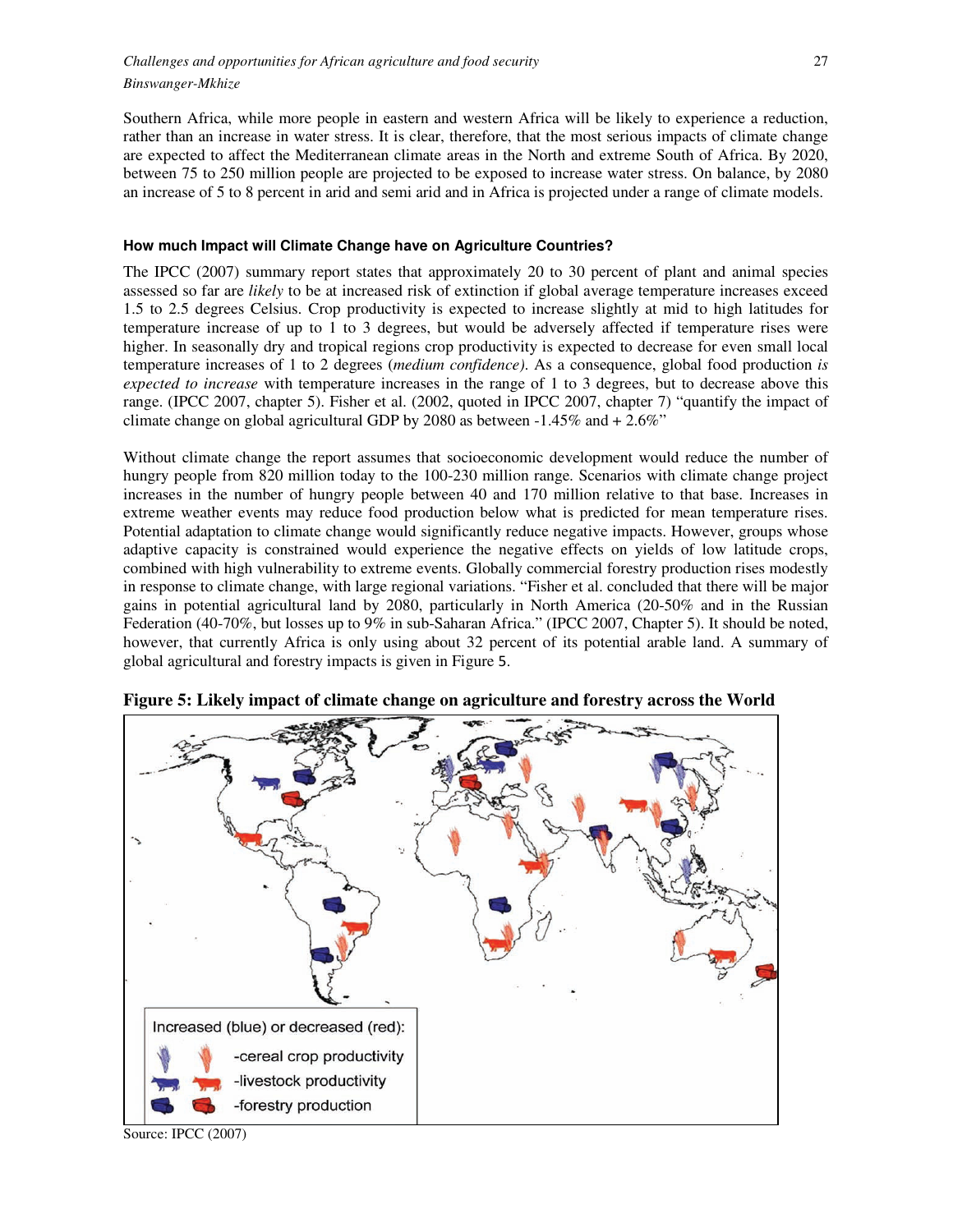Southern Africa, while more people in eastern and western Africa will be likely to experience a reduction, rather than an increase in water stress. It is clear, therefore, that the most serious impacts of climate change are expected to affect the Mediterranean climate areas in the North and extreme South of Africa. By 2020, between 75 to 250 million people are projected to be exposed to increase water stress. On balance, by 2080 an increase of 5 to 8 percent in arid and semi arid and in Africa is projected under a range of climate models.

#### How much Impact will Climate Change have on Agriculture Countries?

The IPCC (2007) summary report states that approximately 20 to 30 percent of plant and animal species assessed so far are *likely* to be at increased risk of extinction if global average temperature increases exceed 1.5 to 2.5 degrees Celsius. Crop productivity is expected to increase slightly at mid to high latitudes for temperature increase of up to 1 to 3 degrees, but would be adversely affected if temperature rises were higher. In seasonally dry and tropical regions crop productivity is expected to decrease for even small local temperature increases of 1 to 2 degrees (*medium confidence).* As a consequence, global food production *is expected to increase* with temperature increases in the range of 1 to 3 degrees, but to decrease above this range. (IPCC 2007, chapter 5). Fisher et al. (2002, quoted in IPCC 2007, chapter 7) "quantify the impact of climate change on global agricultural GDP by 2080 as between -1.45% and + 2.6%"

Without climate change the report assumes that socioeconomic development would reduce the number of hungry people from 820 million today to the 100-230 million range. Scenarios with climate change project increases in the number of hungry people between 40 and 170 million relative to that base. Increases in extreme weather events may reduce food production below what is predicted for mean temperature rises. Potential adaptation to climate change would significantly reduce negative impacts. However, groups whose adaptive capacity is constrained would experience the negative effects on yields of low latitude crops, combined with high vulnerability to extreme events. Globally commercial forestry production rises modestly in response to climate change, with large regional variations. "Fisher et al. concluded that there will be major gains in potential agricultural land by 2080, particularly in North America (20-50% and in the Russian Federation (40-70%, but losses up to 9% in sub-Saharan Africa." (IPCC 2007, Chapter 5). It should be noted, however, that currently Africa is only using about 32 percent of its potential arable land. A summary of global agricultural and forestry impacts is given in Figure 5.

**Figure 5: Likely impact of climate change on agriculture and forestry across the World**

Increased (blue) or decreased (red):
- cereal crop productivity
- livestock productivity
- forestry production

Source: IPCC (2007)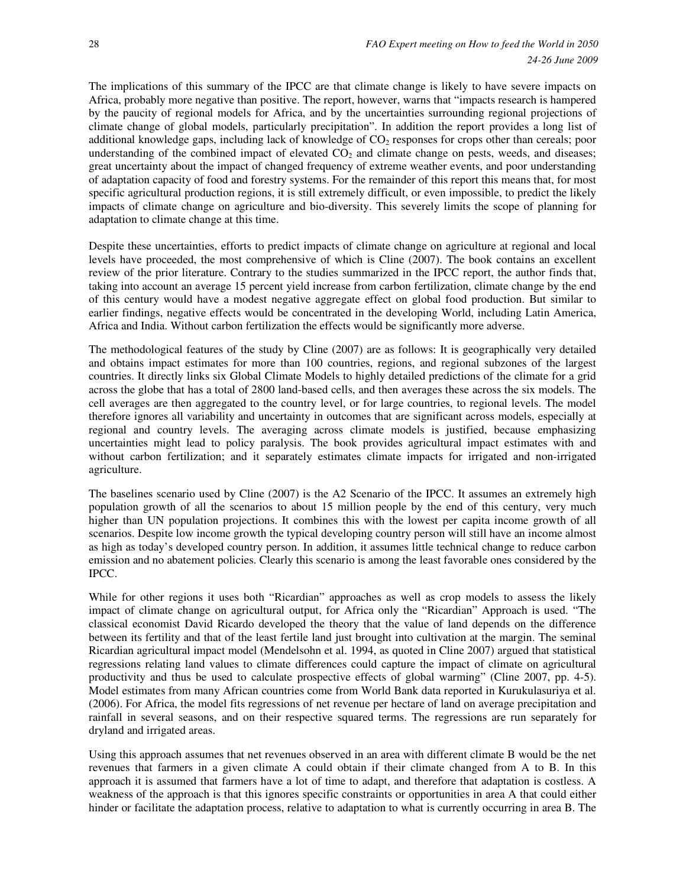The implications of this summary of the IPCC are that climate change is likely to have severe impacts on Africa, probably more negative than positive. The report, however, warns that "impacts research is hampered by the paucity of regional models for Africa, and by the uncertainties surrounding regional projections of climate change of global models, particularly precipitation". In addition the report provides a long list of additional knowledge gaps, including lack of knowledge of $CO_2$ responses for crops other than cereals; poor understanding of the combined impact of elevated $CO_2$ and climate change on pests, weeds, and diseases; great uncertainty about the impact of changed frequency of extreme weather events, and poor understanding of adaptation capacity of food and forestry systems. For the remainder of this report this means that, for most specific agricultural production regions, it is still extremely difficult, or even impossible, to predict the likely impacts of climate change on agriculture and bio-diversity. This severely limits the scope of planning for adaptation to climate change at this time.

Despite these uncertainties, efforts to predict impacts of climate change on agriculture at regional and local levels have proceeded, the most comprehensive of which is Cline (2007). The book contains an excellent review of the prior literature. Contrary to the studies summarized in the IPCC report, the author finds that, taking into account an average 15 percent yield increase from carbon fertilization, climate change by the end of this century would have a modest negative aggregate effect on global food production. But similar to earlier findings, negative effects would be concentrated in the developing World, including Latin America, Africa and India. Without carbon fertilization the effects would be significantly more adverse.

The methodological features of the study by Cline (2007) are as follows: It is geographically very detailed and obtains impact estimates for more than 100 countries, regions, and regional subzones of the largest countries. It directly links six Global Climate Models to highly detailed predictions of the climate for a grid across the globe that has a total of 2800 land-based cells, and then averages these across the six models. The cell averages are then aggregated to the country level, or for large countries, to regional levels. The model therefore ignores all variability and uncertainty in outcomes that are significant across models, especially at regional and country levels. The averaging across climate models is justified, because emphasizing uncertainties might lead to policy paralysis. The book provides agricultural impact estimates with and without carbon fertilization; and it separately estimates climate impacts for irrigated and non-irrigated agriculture.

The baselines scenario used by Cline (2007) is the A2 Scenario of the IPCC. It assumes an extremely high population growth of all the scenarios to about 15 million people by the end of this century, very much higher than UN population projections. It combines this with the lowest per capita income growth of all scenarios. Despite low income growth the typical developing country person will still have an income almost as high as today's developed country person. In addition, it assumes little technical change to reduce carbon emission and no abatement policies. Clearly this scenario is among the least favorable ones considered by the IPCC.

While for other regions it uses both "Ricardian" approaches as well as crop models to assess the likely impact of climate change on agricultural output, for Africa only the "Ricardian" Approach is used. "The classical economist David Ricardo developed the theory that the value of land depends on the difference between its fertility and that of the least fertile land just brought into cultivation at the margin. The seminal Ricardian agricultural impact model (Mendelsohn et al. 1994, as quoted in Cline 2007) argued that statistical regressions relating land values to climate differences could capture the impact of climate on agricultural productivity and thus be used to calculate prospective effects of global warming" (Cline 2007, pp. 4-5). Model estimates from many African countries come from World Bank data reported in Kurukulasuriya et al. (2006). For Africa, the model fits regressions of net revenue per hectare of land on average precipitation and rainfall in several seasons, and on their respective squared terms. The regressions are run separately for dryland and irrigated areas.

Using this approach assumes that net revenues observed in an area with different climate B would be the net revenues that farmers in a given climate A could obtain if their climate changed from A to B. In this approach it is assumed that farmers have a lot of time to adapt, and therefore that adaptation is costless. A weakness of the approach is that this ignores specific constraints or opportunities in area A that could either hinder or facilitate the adaptation process, relative to adaptation to what is currently occurring in area B. The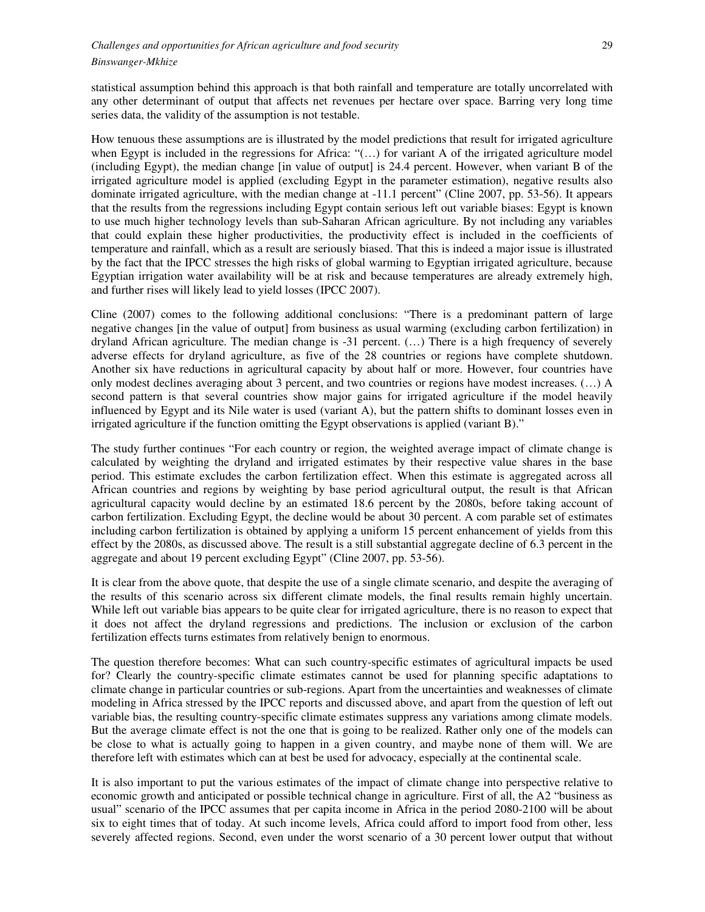statistical assumption behind this approach is that both rainfall and temperature are totally uncorrelated with any other determinant of output that affects net revenues per hectare over space. Barring very long time series data, the validity of the assumption is not testable.

How tenuous these assumptions are is illustrated by the model predictions that result for irrigated agriculture when Egypt is included in the regressions for Africa: "(…) for variant A of the irrigated agriculture model (including Egypt), the median change [in value of output] is 24.4 percent. However, when variant B of the irrigated agriculture model is applied (excluding Egypt in the parameter estimation), negative results also dominate irrigated agriculture, with the median change at -11.1 percent" (Cline 2007, pp. 53-56). It appears that the results from the regressions including Egypt contain serious left out variable biases: Egypt is known to use much higher technology levels than sub-Saharan African agriculture. By not including any variables that could explain these higher productivities, the productivity effect is included in the coefficients of temperature and rainfall, which as a result are seriously biased. That this is indeed a major issue is illustrated by the fact that the IPCC stresses the high risks of global warming to Egyptian irrigated agriculture, because Egyptian irrigation water availability will be at risk and because temperatures are already extremely high, and further rises will likely lead to yield losses (IPCC 2007).

Cline (2007) comes to the following additional conclusions: "There is a predominant pattern of large negative changes [in the value of output] from business as usual warming (excluding carbon fertilization) in dryland African agriculture. The median change is -31 percent. (…) There is a high frequency of severely adverse effects for dryland agriculture, as five of the 28 countries or regions have complete shutdown. Another six have reductions in agricultural capacity by about half or more. However, four countries have only modest declines averaging about 3 percent, and two countries or regions have modest increases. (…) A second pattern is that several countries show major gains for irrigated agriculture if the model heavily influenced by Egypt and its Nile water is used (variant A), but the pattern shifts to dominant losses even in irrigated agriculture if the function omitting the Egypt observations is applied (variant B)."

The study further continues "For each country or region, the weighted average impact of climate change is calculated by weighting the dryland and irrigated estimates by their respective value shares in the base period. This estimate excludes the carbon fertilization effect. When this estimate is aggregated across all African countries and regions by weighting by base period agricultural output, the result is that African agricultural capacity would decline by an estimated 18.6 percent by the 2080s, before taking account of carbon fertilization. Excluding Egypt, the decline would be about 30 percent. A com parable set of estimates including carbon fertilization is obtained by applying a uniform 15 percent enhancement of yields from this effect by the 2080s, as discussed above. The result is a still substantial aggregate decline of 6.3 percent in the aggregate and about 19 percent excluding Egypt" (Cline 2007, pp. 53-56).

It is clear from the above quote, that despite the use of a single climate scenario, and despite the averaging of the results of this scenario across six different climate models, the final results remain highly uncertain. While left out variable bias appears to be quite clear for irrigated agriculture, there is no reason to expect that it does not affect the dryland regressions and predictions. The inclusion or exclusion of the carbon fertilization effects turns estimates from relatively benign to enormous.

The question therefore becomes: What can such country-specific estimates of agricultural impacts be used for? Clearly the country-specific climate estimates cannot be used for planning specific adaptations to climate change in particular countries or sub-regions. Apart from the uncertainties and weaknesses of climate modeling in Africa stressed by the IPCC reports and discussed above, and apart from the question of left out variable bias, the resulting country-specific climate estimates suppress any variations among climate models. But the average climate effect is not the one that is going to be realized. Rather only one of the models can be close to what is actually going to happen in a given country, and maybe none of them will. We are therefore left with estimates which can at best be used for advocacy, especially at the continental scale.

It is also important to put the various estimates of the impact of climate change into perspective relative to economic growth and anticipated or possible technical change in agriculture. First of all, the A2 "business as usual" scenario of the IPCC assumes that per capita income in Africa in the period 2080-2100 will be about six to eight times that of today. At such income levels, Africa could afford to import food from other, less severely affected regions. Second, even under the worst scenario of a 30 percent lower output that without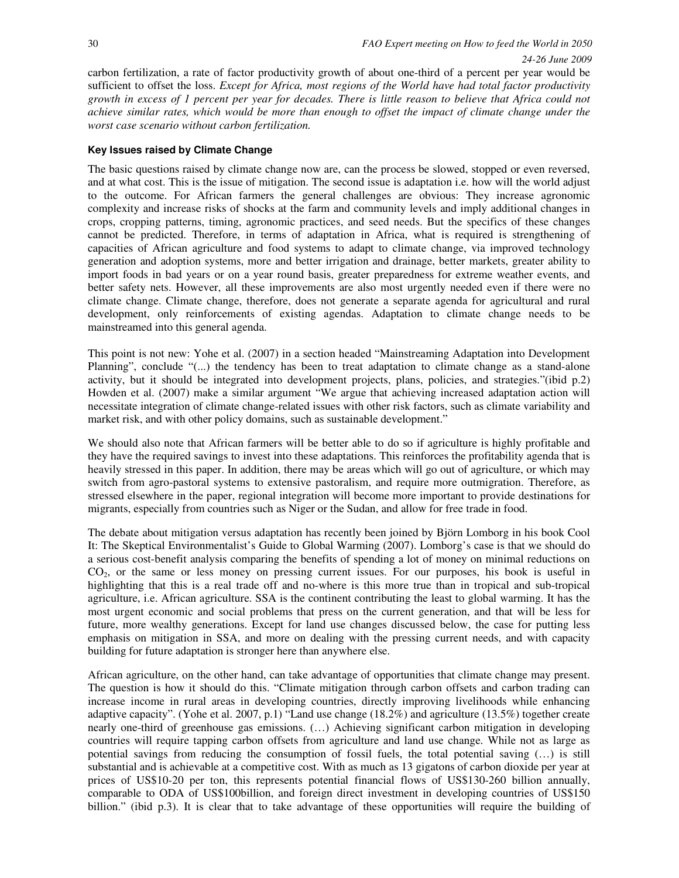carbon fertilization, a rate of factor productivity growth of about one-third of a percent per year would be sufficient to offset the loss. *Except for Africa, most regions of the World have had total factor productivity growth in excess of 1 percent per year for decades. There is little reason to believe that Africa could not achieve similar rates, which would be more than enough to offset the impact of climate change under the worst case scenario without carbon fertilization.*

### Key Issues raised by Climate Change

The basic questions raised by climate change now are, can the process be slowed, stopped or even reversed, and at what cost. This is the issue of mitigation. The second issue is adaptation i.e. how will the world adjust to the outcome. For African farmers the general challenges are obvious: They increase agronomic complexity and increase risks of shocks at the farm and community levels and imply additional changes in crops, cropping patterns, timing, agronomic practices, and seed needs. But the specifics of these changes cannot be predicted. Therefore, in terms of adaptation in Africa, what is required is strengthening of capacities of African agriculture and food systems to adapt to climate change, via improved technology generation and adoption systems, more and better irrigation and drainage, better markets, greater ability to import foods in bad years or on a year round basis, greater preparedness for extreme weather events, and better safety nets. However, all these improvements are also most urgently needed even if there were no climate change. Climate change, therefore, does not generate a separate agenda for agricultural and rural development, only reinforcements of existing agendas. Adaptation to climate change needs to be mainstreamed into this general agenda.

This point is not new: Yohe et al. (2007) in a section headed "Mainstreaming Adaptation into Development Planning", conclude "(...) the tendency has been to treat adaptation to climate change as a stand-alone activity, but it should be integrated into development projects, plans, policies, and strategies."(ibid p.2) Howden et al. (2007) make a similar argument "We argue that achieving increased adaptation action will necessitate integration of climate change-related issues with other risk factors, such as climate variability and market risk, and with other policy domains, such as sustainable development."

We should also note that African farmers will be better able to do so if agriculture is highly profitable and they have the required savings to invest into these adaptations. This reinforces the profitability agenda that is heavily stressed in this paper. In addition, there may be areas which will go out of agriculture, or which may switch from agro-pastoral systems to extensive pastoralism, and require more outmigration. Therefore, as stressed elsewhere in the paper, regional integration will become more important to provide destinations for migrants, especially from countries such as Niger or the Sudan, and allow for free trade in food.

The debate about mitigation versus adaptation has recently been joined by Björn Lomborg in his book Cool It: The Skeptical Environmentalist's Guide to Global Warming (2007). Lomborg's case is that we should do a serious cost-benefit analysis comparing the benefits of spending a lot of money on minimal reductions on $CO_2$, or the same or less money on pressing current issues. For our purposes, his book is useful in highlighting that this is a real trade off and no-where is this more true than in tropical and sub-tropical agriculture, i.e. African agriculture. SSA is the continent contributing the least to global warming. It has the most urgent economic and social problems that press on the current generation, and that will be less for future, more wealthy generations. Except for land use changes discussed below, the case for putting less emphasis on mitigation in SSA, and more on dealing with the pressing current needs, and with capacity building for future adaptation is stronger here than anywhere else.

African agriculture, on the other hand, can take advantage of opportunities that climate change may present. The question is how it should do this. "Climate mitigation through carbon offsets and carbon trading can increase income in rural areas in developing countries, directly improving livelihoods while enhancing adaptive capacity". (Yohe et al. 2007, p.1) "Land use change (18.2%) and agriculture (13.5%) together create nearly one-third of greenhouse gas emissions. (…) Achieving significant carbon mitigation in developing countries will require tapping carbon offsets from agriculture and land use change. While not as large as potential savings from reducing the consumption of fossil fuels, the total potential saving (…) is still substantial and is achievable at a competitive cost. With as much as 13 gigatons of carbon dioxide per year at prices of US$10-20 per ton, this represents potential financial flows of US$130-260 billion annually, comparable to ODA of US$100billion, and foreign direct investment in developing countries of US$150 billion." (ibid p.3). It is clear that to take advantage of these opportunities will require the building of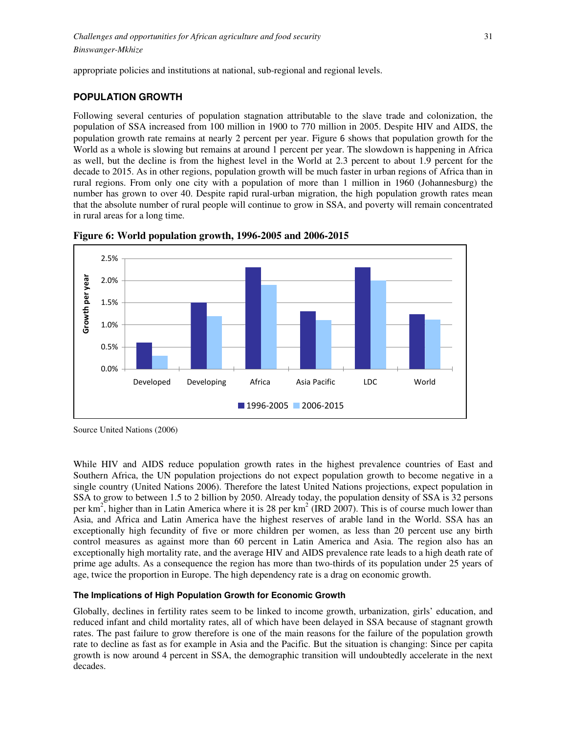appropriate policies and institutions at national, sub-regional and regional levels.

## POPULATION GROWTH

Following several centuries of population stagnation attributable to the slave trade and colonization, the population of SSA increased from 100 million in 1900 to 770 million in 2005. Despite HIV and AIDS, the population growth rate remains at nearly 2 percent per year. Figure 6 shows that population growth for the World as a whole is slowing but remains at around 1 percent per year. The slowdown is happening in Africa as well, but the decline is from the highest level in the World at 2.3 percent to about 1.9 percent for the decade to 2015. As in other regions, population growth will be much faster in urban regions of Africa than in rural regions. From only one city with a population of more than 1 million in 1960 (Johannesburg) the number has grown to over 40. Despite rapid rural-urban migration, the high population growth rates mean that the absolute number of rural people will continue to grow in SSA, and poverty will remain concentrated in rural areas for a long time.

**Figure 6: World population growth, 1996-2005 and 2006-2015**

Source United Nations (2006)

While HIV and AIDS reduce population growth rates in the highest prevalence countries of East and Southern Africa, the UN population projections do not expect population growth to become negative in a single country (United Nations 2006). Therefore the latest United Nations projections, expect population in SSA to grow to between 1.5 to 2 billion by 2050. Already today, the population density of SSA is 32 persons per km$^2$, higher than in Latin America where it is 28 per km$^2$ (IRD 2007). This is of course much lower than Asia, and Africa and Latin America have the highest reserves of arable land in the World. SSA has an exceptionally high fecundity of five or more children per women, as less than 20 percent use any birth control measures as against more than 60 percent in Latin America and Asia. The region also has an exceptionally high mortality rate, and the average HIV and AIDS prevalence rate leads to a high death rate of prime age adults. As a consequence the region has more than two-thirds of its population under 25 years of age, twice the proportion in Europe. The high dependency rate is a drag on economic growth.

### The Implications of High Population Growth for Economic Growth

Globally, declines in fertility rates seem to be linked to income growth, urbanization, girls' education, and reduced infant and child mortality rates, all of which have been delayed in SSA because of stagnant growth rates. The past failure to grow therefore is one of the main reasons for the failure of the population growth rate to decline as fast as for example in Asia and the Pacific. But the situation is changing: Since per capita growth is now around 4 percent in SSA, the demographic transition will undoubtedly accelerate in the next decades.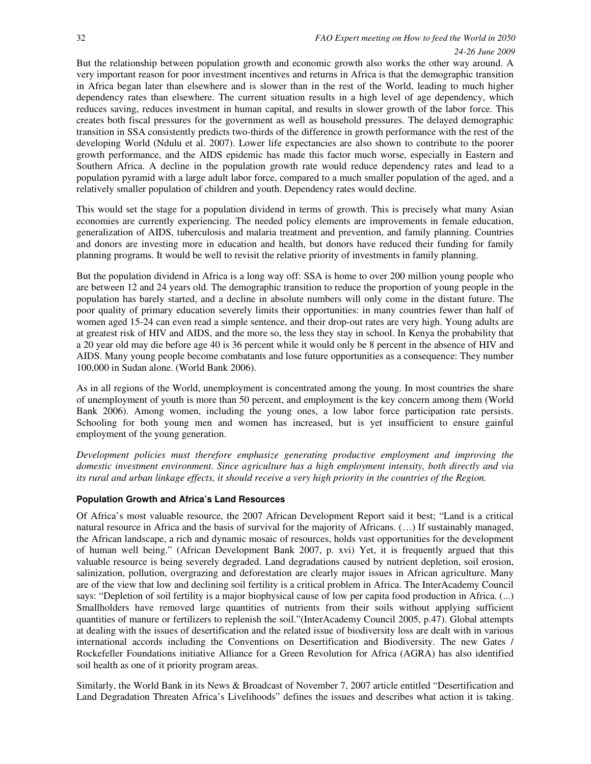But the relationship between population growth and economic growth also works the other way around. A very important reason for poor investment incentives and returns in Africa is that the demographic transition in Africa began later than elsewhere and is slower than in the rest of the World, leading to much higher dependency rates than elsewhere. The current situation results in a high level of age dependency, which reduces saving, reduces investment in human capital, and results in slower growth of the labor force. This creates both fiscal pressures for the government as well as household pressures. The delayed demographic transition in SSA consistently predicts two-thirds of the difference in growth performance with the rest of the developing World (Ndulu et al. 2007). Lower life expectancies are also shown to contribute to the poorer growth performance, and the AIDS epidemic has made this factor much worse, especially in Eastern and Southern Africa. A decline in the population growth rate would reduce dependency rates and lead to a population pyramid with a large adult labor force, compared to a much smaller population of the aged, and a relatively smaller population of children and youth. Dependency rates would decline.

This would set the stage for a population dividend in terms of growth. This is precisely what many Asian economies are currently experiencing. The needed policy elements are improvements in female education, generalization of AIDS, tuberculosis and malaria treatment and prevention, and family planning. Countries and donors are investing more in education and health, but donors have reduced their funding for family planning programs. It would be well to revisit the relative priority of investments in family planning.

But the population dividend in Africa is a long way off: SSA is home to over 200 million young people who are between 12 and 24 years old. The demographic transition to reduce the proportion of young people in the population has barely started, and a decline in absolute numbers will only come in the distant future. The poor quality of primary education severely limits their opportunities: in many countries fewer than half of women aged 15-24 can even read a simple sentence, and their drop-out rates are very high. Young adults are at greatest risk of HIV and AIDS, and the more so, the less they stay in school. In Kenya the probability that a 20 year old may die before age 40 is 36 percent while it would only be 8 percent in the absence of HIV and AIDS. Many young people become combatants and lose future opportunities as a consequence: They number 100,000 in Sudan alone. (World Bank 2006).

As in all regions of the World, unemployment is concentrated among the young. In most countries the share of unemployment of youth is more than 50 percent, and employment is the key concern among them (World Bank 2006). Among women, including the young ones, a low labor force participation rate persists. Schooling for both young men and women has increased, but is yet insufficient to ensure gainful employment of the young generation.

*Development policies must therefore emphasize generating productive employment and improving the domestic investment environment. Since agriculture has a high employment intensity, both directly and via its rural and urban linkage effects, it should receive a very high priority in the countries of the Region.*

#### Population Growth and Africa's Land Resources

Of Africa's most valuable resource, the 2007 African Development Report said it best; "Land is a critical natural resource in Africa and the basis of survival for the majority of Africans. (…) If sustainably managed, the African landscape, a rich and dynamic mosaic of resources, holds vast opportunities for the development of human well being." (African Development Bank 2007, p. xvi) Yet, it is frequently argued that this valuable resource is being severely degraded. Land degradations caused by nutrient depletion, soil erosion, salinization, pollution, overgrazing and deforestation are clearly major issues in African agriculture. Many are of the view that low and declining soil fertility is a critical problem in Africa. The InterAcademy Council says: "Depletion of soil fertility is a major biophysical cause of low per capita food production in Africa. (...) Smallholders have removed large quantities of nutrients from their soils without applying sufficient quantities of manure or fertilizers to replenish the soil."(InterAcademy Council 2005, p.47). Global attempts at dealing with the issues of desertification and the related issue of biodiversity loss are dealt with in various international accords including the Conventions on Desertification and Biodiversity. The new Gates / Rockefeller Foundations initiative Alliance for a Green Revolution for Africa (AGRA) has also identified soil health as one of it priority program areas.

Similarly, the World Bank in its News & Broadcast of November 7, 2007 article entitled "Desertification and Land Degradation Threaten Africa's Livelihoods" defines the issues and describes what action it is taking.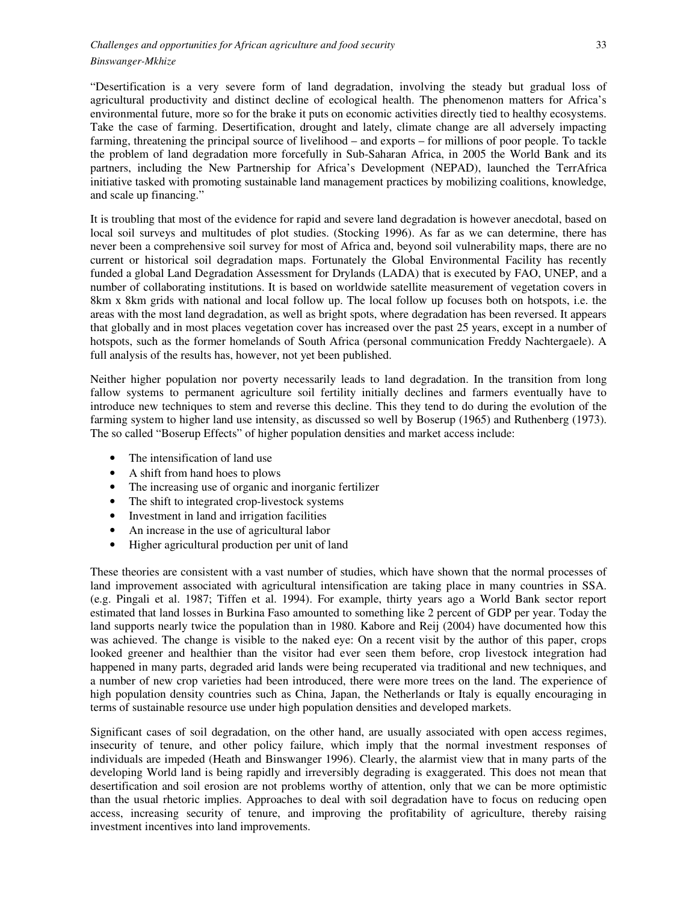"Desertification is a very severe form of land degradation, involving the steady but gradual loss of agricultural productivity and distinct decline of ecological health. The phenomenon matters for Africa's environmental future, more so for the brake it puts on economic activities directly tied to healthy ecosystems. Take the case of farming. Desertification, drought and lately, climate change are all adversely impacting farming, threatening the principal source of livelihood – and exports – for millions of poor people. To tackle the problem of land degradation more forcefully in Sub-Saharan Africa, in 2005 the World Bank and its partners, including the New Partnership for Africa's Development (NEPAD), launched the TerrAfrica initiative tasked with promoting sustainable land management practices by mobilizing coalitions, knowledge, and scale up financing."

It is troubling that most of the evidence for rapid and severe land degradation is however anecdotal, based on local soil surveys and multitudes of plot studies. (Stocking 1996). As far as we can determine, there has never been a comprehensive soil survey for most of Africa and, beyond soil vulnerability maps, there are no current or historical soil degradation maps. Fortunately the Global Environmental Facility has recently funded a global Land Degradation Assessment for Drylands (LADA) that is executed by FAO, UNEP, and a number of collaborating institutions. It is based on worldwide satellite measurement of vegetation covers in 8km x 8km grids with national and local follow up. The local follow up focuses both on hotspots, i.e. the areas with the most land degradation, as well as bright spots, where degradation has been reversed. It appears that globally and in most places vegetation cover has increased over the past 25 years, except in a number of hotspots, such as the former homelands of South Africa (personal communication Freddy Nachtergaele). A full analysis of the results has, however, not yet been published.

Neither higher population nor poverty necessarily leads to land degradation. In the transition from long fallow systems to permanent agriculture soil fertility initially declines and farmers eventually have to introduce new techniques to stem and reverse this decline. This they tend to do during the evolution of the farming system to higher land use intensity, as discussed so well by Boserup (1965) and Ruthenberg (1973). The so called "Boserup Effects" of higher population densities and market access include:

- The intensification of land use
- A shift from hand hoes to plows
- The increasing use of organic and inorganic fertilizer
- The shift to integrated crop-livestock systems
- Investment in land and irrigation facilities
- An increase in the use of agricultural labor
- Higher agricultural production per unit of land

These theories are consistent with a vast number of studies, which have shown that the normal processes of land improvement associated with agricultural intensification are taking place in many countries in SSA. (e.g. Pingali et al. 1987; Tiffen et al. 1994). For example, thirty years ago a World Bank sector report estimated that land losses in Burkina Faso amounted to something like 2 percent of GDP per year. Today the land supports nearly twice the population than in 1980. Kabore and Reij (2004) have documented how this was achieved. The change is visible to the naked eye: On a recent visit by the author of this paper, crops looked greener and healthier than the visitor had ever seen them before, crop livestock integration had happened in many parts, degraded arid lands were being recuperated via traditional and new techniques, and a number of new crop varieties had been introduced, there were more trees on the land. The experience of high population density countries such as China, Japan, the Netherlands or Italy is equally encouraging in terms of sustainable resource use under high population densities and developed markets.

Significant cases of soil degradation, on the other hand, are usually associated with open access regimes, insecurity of tenure, and other policy failure, which imply that the normal investment responses of individuals are impeded (Heath and Binswanger 1996). Clearly, the alarmist view that in many parts of the developing World land is being rapidly and irreversibly degrading is exaggerated. This does not mean that desertification and soil erosion are not problems worthy of attention, only that we can be more optimistic than the usual rhetoric implies. Approaches to deal with soil degradation have to focus on reducing open access, increasing security of tenure, and improving the profitability of agriculture, thereby raising investment incentives into land improvements.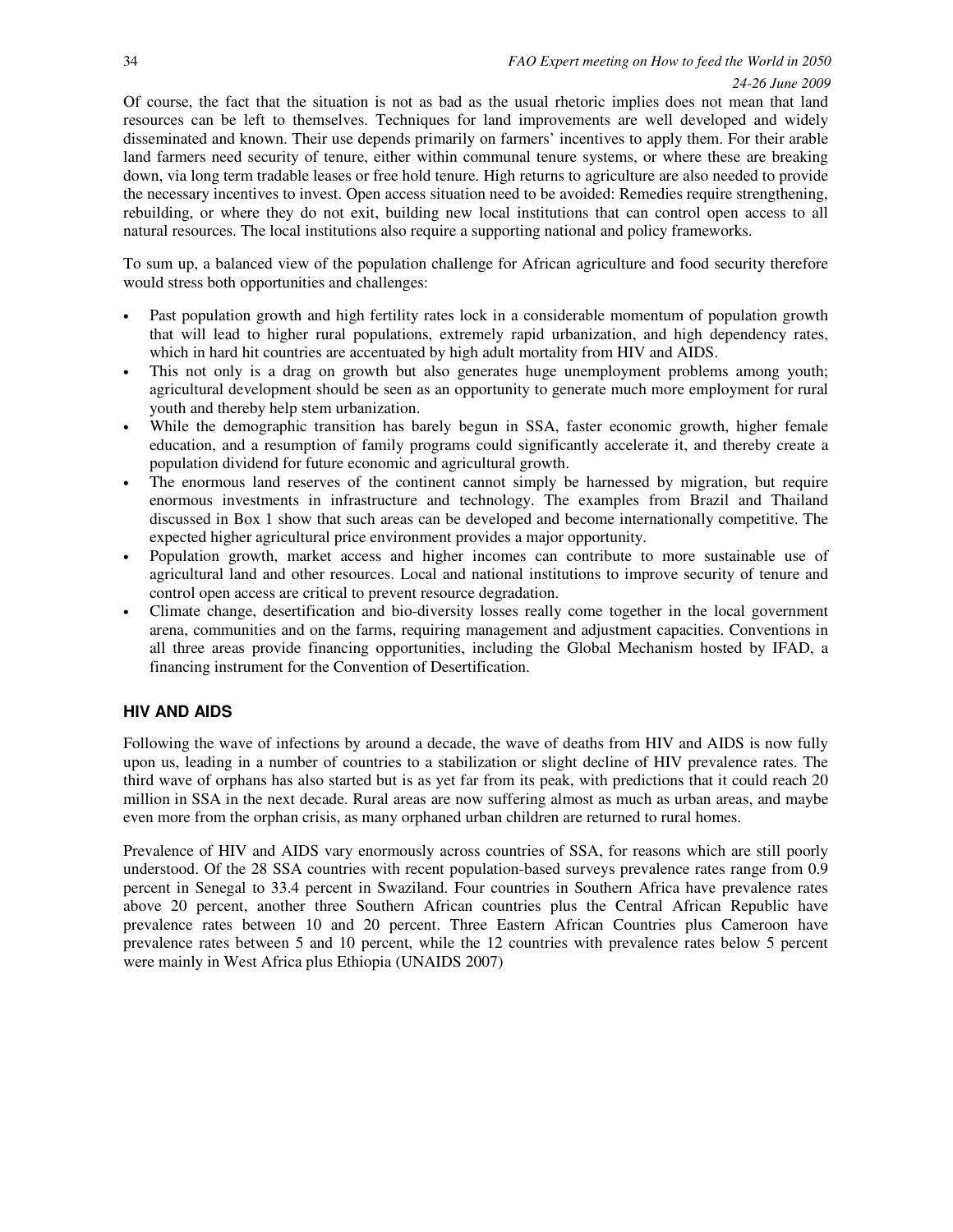Of course, the fact that the situation is not as bad as the usual rhetoric implies does not mean that land resources can be left to themselves. Techniques for land improvements are well developed and widely disseminated and known. Their use depends primarily on farmers' incentives to apply them. For their arable land farmers need security of tenure, either within communal tenure systems, or where these are breaking down, via long term tradable leases or free hold tenure. High returns to agriculture are also needed to provide the necessary incentives to invest. Open access situation need to be avoided: Remedies require strengthening, rebuilding, or where they do not exit, building new local institutions that can control open access to all natural resources. The local institutions also require a supporting national and policy frameworks.

To sum up, a balanced view of the population challenge for African agriculture and food security therefore would stress both opportunities and challenges:

- Past population growth and high fertility rates lock in a considerable momentum of population growth that will lead to higher rural populations, extremely rapid urbanization, and high dependency rates, which in hard hit countries are accentuated by high adult mortality from HIV and AIDS.
- This not only is a drag on growth but also generates huge unemployment problems among youth; agricultural development should be seen as an opportunity to generate much more employment for rural youth and thereby help stem urbanization.
- While the demographic transition has barely begun in SSA, faster economic growth, higher female education, and a resumption of family programs could significantly accelerate it, and thereby create a population dividend for future economic and agricultural growth.
- The enormous land reserves of the continent cannot simply be harnessed by migration, but require enormous investments in infrastructure and technology. The examples from Brazil and Thailand discussed in Box 1 show that such areas can be developed and become internationally competitive. The expected higher agricultural price environment provides a major opportunity.
- Population growth, market access and higher incomes can contribute to more sustainable use of agricultural land and other resources. Local and national institutions to improve security of tenure and control open access are critical to prevent resource degradation.
- Climate change, desertification and bio-diversity losses really come together in the local government arena, communities and on the farms, requiring management and adjustment capacities. Conventions in all three areas provide financing opportunities, including the Global Mechanism hosted by IFAD, a financing instrument for the Convention of Desertification.

## HIV AND AIDS

Following the wave of infections by around a decade, the wave of deaths from HIV and AIDS is now fully upon us, leading in a number of countries to a stabilization or slight decline of HIV prevalence rates. The third wave of orphans has also started but is as yet far from its peak, with predictions that it could reach 20 million in SSA in the next decade. Rural areas are now suffering almost as much as urban areas, and maybe even more from the orphan crisis, as many orphaned urban children are returned to rural homes.

Prevalence of HIV and AIDS vary enormously across countries of SSA, for reasons which are still poorly understood. Of the 28 SSA countries with recent population-based surveys prevalence rates range from 0.9 percent in Senegal to 33.4 percent in Swaziland. Four countries in Southern Africa have prevalence rates above 20 percent, another three Southern African countries plus the Central African Republic have prevalence rates between 10 and 20 percent. Three Eastern African Countries plus Cameroon have prevalence rates between 5 and 10 percent, while the 12 countries with prevalence rates below 5 percent were mainly in West Africa plus Ethiopia (UNAIDS 2007)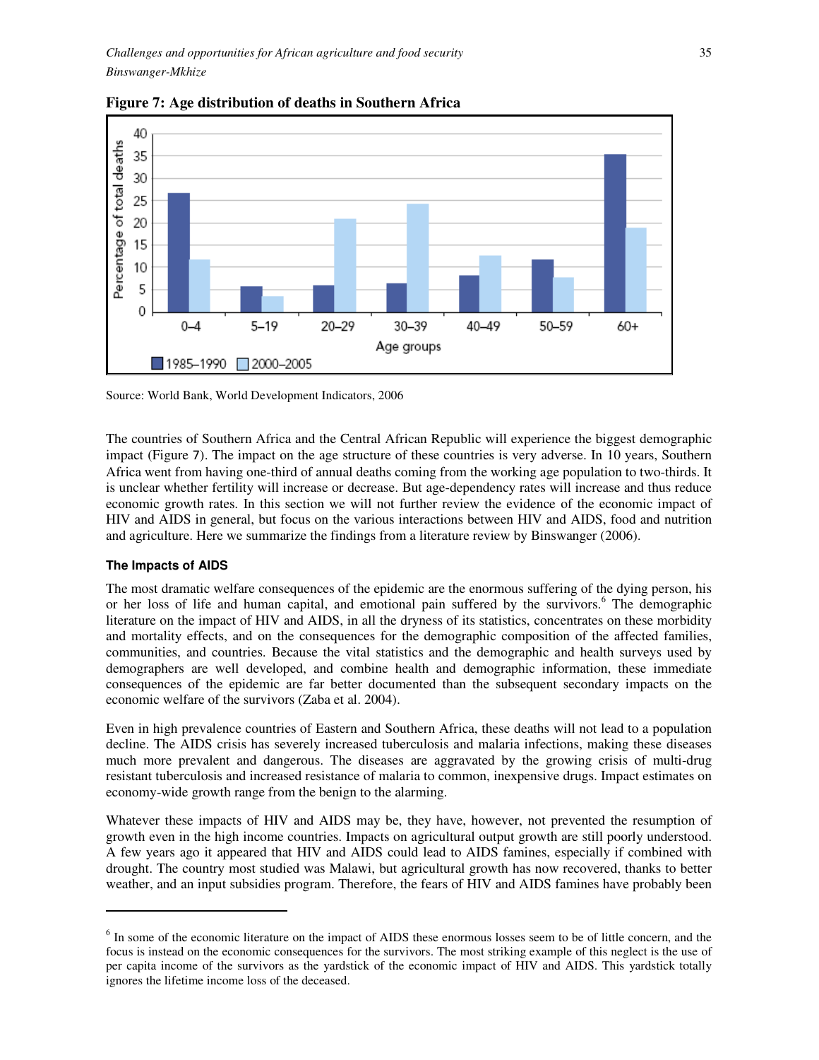**Figure 7: Age distribution of deaths in Southern Africa**

Source: World Bank, World Development Indicators, 2006

The countries of Southern Africa and the Central African Republic will experience the biggest demographic impact (Figure 7). The impact on the age structure of these countries is very adverse. In 10 years, Southern Africa went from having one-third of annual deaths coming from the working age population to two-thirds. It is unclear whether fertility will increase or decrease. But age-dependency rates will increase and thus reduce economic growth rates. In this section we will not further review the evidence of the economic impact of HIV and AIDS in general, but focus on the various interactions between HIV and AIDS, food and nutrition and agriculture. Here we summarize the findings from a literature review by Binswanger (2006).

### The Impacts of AIDS

The most dramatic welfare consequences of the epidemic are the enormous suffering of the dying person, his or her loss of life and human capital, and emotional pain suffered by the survivors.[6] The demographic literature on the impact of HIV and AIDS, in all the dryness of its statistics, concentrates on these morbidity and mortality effects, and on the consequences for the demographic composition of the affected families, communities, and countries. Because the vital statistics and the demographic and health surveys used by demographers are well developed, and combine health and demographic information, these immediate consequences of the epidemic are far better documented than the subsequent secondary impacts on the economic welfare of the survivors (Zaba et al. 2004).

Even in high prevalence countries of Eastern and Southern Africa, these deaths will not lead to a population decline. The AIDS crisis has severely increased tuberculosis and malaria infections, making these diseases much more prevalent and dangerous. The diseases are aggravated by the growing crisis of multi-drug resistant tuberculosis and increased resistance of malaria to common, inexpensive drugs. Impact estimates on economy-wide growth range from the benign to the alarming.

Whatever these impacts of HIV and AIDS may be, they have, however, not prevented the resumption of growth even in the high income countries. Impacts on agricultural output growth are still poorly understood. A few years ago it appeared that HIV and AIDS could lead to AIDS famines, especially if combined with drought. The country most studied was Malawi, but agricultural growth has now recovered, thanks to better weather, and an input subsidies program. Therefore, the fears of HIV and AIDS famines have probably been

---

[6] In some of the economic literature on the impact of AIDS these enormous losses seem to be of little concern, and the focus is instead on the economic consequences for the survivors. The most striking example of this neglect is the use of per capita income of the survivors as the yardstick of the economic impact of HIV and AIDS. This yardstick totally ignores the lifetime income loss of the deceased.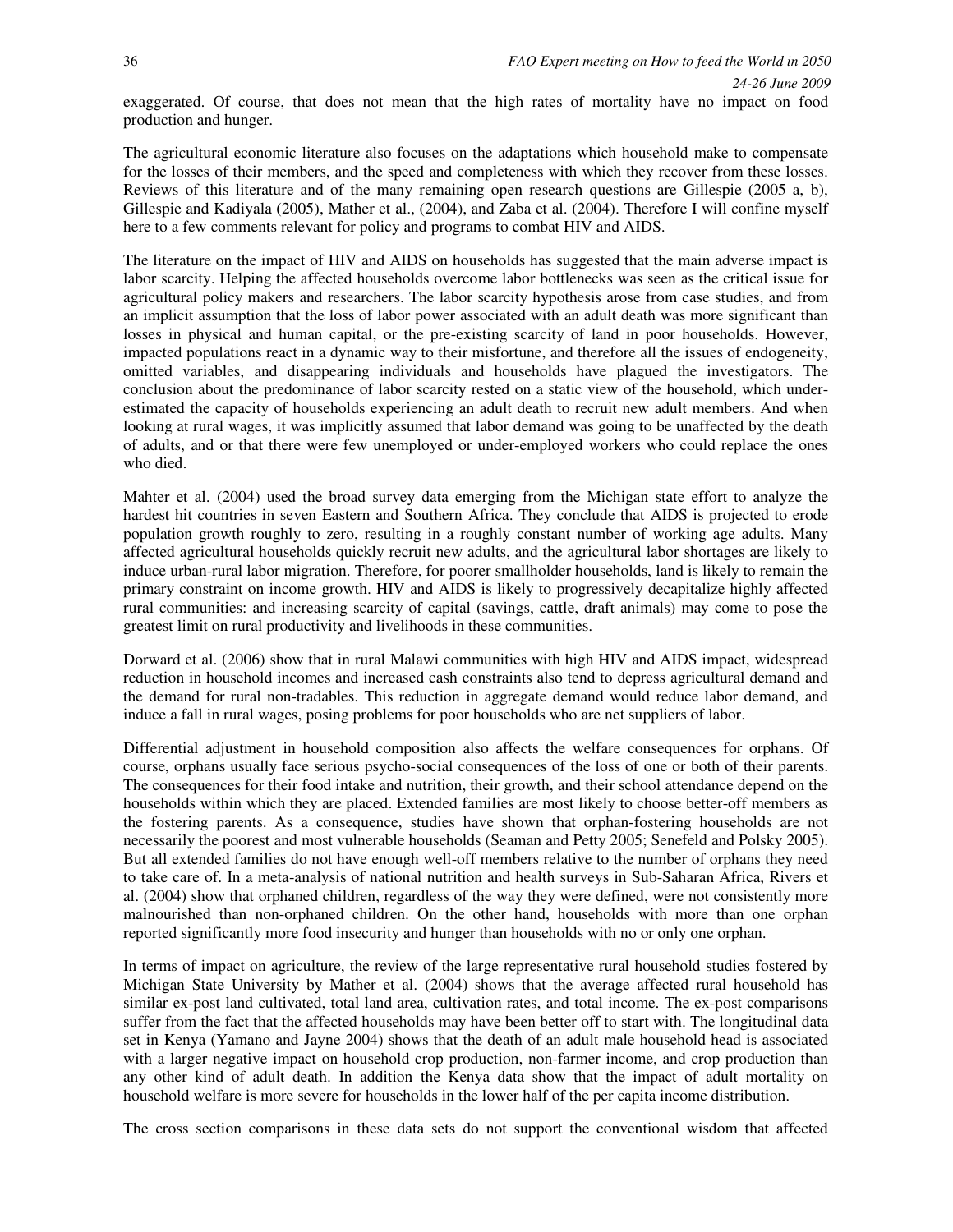exaggerated. Of course, that does not mean that the high rates of mortality have no impact on food production and hunger.

The agricultural economic literature also focuses on the adaptations which household make to compensate for the losses of their members, and the speed and completeness with which they recover from these losses. Reviews of this literature and of the many remaining open research questions are Gillespie (2005 a, b), Gillespie and Kadiyala (2005), Mather et al., (2004), and Zaba et al. (2004). Therefore I will confine myself here to a few comments relevant for policy and programs to combat HIV and AIDS.

The literature on the impact of HIV and AIDS on households has suggested that the main adverse impact is labor scarcity. Helping the affected households overcome labor bottlenecks was seen as the critical issue for agricultural policy makers and researchers. The labor scarcity hypothesis arose from case studies, and from an implicit assumption that the loss of labor power associated with an adult death was more significant than losses in physical and human capital, or the pre-existing scarcity of land in poor households. However, impacted populations react in a dynamic way to their misfortune, and therefore all the issues of endogeneity, omitted variables, and disappearing individuals and households have plagued the investigators. The conclusion about the predominance of labor scarcity rested on a static view of the household, which under-estimated the capacity of households experiencing an adult death to recruit new adult members. And when looking at rural wages, it was implicitly assumed that labor demand was going to be unaffected by the death of adults, and or that there were few unemployed or under-employed workers who could replace the ones who died.

Mahter et al. (2004) used the broad survey data emerging from the Michigan state effort to analyze the hardest hit countries in seven Eastern and Southern Africa. They conclude that AIDS is projected to erode population growth roughly to zero, resulting in a roughly constant number of working age adults. Many affected agricultural households quickly recruit new adults, and the agricultural labor shortages are likely to induce urban-rural labor migration. Therefore, for poorer smallholder households, land is likely to remain the primary constraint on income growth. HIV and AIDS is likely to progressively decapitalize highly affected rural communities: and increasing scarcity of capital (savings, cattle, draft animals) may come to pose the greatest limit on rural productivity and livelihoods in these communities.

Dorward et al. (2006) show that in rural Malawi communities with high HIV and AIDS impact, widespread reduction in household incomes and increased cash constraints also tend to depress agricultural demand and the demand for rural non-tradables. This reduction in aggregate demand would reduce labor demand, and induce a fall in rural wages, posing problems for poor households who are net suppliers of labor.

Differential adjustment in household composition also affects the welfare consequences for orphans. Of course, orphans usually face serious psycho-social consequences of the loss of one or both of their parents. The consequences for their food intake and nutrition, their growth, and their school attendance depend on the households within which they are placed. Extended families are most likely to choose better-off members as the fostering parents. As a consequence, studies have shown that orphan-fostering households are not necessarily the poorest and most vulnerable households (Seaman and Petty 2005; Senefeld and Polsky 2005). But all extended families do not have enough well-off members relative to the number of orphans they need to take care of. In a meta-analysis of national nutrition and health surveys in Sub-Saharan Africa, Rivers et al. (2004) show that orphaned children, regardless of the way they were defined, were not consistently more malnourished than non-orphaned children. On the other hand, households with more than one orphan reported significantly more food insecurity and hunger than households with no or only one orphan.

In terms of impact on agriculture, the review of the large representative rural household studies fostered by Michigan State University by Mather et al. (2004) shows that the average affected rural household has similar ex-post land cultivated, total land area, cultivation rates, and total income. The ex-post comparisons suffer from the fact that the affected households may have been better off to start with. The longitudinal data set in Kenya (Yamano and Jayne 2004) shows that the death of an adult male household head is associated with a larger negative impact on household crop production, non-farmer income, and crop production than any other kind of adult death. In addition the Kenya data show that the impact of adult mortality on household welfare is more severe for households in the lower half of the per capita income distribution.

The cross section comparisons in these data sets do not support the conventional wisdom that affected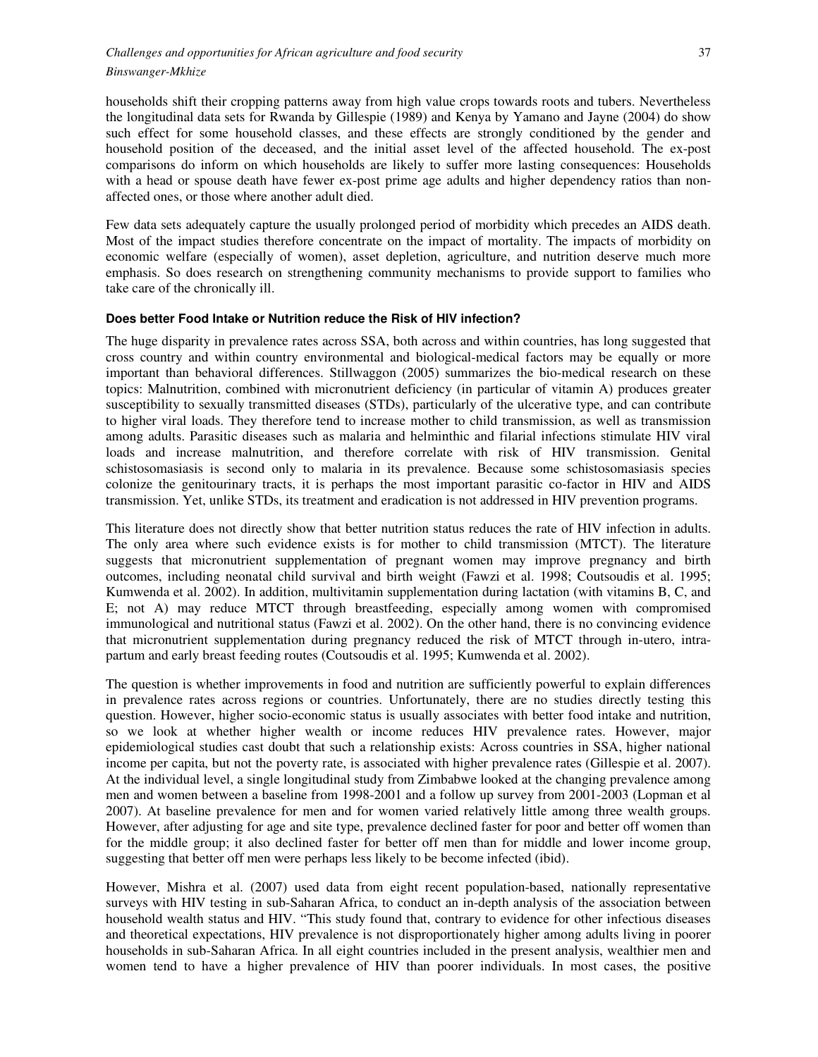households shift their cropping patterns away from high value crops towards roots and tubers. Nevertheless the longitudinal data sets for Rwanda by Gillespie (1989) and Kenya by Yamano and Jayne (2004) do show such effect for some household classes, and these effects are strongly conditioned by the gender and household position of the deceased, and the initial asset level of the affected household. The ex-post comparisons do inform on which households are likely to suffer more lasting consequences: Households with a head or spouse death have fewer ex-post prime age adults and higher dependency ratios than non-affected ones, or those where another adult died.

Few data sets adequately capture the usually prolonged period of morbidity which precedes an AIDS death. Most of the impact studies therefore concentrate on the impact of mortality. The impacts of morbidity on economic welfare (especially of women), asset depletion, agriculture, and nutrition deserve much more emphasis. So does research on strengthening community mechanisms to provide support to families who take care of the chronically ill.

### Does better Food Intake or Nutrition reduce the Risk of HIV infection?

The huge disparity in prevalence rates across SSA, both across and within countries, has long suggested that cross country and within country environmental and biological-medical factors may be equally or more important than behavioral differences. Stillwaggon (2005) summarizes the bio-medical research on these topics: Malnutrition, combined with micronutrient deficiency (in particular of vitamin A) produces greater susceptibility to sexually transmitted diseases (STDs), particularly of the ulcerative type, and can contribute to higher viral loads. They therefore tend to increase mother to child transmission, as well as transmission among adults. Parasitic diseases such as malaria and helminthic and filarial infections stimulate HIV viral loads and increase malnutrition, and therefore correlate with risk of HIV transmission. Genital schistosomasiasis is second only to malaria in its prevalence. Because some schistosomasiasis species colonize the genitourinary tracts, it is perhaps the most important parasitic co-factor in HIV and AIDS transmission. Yet, unlike STDs, its treatment and eradication is not addressed in HIV prevention programs.

This literature does not directly show that better nutrition status reduces the rate of HIV infection in adults. The only area where such evidence exists is for mother to child transmission (MTCT). The literature suggests that micronutrient supplementation of pregnant women may improve pregnancy and birth outcomes, including neonatal child survival and birth weight (Fawzi et al. 1998; Coutsoudis et al. 1995; Kumwenda et al. 2002). In addition, multivitamin supplementation during lactation (with vitamins B, C, and E; not A) may reduce MTCT through breastfeeding, especially among women with compromised immunological and nutritional status (Fawzi et al. 2002). On the other hand, there is no convincing evidence that micronutrient supplementation during pregnancy reduced the risk of MTCT through in-utero, intra-partum and early breast feeding routes (Coutsoudis et al. 1995; Kumwenda et al. 2002).

The question is whether improvements in food and nutrition are sufficiently powerful to explain differences in prevalence rates across regions or countries. Unfortunately, there are no studies directly testing this question. However, higher socio-economic status is usually associates with better food intake and nutrition, so we look at whether higher wealth or income reduces HIV prevalence rates. However, major epidemiological studies cast doubt that such a relationship exists: Across countries in SSA, higher national income per capita, but not the poverty rate, is associated with higher prevalence rates (Gillespie et al. 2007). At the individual level, a single longitudinal study from Zimbabwe looked at the changing prevalence among men and women between a baseline from 1998-2001 and a follow up survey from 2001-2003 (Lopman et al 2007). At baseline prevalence for men and for women varied relatively little among three wealth groups. However, after adjusting for age and site type, prevalence declined faster for poor and better off women than for the middle group; it also declined faster for better off men than for middle and lower income group, suggesting that better off men were perhaps less likely to be become infected (ibid).

However, Mishra et al. (2007) used data from eight recent population-based, nationally representative surveys with HIV testing in sub-Saharan Africa, to conduct an in-depth analysis of the association between household wealth status and HIV. "This study found that, contrary to evidence for other infectious diseases and theoretical expectations, HIV prevalence is not disproportionately higher among adults living in poorer households in sub-Saharan Africa. In all eight countries included in the present analysis, wealthier men and women tend to have a higher prevalence of HIV than poorer individuals. In most cases, the positive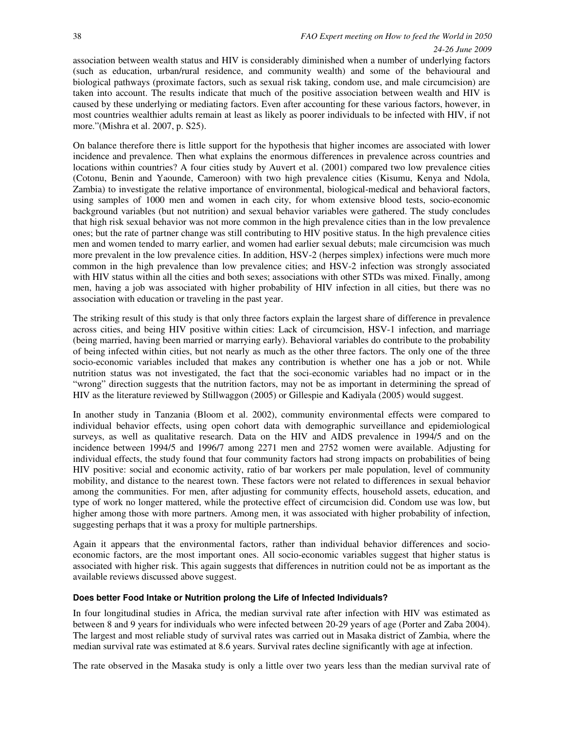association between wealth status and HIV is considerably diminished when a number of underlying factors (such as education, urban/rural residence, and community wealth) and some of the behavioural and biological pathways (proximate factors, such as sexual risk taking, condom use, and male circumcision) are taken into account. The results indicate that much of the positive association between wealth and HIV is caused by these underlying or mediating factors. Even after accounting for these various factors, however, in most countries wealthier adults remain at least as likely as poorer individuals to be infected with HIV, if not more."(Mishra et al. 2007, p. S25).

On balance therefore there is little support for the hypothesis that higher incomes are associated with lower incidence and prevalence. Then what explains the enormous differences in prevalence across countries and locations within countries? A four cities study by Auvert et al. (2001) compared two low prevalence cities (Cotonu, Benin and Yaounde, Cameroon) with two high prevalence cities (Kisumu, Kenya and Ndola, Zambia) to investigate the relative importance of environmental, biological-medical and behavioral factors, using samples of 1000 men and women in each city, for whom extensive blood tests, socio-economic background variables (but not nutrition) and sexual behavior variables were gathered. The study concludes that high risk sexual behavior was not more common in the high prevalence cities than in the low prevalence ones; but the rate of partner change was still contributing to HIV positive status. In the high prevalence cities men and women tended to marry earlier, and women had earlier sexual debuts; male circumcision was much more prevalent in the low prevalence cities. In addition, HSV-2 (herpes simplex) infections were much more common in the high prevalence than low prevalence cities; and HSV-2 infection was strongly associated with HIV status within all the cities and both sexes; associations with other STDs was mixed. Finally, among men, having a job was associated with higher probability of HIV infection in all cities, but there was no association with education or traveling in the past year.

The striking result of this study is that only three factors explain the largest share of difference in prevalence across cities, and being HIV positive within cities: Lack of circumcision, HSV-1 infection, and marriage (being married, having been married or marrying early). Behavioral variables do contribute to the probability of being infected within cities, but not nearly as much as the other three factors. The only one of the three socio-economic variables included that makes any contribution is whether one has a job or not. While nutrition status was not investigated, the fact that the soci-economic variables had no impact or in the "wrong" direction suggests that the nutrition factors, may not be as important in determining the spread of HIV as the literature reviewed by Stillwaggon (2005) or Gillespie and Kadiyala (2005) would suggest.

In another study in Tanzania (Bloom et al. 2002), community environmental effects were compared to individual behavior effects, using open cohort data with demographic surveillance and epidemiological surveys, as well as qualitative research. Data on the HIV and AIDS prevalence in 1994/5 and on the incidence between 1994/5 and 1996/7 among 2271 men and 2752 women were available. Adjusting for individual effects, the study found that four community factors had strong impacts on probabilities of being HIV positive: social and economic activity, ratio of bar workers per male population, level of community mobility, and distance to the nearest town. These factors were not related to differences in sexual behavior among the communities. For men, after adjusting for community effects, household assets, education, and type of work no longer mattered, while the protective effect of circumcision did. Condom use was low, but higher among those with more partners. Among men, it was associated with higher probability of infection, suggesting perhaps that it was a proxy for multiple partnerships.

Again it appears that the environmental factors, rather than individual behavior differences and socio-economic factors, are the most important ones. All socio-economic variables suggest that higher status is associated with higher risk. This again suggests that differences in nutrition could not be as important as the available reviews discussed above suggest.

#### Does better Food Intake or Nutrition prolong the Life of Infected Individuals?

In four longitudinal studies in Africa, the median survival rate after infection with HIV was estimated as between 8 and 9 years for individuals who were infected between 20-29 years of age (Porter and Zaba 2004). The largest and most reliable study of survival rates was carried out in Masaka district of Zambia, where the median survival rate was estimated at 8.6 years. Survival rates decline significantly with age at infection.

The rate observed in the Masaka study is only a little over two years less than the median survival rate of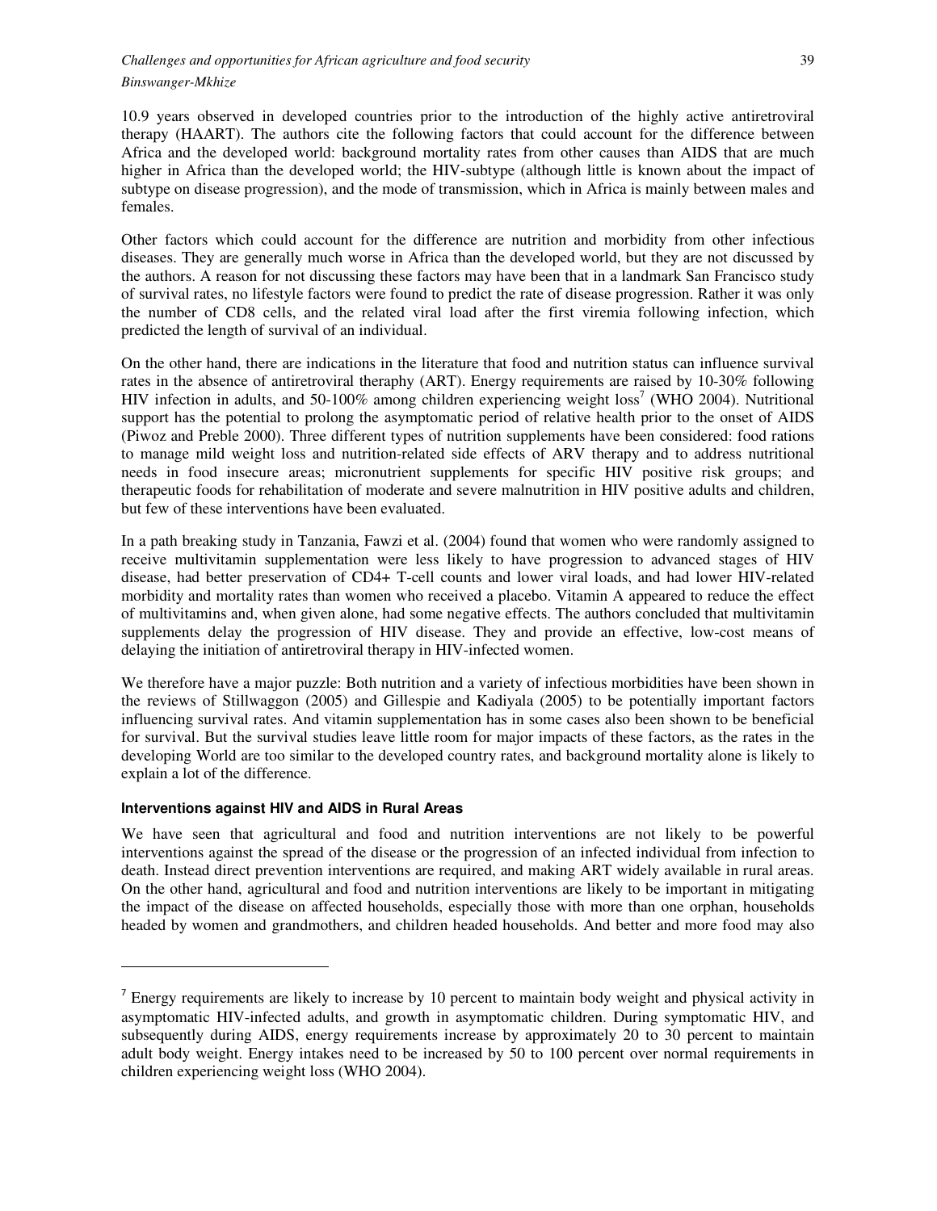10.9 years observed in developed countries prior to the introduction of the highly active antiretroviral therapy (HAART). The authors cite the following factors that could account for the difference between Africa and the developed world: background mortality rates from other causes than AIDS that are much higher in Africa than the developed world; the HIV-subtype (although little is known about the impact of subtype on disease progression), and the mode of transmission, which in Africa is mainly between males and females.

Other factors which could account for the difference are nutrition and morbidity from other infectious diseases. They are generally much worse in Africa than the developed world, but they are not discussed by the authors. A reason for not discussing these factors may have been that in a landmark San Francisco study of survival rates, no lifestyle factors were found to predict the rate of disease progression. Rather it was only the number of CD8 cells, and the related viral load after the first viremia following infection, which predicted the length of survival of an individual.

On the other hand, there are indications in the literature that food and nutrition status can influence survival rates in the absence of antiretroviral theraphy (ART). Energy requirements are raised by 10-30% following HIV infection in adults, and 50-100% among children experiencing weight loss[7] (WHO 2004). Nutritional support has the potential to prolong the asymptomatic period of relative health prior to the onset of AIDS (Piwoz and Preble 2000). Three different types of nutrition supplements have been considered: food rations to manage mild weight loss and nutrition-related side effects of ARV therapy and to address nutritional needs in food insecure areas; micronutrient supplements for specific HIV positive risk groups; and therapeutic foods for rehabilitation of moderate and severe malnutrition in HIV positive adults and children, but few of these interventions have been evaluated.

In a path breaking study in Tanzania, Fawzi et al. (2004) found that women who were randomly assigned to receive multivitamin supplementation were less likely to have progression to advanced stages of HIV disease, had better preservation of CD4+ T-cell counts and lower viral loads, and had lower HIV-related morbidity and mortality rates than women who received a placebo. Vitamin A appeared to reduce the effect of multivitamins and, when given alone, had some negative effects. The authors concluded that multivitamin supplements delay the progression of HIV disease. They and provide an effective, low-cost means of delaying the initiation of antiretroviral therapy in HIV-infected women.

We therefore have a major puzzle: Both nutrition and a variety of infectious morbidities have been shown in the reviews of Stillwaggon (2005) and Gillespie and Kadiyala (2005) to be potentially important factors influencing survival rates. And vitamin supplementation has in some cases also been shown to be beneficial for survival. But the survival studies leave little room for major impacts of these factors, as the rates in the developing World are too similar to the developed country rates, and background mortality alone is likely to explain a lot of the difference.

### Interventions against HIV and AIDS in Rural Areas

We have seen that agricultural and food and nutrition interventions are not likely to be powerful interventions against the spread of the disease or the progression of an infected individual from infection to death. Instead direct prevention interventions are required, and making ART widely available in rural areas. On the other hand, agricultural and food and nutrition interventions are likely to be important in mitigating the impact of the disease on affected households, especially those with more than one orphan, households headed by women and grandmothers, and children headed households. And better and more food may also

---

[7] Energy requirements are likely to increase by 10 percent to maintain body weight and physical activity in asymptomatic HIV-infected adults, and growth in asymptomatic children. During symptomatic HIV, and subsequently during AIDS, energy requirements increase by approximately 20 to 30 percent to maintain adult body weight. Energy intakes need to be increased by 50 to 100 percent over normal requirements in children experiencing weight loss (WHO 2004).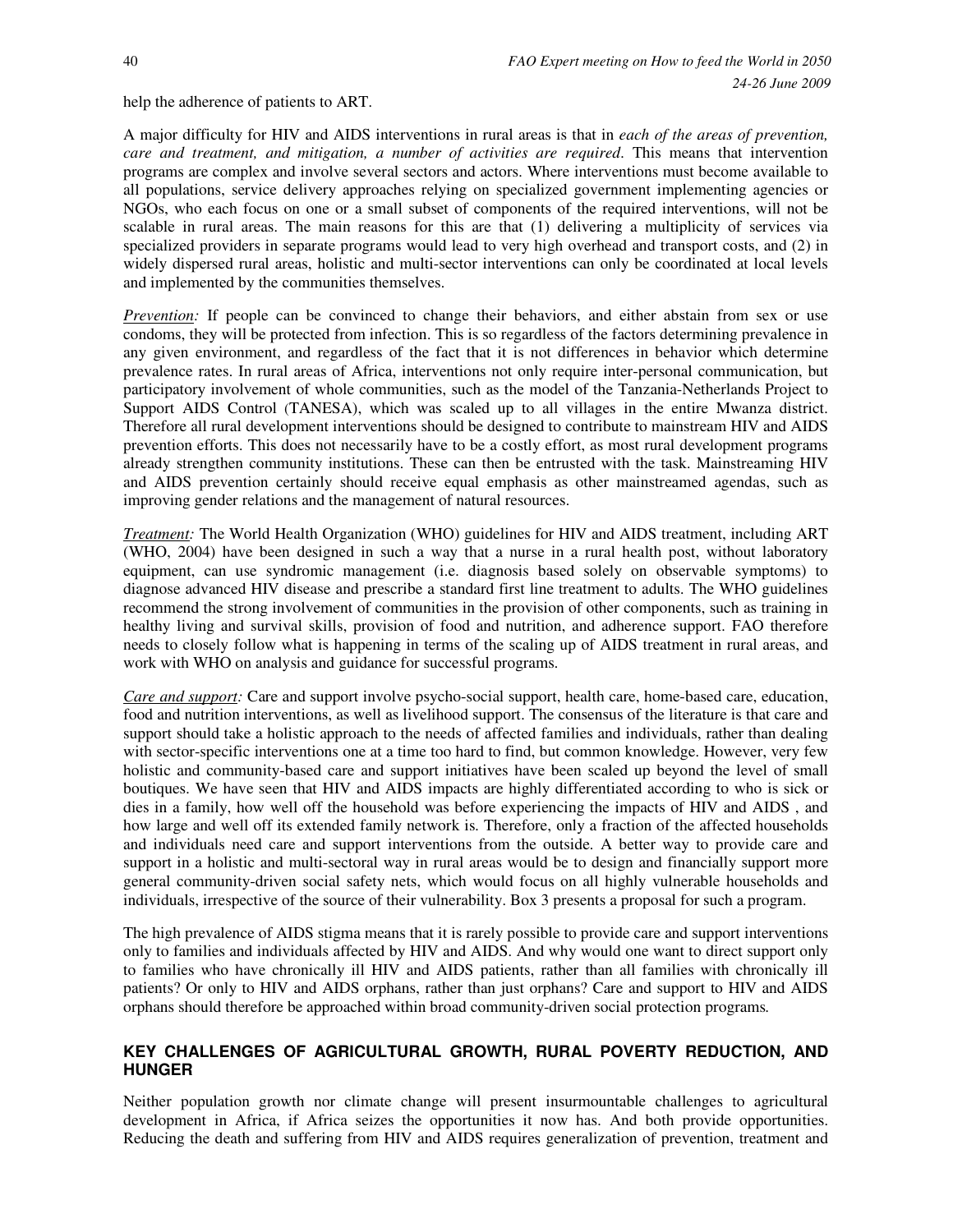help the adherence of patients to ART.

A major difficulty for HIV and AIDS interventions in rural areas is that in *each of the areas of prevention, care and treatment, and mitigation, a number of activities are required*. This means that intervention programs are complex and involve several sectors and actors. Where interventions must become available to all populations, service delivery approaches relying on specialized government implementing agencies or NGOs, who each focus on one or a small subset of components of the required interventions, will not be scalable in rural areas. The main reasons for this are that (1) delivering a multiplicity of services via specialized providers in separate programs would lead to very high overhead and transport costs, and (2) in widely dispersed rural areas, holistic and multi-sector interventions can only be coordinated at local levels and implemented by the communities themselves.

*Prevention:* If people can be convinced to change their behaviors, and either abstain from sex or use condoms, they will be protected from infection. This is so regardless of the factors determining prevalence in any given environment, and regardless of the fact that it is not differences in behavior which determine prevalence rates. In rural areas of Africa, interventions not only require inter-personal communication, but participatory involvement of whole communities, such as the model of the Tanzania-Netherlands Project to Support AIDS Control (TANESA), which was scaled up to all villages in the entire Mwanza district. Therefore all rural development interventions should be designed to contribute to mainstream HIV and AIDS prevention efforts. This does not necessarily have to be a costly effort, as most rural development programs already strengthen community institutions. These can then be entrusted with the task. Mainstreaming HIV and AIDS prevention certainly should receive equal emphasis as other mainstreamed agendas, such as improving gender relations and the management of natural resources.

*Treatment:* The World Health Organization (WHO) guidelines for HIV and AIDS treatment, including ART (WHO, 2004) have been designed in such a way that a nurse in a rural health post, without laboratory equipment, can use syndromic management (i.e. diagnosis based solely on observable symptoms) to diagnose advanced HIV disease and prescribe a standard first line treatment to adults. The WHO guidelines recommend the strong involvement of communities in the provision of other components, such as training in healthy living and survival skills, provision of food and nutrition, and adherence support. FAO therefore needs to closely follow what is happening in terms of the scaling up of AIDS treatment in rural areas, and work with WHO on analysis and guidance for successful programs.

*Care and support:* Care and support involve psycho-social support, health care, home-based care, education, food and nutrition interventions, as well as livelihood support. The consensus of the literature is that care and support should take a holistic approach to the needs of affected families and individuals, rather than dealing with sector-specific interventions one at a time too hard to find, but common knowledge. However, very few holistic and community-based care and support initiatives have been scaled up beyond the level of small boutiques. We have seen that HIV and AIDS impacts are highly differentiated according to who is sick or dies in a family, how well off the household was before experiencing the impacts of HIV and AIDS , and how large and well off its extended family network is. Therefore, only a fraction of the affected households and individuals need care and support interventions from the outside. A better way to provide care and support in a holistic and multi-sectoral way in rural areas would be to design and financially support more general community-driven social safety nets, which would focus on all highly vulnerable households and individuals, irrespective of the source of their vulnerability. Box 3 presents a proposal for such a program.

The high prevalence of AIDS stigma means that it is rarely possible to provide care and support interventions only to families and individuals affected by HIV and AIDS. And why would one want to direct support only to families who have chronically ill HIV and AIDS patients, rather than all families with chronically ill patients? Or only to HIV and AIDS orphans, rather than just orphans? Care and support to HIV and AIDS orphans should therefore be approached within broad community-driven social protection programs.

## KEY CHALLENGES OF AGRICULTURAL GROWTH, RURAL POVERTY REDUCTION, AND HUNGER

Neither population growth nor climate change will present insurmountable challenges to agricultural development in Africa, if Africa seizes the opportunities it now has. And both provide opportunities. Reducing the death and suffering from HIV and AIDS requires generalization of prevention, treatment and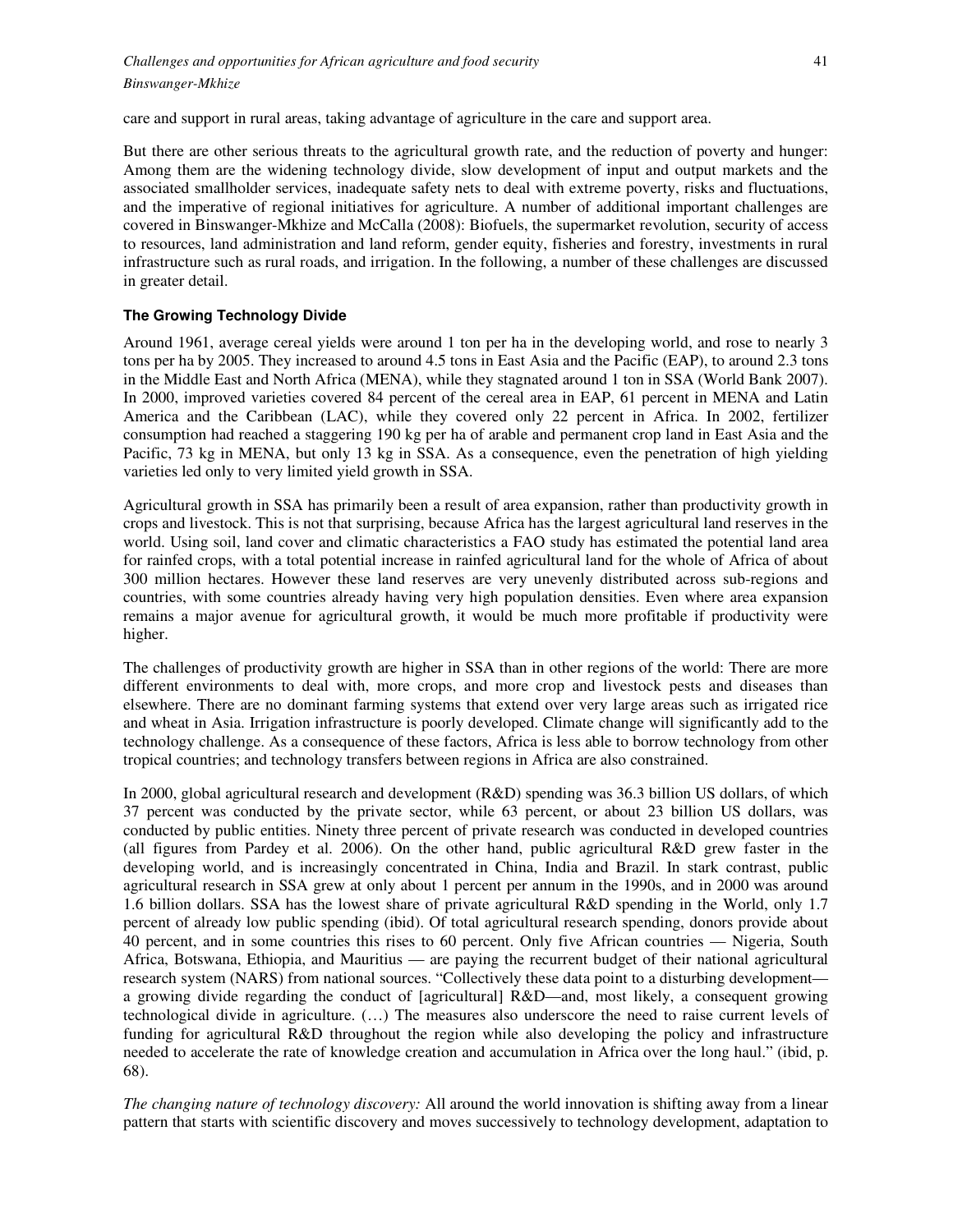care and support in rural areas, taking advantage of agriculture in the care and support area.

But there are other serious threats to the agricultural growth rate, and the reduction of poverty and hunger: Among them are the widening technology divide, slow development of input and output markets and the associated smallholder services, inadequate safety nets to deal with extreme poverty, risks and fluctuations, and the imperative of regional initiatives for agriculture. A number of additional important challenges are covered in Binswanger-Mkhize and McCalla (2008): Biofuels, the supermarket revolution, security of access to resources, land administration and land reform, gender equity, fisheries and forestry, investments in rural infrastructure such as rural roads, and irrigation. In the following, a number of these challenges are discussed in greater detail.

### The Growing Technology Divide

Around 1961, average cereal yields were around 1 ton per ha in the developing world, and rose to nearly 3 tons per ha by 2005. They increased to around 4.5 tons in East Asia and the Pacific (EAP), to around 2.3 tons in the Middle East and North Africa (MENA), while they stagnated around 1 ton in SSA (World Bank 2007). In 2000, improved varieties covered 84 percent of the cereal area in EAP, 61 percent in MENA and Latin America and the Caribbean (LAC), while they covered only 22 percent in Africa. In 2002, fertilizer consumption had reached a staggering 190 kg per ha of arable and permanent crop land in East Asia and the Pacific, 73 kg in MENA, but only 13 kg in SSA. As a consequence, even the penetration of high yielding varieties led only to very limited yield growth in SSA.

Agricultural growth in SSA has primarily been a result of area expansion, rather than productivity growth in crops and livestock. This is not that surprising, because Africa has the largest agricultural land reserves in the world. Using soil, land cover and climatic characteristics a FAO study has estimated the potential land area for rainfed crops, with a total potential increase in rainfed agricultural land for the whole of Africa of about 300 million hectares. However these land reserves are very unevenly distributed across sub-regions and countries, with some countries already having very high population densities. Even where area expansion remains a major avenue for agricultural growth, it would be much more profitable if productivity were higher.

The challenges of productivity growth are higher in SSA than in other regions of the world: There are more different environments to deal with, more crops, and more crop and livestock pests and diseases than elsewhere. There are no dominant farming systems that extend over very large areas such as irrigated rice and wheat in Asia. Irrigation infrastructure is poorly developed. Climate change will significantly add to the technology challenge. As a consequence of these factors, Africa is less able to borrow technology from other tropical countries; and technology transfers between regions in Africa are also constrained.

In 2000, global agricultural research and development (R&D) spending was 36.3 billion US dollars, of which 37 percent was conducted by the private sector, while 63 percent, or about 23 billion US dollars, was conducted by public entities. Ninety three percent of private research was conducted in developed countries (all figures from Pardey et al. 2006). On the other hand, public agricultural R&D grew faster in the developing world, and is increasingly concentrated in China, India and Brazil. In stark contrast, public agricultural research in SSA grew at only about 1 percent per annum in the 1990s, and in 2000 was around 1.6 billion dollars. SSA has the lowest share of private agricultural R&D spending in the World, only 1.7 percent of already low public spending (ibid). Of total agricultural research spending, donors provide about 40 percent, and in some countries this rises to 60 percent. Only five African countries — Nigeria, South Africa, Botswana, Ethiopia, and Mauritius — are paying the recurrent budget of their national agricultural research system (NARS) from national sources. "Collectively these data point to a disturbing development—a growing divide regarding the conduct of [agricultural] R&D—and, most likely, a consequent growing technological divide in agriculture. (…) The measures also underscore the need to raise current levels of funding for agricultural R&D throughout the region while also developing the policy and infrastructure needed to accelerate the rate of knowledge creation and accumulation in Africa over the long haul." (ibid, p. 68).

*The changing nature of technology discovery:* All around the world innovation is shifting away from a linear pattern that starts with scientific discovery and moves successively to technology development, adaptation to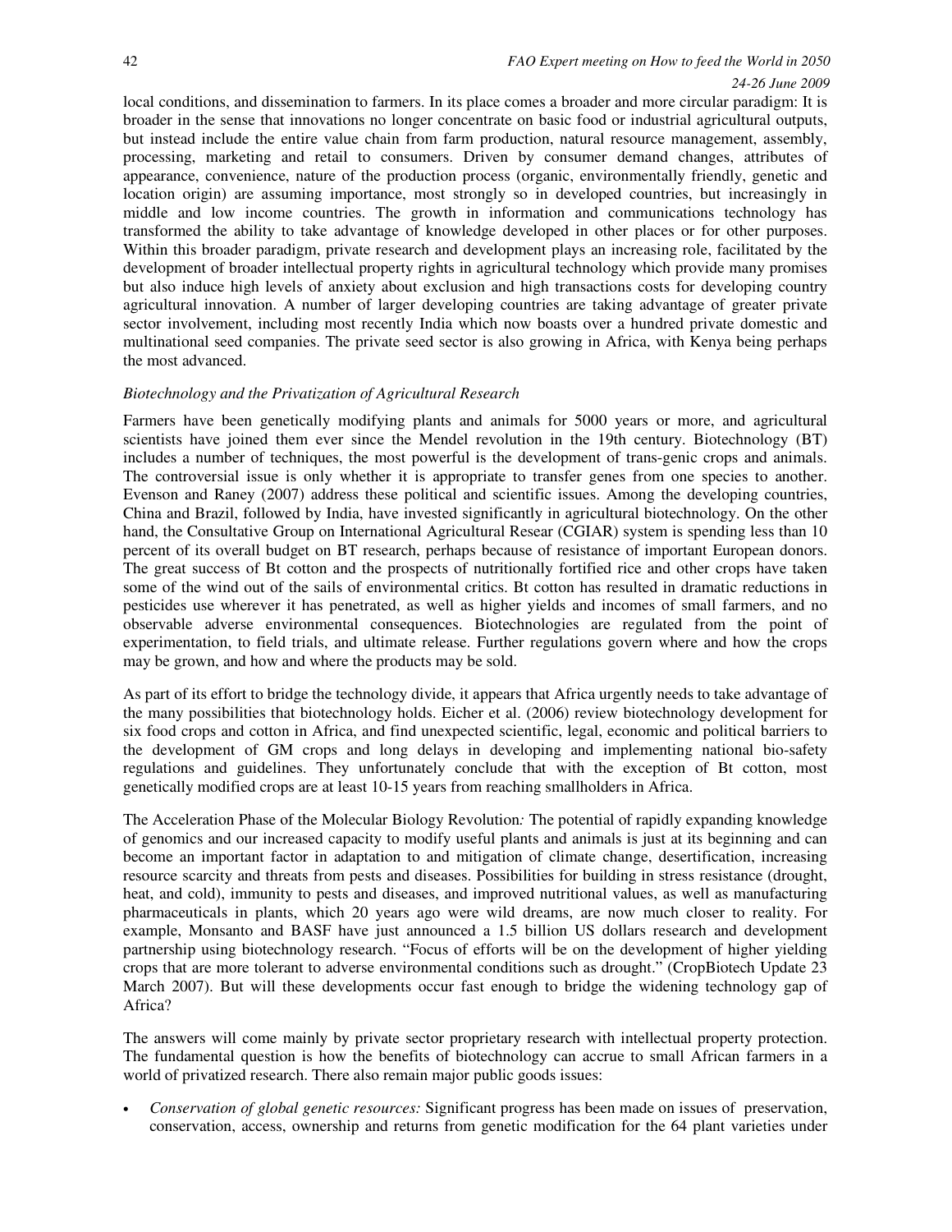local conditions, and dissemination to farmers. In its place comes a broader and more circular paradigm: It is broader in the sense that innovations no longer concentrate on basic food or industrial agricultural outputs, but instead include the entire value chain from farm production, natural resource management, assembly, processing, marketing and retail to consumers. Driven by consumer demand changes, attributes of appearance, convenience, nature of the production process (organic, environmentally friendly, genetic and location origin) are assuming importance, most strongly so in developed countries, but increasingly in middle and low income countries. The growth in information and communications technology has transformed the ability to take advantage of knowledge developed in other places or for other purposes. Within this broader paradigm, private research and development plays an increasing role, facilitated by the development of broader intellectual property rights in agricultural technology which provide many promises but also induce high levels of anxiety about exclusion and high transactions costs for developing country agricultural innovation. A number of larger developing countries are taking advantage of greater private sector involvement, including most recently India which now boasts over a hundred private domestic and multinational seed companies. The private seed sector is also growing in Africa, with Kenya being perhaps the most advanced.

*Biotechnology and the Privatization of Agricultural Research*

Farmers have been genetically modifying plants and animals for 5000 years or more, and agricultural scientists have joined them ever since the Mendel revolution in the 19th century. Biotechnology (BT) includes a number of techniques, the most powerful is the development of trans-genic crops and animals. The controversial issue is only whether it is appropriate to transfer genes from one species to another. Evenson and Raney (2007) address these political and scientific issues. Among the developing countries, China and Brazil, followed by India, have invested significantly in agricultural biotechnology. On the other hand, the Consultative Group on International Agricultural Resear (CGIAR) system is spending less than 10 percent of its overall budget on BT research, perhaps because of resistance of important European donors. The great success of Bt cotton and the prospects of nutritionally fortified rice and other crops have taken some of the wind out of the sails of environmental critics. Bt cotton has resulted in dramatic reductions in pesticides use wherever it has penetrated, as well as higher yields and incomes of small farmers, and no observable adverse environmental consequences. Biotechnologies are regulated from the point of experimentation, to field trials, and ultimate release. Further regulations govern where and how the crops may be grown, and how and where the products may be sold.

As part of its effort to bridge the technology divide, it appears that Africa urgently needs to take advantage of the many possibilities that biotechnology holds. Eicher et al. (2006) review biotechnology development for six food crops and cotton in Africa, and find unexpected scientific, legal, economic and political barriers to the development of GM crops and long delays in developing and implementing national bio-safety regulations and guidelines. They unfortunately conclude that with the exception of Bt cotton, most genetically modified crops are at least 10-15 years from reaching smallholders in Africa.

The Acceleration Phase of the Molecular Biology Revolution*:* The potential of rapidly expanding knowledge of genomics and our increased capacity to modify useful plants and animals is just at its beginning and can become an important factor in adaptation to and mitigation of climate change, desertification, increasing resource scarcity and threats from pests and diseases. Possibilities for building in stress resistance (drought, heat, and cold), immunity to pests and diseases, and improved nutritional values, as well as manufacturing pharmaceuticals in plants, which 20 years ago were wild dreams, are now much closer to reality. For example, Monsanto and BASF have just announced a 1.5 billion US dollars research and development partnership using biotechnology research. "Focus of efforts will be on the development of higher yielding crops that are more tolerant to adverse environmental conditions such as drought." (CropBiotech Update 23 March 2007). But will these developments occur fast enough to bridge the widening technology gap of Africa?

The answers will come mainly by private sector proprietary research with intellectual property protection. The fundamental question is how the benefits of biotechnology can accrue to small African farmers in a world of privatized research. There also remain major public goods issues:

- *Conservation of global genetic resources:* Significant progress has been made on issues of preservation, conservation, access, ownership and returns from genetic modification for the 64 plant varieties under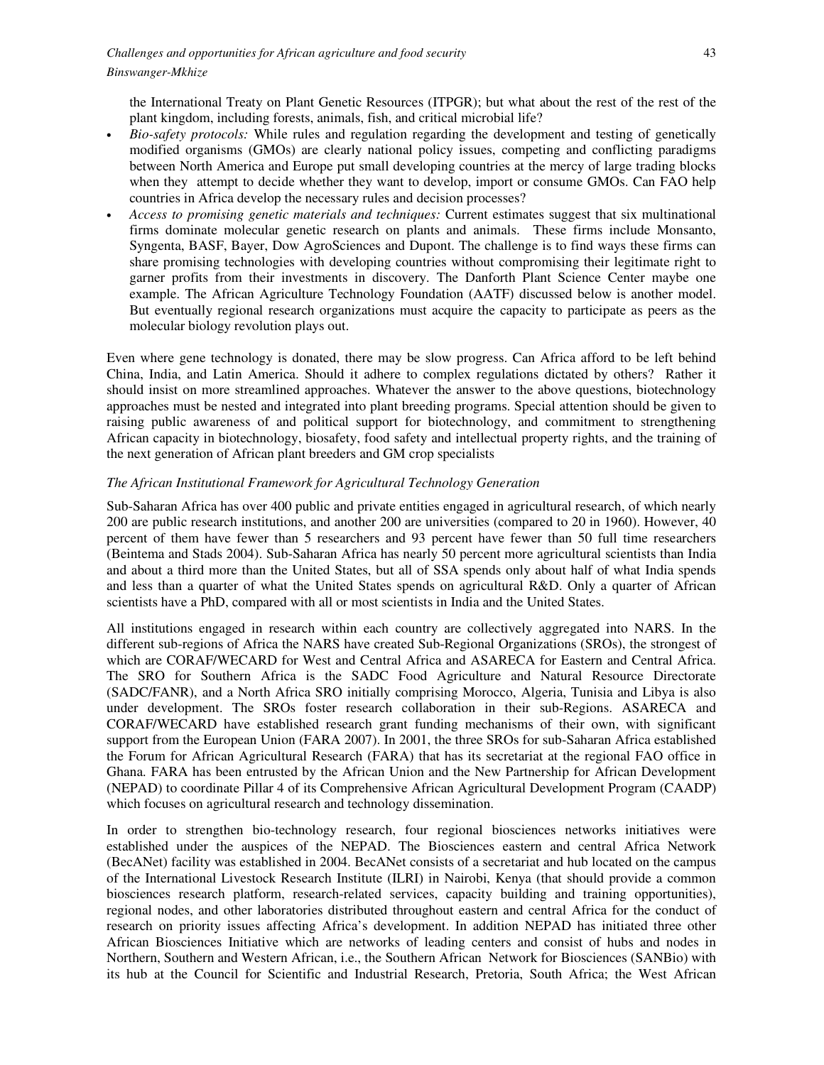the International Treaty on Plant Genetic Resources (ITPGR); but what about the rest of the rest of the plant kingdom, including forests, animals, fish, and critical microbial life?

- *Bio-safety protocols:* While rules and regulation regarding the development and testing of genetically modified organisms (GMOs) are clearly national policy issues, competing and conflicting paradigms between North America and Europe put small developing countries at the mercy of large trading blocks when they attempt to decide whether they want to develop, import or consume GMOs. Can FAO help countries in Africa develop the necessary rules and decision processes?
- *Access to promising genetic materials and techniques:* Current estimates suggest that six multinational firms dominate molecular genetic research on plants and animals. These firms include Monsanto, Syngenta, BASF, Bayer, Dow AgroSciences and Dupont. The challenge is to find ways these firms can share promising technologies with developing countries without compromising their legitimate right to garner profits from their investments in discovery. The Danforth Plant Science Center maybe one example. The African Agriculture Technology Foundation (AATF) discussed below is another model. But eventually regional research organizations must acquire the capacity to participate as peers as the molecular biology revolution plays out.

Even where gene technology is donated, there may be slow progress. Can Africa afford to be left behind China, India, and Latin America. Should it adhere to complex regulations dictated by others? Rather it should insist on more streamlined approaches. Whatever the answer to the above questions, biotechnology approaches must be nested and integrated into plant breeding programs. Special attention should be given to raising public awareness of and political support for biotechnology, and commitment to strengthening African capacity in biotechnology, biosafety, food safety and intellectual property rights, and the training of the next generation of African plant breeders and GM crop specialists

*The African Institutional Framework for Agricultural Technology Generation*

Sub-Saharan Africa has over 400 public and private entities engaged in agricultural research, of which nearly 200 are public research institutions, and another 200 are universities (compared to 20 in 1960). However, 40 percent of them have fewer than 5 researchers and 93 percent have fewer than 50 full time researchers (Beintema and Stads 2004). Sub-Saharan Africa has nearly 50 percent more agricultural scientists than India and about a third more than the United States, but all of SSA spends only about half of what India spends and less than a quarter of what the United States spends on agricultural R&D. Only a quarter of African scientists have a PhD, compared with all or most scientists in India and the United States.

All institutions engaged in research within each country are collectively aggregated into NARS. In the different sub-regions of Africa the NARS have created Sub-Regional Organizations (SROs), the strongest of which are CORAF/WECARD for West and Central Africa and ASARECA for Eastern and Central Africa. The SRO for Southern Africa is the SADC Food Agriculture and Natural Resource Directorate (SADC/FANR), and a North Africa SRO initially comprising Morocco, Algeria, Tunisia and Libya is also under development. The SROs foster research collaboration in their sub-Regions. ASARECA and CORAF/WECARD have established research grant funding mechanisms of their own, with significant support from the European Union (FARA 2007). In 2001, the three SROs for sub-Saharan Africa established the Forum for African Agricultural Research (FARA) that has its secretariat at the regional FAO office in Ghana. FARA has been entrusted by the African Union and the New Partnership for African Development (NEPAD) to coordinate Pillar 4 of its Comprehensive African Agricultural Development Program (CAADP) which focuses on agricultural research and technology dissemination.

In order to strengthen bio-technology research, four regional biosciences networks initiatives were established under the auspices of the NEPAD. The Biosciences eastern and central Africa Network (BecANet) facility was established in 2004. BecANet consists of a secretariat and hub located on the campus of the International Livestock Research Institute (ILRI) in Nairobi, Kenya (that should provide a common biosciences research platform, research-related services, capacity building and training opportunities), regional nodes, and other laboratories distributed throughout eastern and central Africa for the conduct of research on priority issues affecting Africa's development. In addition NEPAD has initiated three other African Biosciences Initiative which are networks of leading centers and consist of hubs and nodes in Northern, Southern and Western African, i.e., the Southern African Network for Biosciences (SANBio) with its hub at the Council for Scientific and Industrial Research, Pretoria, South Africa; the West African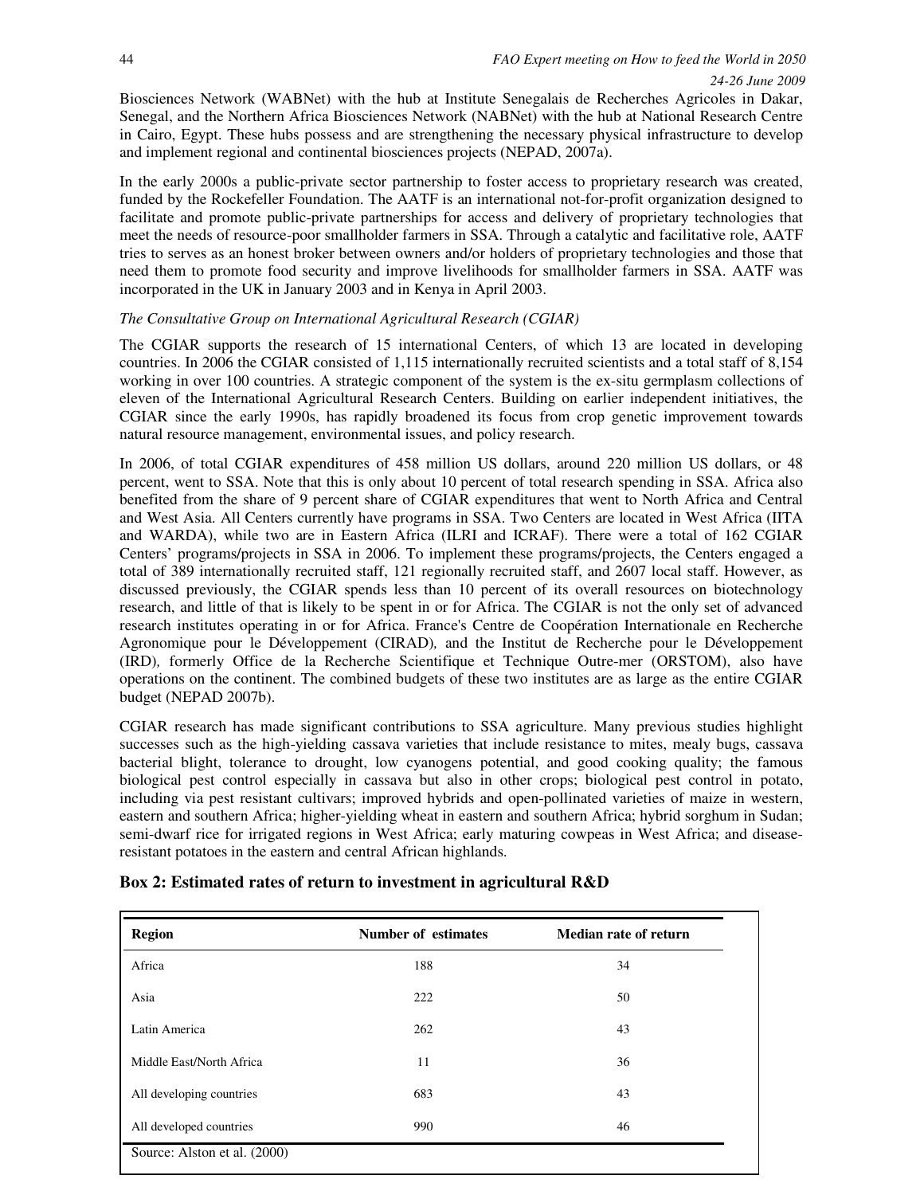Biosciences Network (WABNet) with the hub at Institute Senegalais de Recherches Agricoles in Dakar, Senegal, and the Northern Africa Biosciences Network (NABNet) with the hub at National Research Centre in Cairo, Egypt. These hubs possess and are strengthening the necessary physical infrastructure to develop and implement regional and continental biosciences projects (NEPAD, 2007a).

In the early 2000s a public-private sector partnership to foster access to proprietary research was created, funded by the Rockefeller Foundation. The AATF is an international not-for-profit organization designed to facilitate and promote public-private partnerships for access and delivery of proprietary technologies that meet the needs of resource-poor smallholder farmers in SSA. Through a catalytic and facilitative role, AATF tries to serves as an honest broker between owners and/or holders of proprietary technologies and those that need them to promote food security and improve livelihoods for smallholder farmers in SSA. AATF was incorporated in the UK in January 2003 and in Kenya in April 2003.

*The Consultative Group on International Agricultural Research (CGIAR)*

The CGIAR supports the research of 15 international Centers, of which 13 are located in developing countries. In 2006 the CGIAR consisted of 1,115 internationally recruited scientists and a total staff of 8,154 working in over 100 countries. A strategic component of the system is the ex-situ germplasm collections of eleven of the International Agricultural Research Centers. Building on earlier independent initiatives, the CGIAR since the early 1990s, has rapidly broadened its focus from crop genetic improvement towards natural resource management, environmental issues, and policy research.

In 2006, of total CGIAR expenditures of 458 million US dollars, around 220 million US dollars, or 48 percent, went to SSA. Note that this is only about 10 percent of total research spending in SSA. Africa also benefited from the share of 9 percent share of CGIAR expenditures that went to North Africa and Central and West Asia. All Centers currently have programs in SSA. Two Centers are located in West Africa (IITA and WARDA), while two are in Eastern Africa (ILRI and ICRAF). There were a total of 162 CGIAR Centers' programs/projects in SSA in 2006. To implement these programs/projects, the Centers engaged a total of 389 internationally recruited staff, 121 regionally recruited staff, and 2607 local staff. However, as discussed previously, the CGIAR spends less than 10 percent of its overall resources on biotechnology research, and little of that is likely to be spent in or for Africa. The CGIAR is not the only set of advanced research institutes operating in or for Africa. France's Centre de Coopération Internationale en Recherche Agronomique pour le Développement (CIRAD)*,* and the Institut de Recherche pour le Développement (IRD)*,* formerly Office de la Recherche Scientifique et Technique Outre-mer (ORSTOM), also have operations on the continent. The combined budgets of these two institutes are as large as the entire CGIAR budget (NEPAD 2007b).

CGIAR research has made significant contributions to SSA agriculture. Many previous studies highlight successes such as the high-yielding cassava varieties that include resistance to mites, mealy bugs, cassava bacterial blight, tolerance to drought, low cyanogens potential, and good cooking quality; the famous biological pest control especially in cassava but also in other crops; biological pest control in potato, including via pest resistant cultivars; improved hybrids and open-pollinated varieties of maize in western, eastern and southern Africa; higher-yielding wheat in eastern and southern Africa; hybrid sorghum in Sudan; semi-dwarf rice for irrigated regions in West Africa; early maturing cowpeas in West Africa; and disease-resistant potatoes in the eastern and central African highlands.

**Box 2: Estimated rates of return to investment in agricultural R&D**

| Region | Number of estimates | Median rate of return |
|---|---|---|
| Africa | 188 | 34 |
| Asia | 222 | 50 |
| Latin America | 262 | 43 |
| Middle East/North Africa | 11 | 36 |
| All developing countries | 683 | 43 |
| All developed countries | 990 | 46 |

Source: Alston et al. (2000)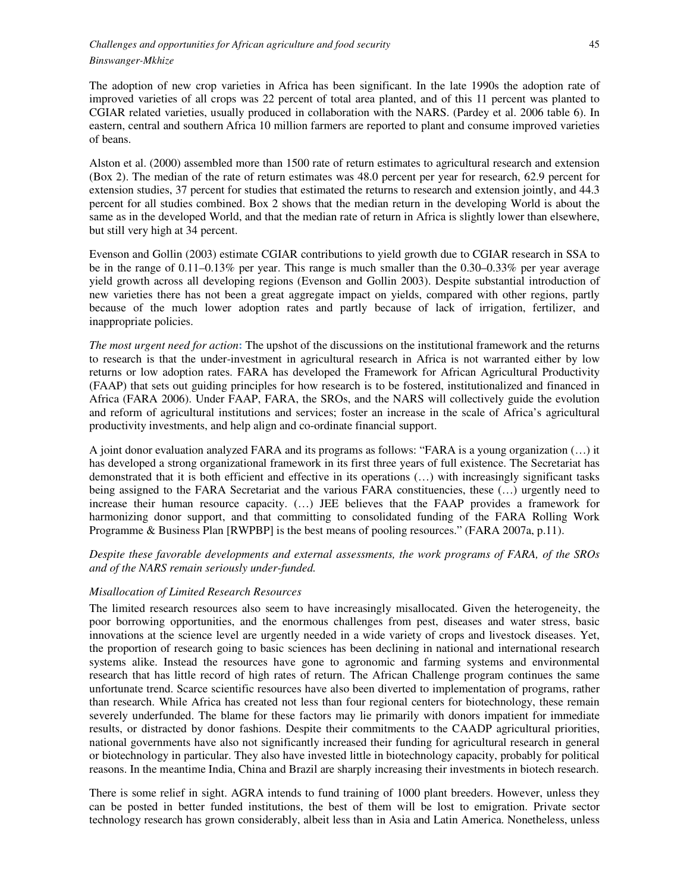The adoption of new crop varieties in Africa has been significant. In the late 1990s the adoption rate of improved varieties of all crops was 22 percent of total area planted, and of this 11 percent was planted to CGIAR related varieties, usually produced in collaboration with the NARS. (Pardey et al. 2006 table 6). In eastern, central and southern Africa 10 million farmers are reported to plant and consume improved varieties of beans.

Alston et al. (2000) assembled more than 1500 rate of return estimates to agricultural research and extension (Box 2). The median of the rate of return estimates was 48.0 percent per year for research, 62.9 percent for extension studies, 37 percent for studies that estimated the returns to research and extension jointly, and 44.3 percent for all studies combined. Box 2 shows that the median return in the developing World is about the same as in the developed World, and that the median rate of return in Africa is slightly lower than elsewhere, but still very high at 34 percent.

Evenson and Gollin (2003) estimate CGIAR contributions to yield growth due to CGIAR research in SSA to be in the range of 0.11–0.13% per year. This range is much smaller than the 0.30–0.33% per year average yield growth across all developing regions (Evenson and Gollin 2003). Despite substantial introduction of new varieties there has not been a great aggregate impact on yields, compared with other regions, partly because of the much lower adoption rates and partly because of lack of irrigation, fertilizer, and inappropriate policies.

*The most urgent need for action***:** The upshot of the discussions on the institutional framework and the returns to research is that the under-investment in agricultural research in Africa is not warranted either by low returns or low adoption rates. FARA has developed the Framework for African Agricultural Productivity (FAAP) that sets out guiding principles for how research is to be fostered, institutionalized and financed in Africa (FARA 2006). Under FAAP, FARA, the SROs, and the NARS will collectively guide the evolution and reform of agricultural institutions and services; foster an increase in the scale of Africa's agricultural productivity investments, and help align and co-ordinate financial support.

A joint donor evaluation analyzed FARA and its programs as follows: "FARA is a young organization (…) it has developed a strong organizational framework in its first three years of full existence. The Secretariat has demonstrated that it is both efficient and effective in its operations (…) with increasingly significant tasks being assigned to the FARA Secretariat and the various FARA constituencies, these (…) urgently need to increase their human resource capacity. (…) JEE believes that the FAAP provides a framework for harmonizing donor support, and that committing to consolidated funding of the FARA Rolling Work Programme & Business Plan [RWPBP] is the best means of pooling resources." (FARA 2007a, p.11).

*Despite these favorable developments and external assessments, the work programs of FARA, of the SROs and of the NARS remain seriously under-funded.*

*Misallocation of Limited Research Resources*

The limited research resources also seem to have increasingly misallocated. Given the heterogeneity, the poor borrowing opportunities, and the enormous challenges from pest, diseases and water stress, basic innovations at the science level are urgently needed in a wide variety of crops and livestock diseases. Yet, the proportion of research going to basic sciences has been declining in national and international research systems alike. Instead the resources have gone to agronomic and farming systems and environmental research that has little record of high rates of return. The African Challenge program continues the same unfortunate trend. Scarce scientific resources have also been diverted to implementation of programs, rather than research. While Africa has created not less than four regional centers for biotechnology, these remain severely underfunded. The blame for these factors may lie primarily with donors impatient for immediate results, or distracted by donor fashions. Despite their commitments to the CAADP agricultural priorities, national governments have also not significantly increased their funding for agricultural research in general or biotechnology in particular. They also have invested little in biotechnology capacity, probably for political reasons. In the meantime India, China and Brazil are sharply increasing their investments in biotech research.

There is some relief in sight. AGRA intends to fund training of 1000 plant breeders. However, unless they can be posted in better funded institutions, the best of them will be lost to emigration. Private sector technology research has grown considerably, albeit less than in Asia and Latin America. Nonetheless, unless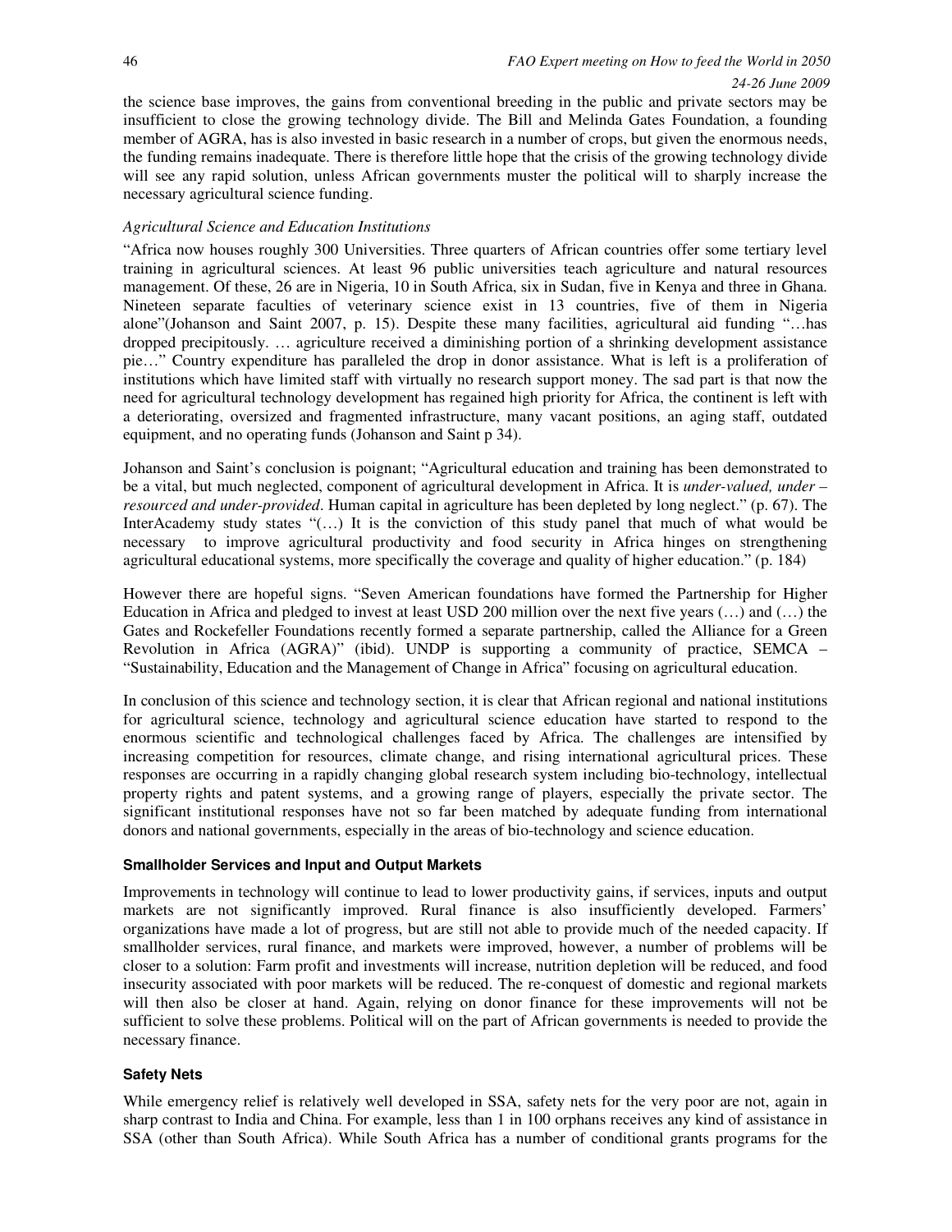the science base improves, the gains from conventional breeding in the public and private sectors may be insufficient to close the growing technology divide. The Bill and Melinda Gates Foundation, a founding member of AGRA, has is also invested in basic research in a number of crops, but given the enormous needs, the funding remains inadequate. There is therefore little hope that the crisis of the growing technology divide will see any rapid solution, unless African governments muster the political will to sharply increase the necessary agricultural science funding.

*Agricultural Science and Education Institutions*

"Africa now houses roughly 300 Universities. Three quarters of African countries offer some tertiary level training in agricultural sciences. At least 96 public universities teach agriculture and natural resources management. Of these, 26 are in Nigeria, 10 in South Africa, six in Sudan, five in Kenya and three in Ghana. Nineteen separate faculties of veterinary science exist in 13 countries, five of them in Nigeria alone"(Johanson and Saint 2007, p. 15). Despite these many facilities, agricultural aid funding "…has dropped precipitously. … agriculture received a diminishing portion of a shrinking development assistance pie…" Country expenditure has paralleled the drop in donor assistance. What is left is a proliferation of institutions which have limited staff with virtually no research support money. The sad part is that now the need for agricultural technology development has regained high priority for Africa, the continent is left with a deteriorating, oversized and fragmented infrastructure, many vacant positions, an aging staff, outdated equipment, and no operating funds (Johanson and Saint p 34).

Johanson and Saint's conclusion is poignant; "Agricultural education and training has been demonstrated to be a vital, but much neglected, component of agricultural development in Africa. It is *under-valued, under – resourced and under-provided*. Human capital in agriculture has been depleted by long neglect." (p. 67). The InterAcademy study states "(…) It is the conviction of this study panel that much of what would be necessary to improve agricultural productivity and food security in Africa hinges on strengthening agricultural educational systems, more specifically the coverage and quality of higher education." (p. 184)

However there are hopeful signs. "Seven American foundations have formed the Partnership for Higher Education in Africa and pledged to invest at least USD 200 million over the next five years (…) and (…) the Gates and Rockefeller Foundations recently formed a separate partnership, called the Alliance for a Green Revolution in Africa (AGRA)" (ibid). UNDP is supporting a community of practice, SEMCA – "Sustainability, Education and the Management of Change in Africa" focusing on agricultural education.

In conclusion of this science and technology section, it is clear that African regional and national institutions for agricultural science, technology and agricultural science education have started to respond to the enormous scientific and technological challenges faced by Africa. The challenges are intensified by increasing competition for resources, climate change, and rising international agricultural prices. These responses are occurring in a rapidly changing global research system including bio-technology, intellectual property rights and patent systems, and a growing range of players, especially the private sector. The significant institutional responses have not so far been matched by adequate funding from international donors and national governments, especially in the areas of bio-technology and science education.

**Smallholder Services and Input and Output Markets**

Improvements in technology will continue to lead to lower productivity gains, if services, inputs and output markets are not significantly improved. Rural finance is also insufficiently developed. Farmers' organizations have made a lot of progress, but are still not able to provide much of the needed capacity. If smallholder services, rural finance, and markets were improved, however, a number of problems will be closer to a solution: Farm profit and investments will increase, nutrition depletion will be reduced, and food insecurity associated with poor markets will be reduced. The re-conquest of domestic and regional markets will then also be closer at hand. Again, relying on donor finance for these improvements will not be sufficient to solve these problems. Political will on the part of African governments is needed to provide the necessary finance.

**Safety Nets**

While emergency relief is relatively well developed in SSA, safety nets for the very poor are not, again in sharp contrast to India and China. For example, less than 1 in 100 orphans receives any kind of assistance in SSA (other than South Africa). While South Africa has a number of conditional grants programs for the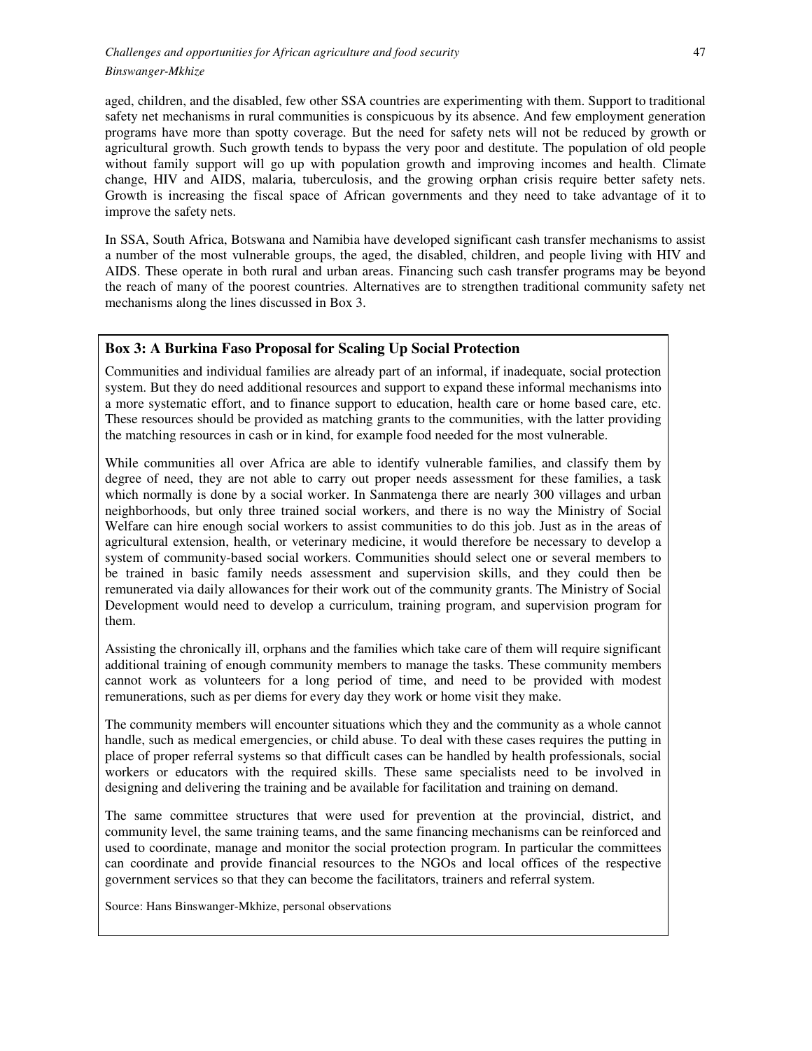aged, children, and the disabled, few other SSA countries are experimenting with them. Support to traditional safety net mechanisms in rural communities is conspicuous by its absence. And few employment generation programs have more than spotty coverage. But the need for safety nets will not be reduced by growth or agricultural growth. Such growth tends to bypass the very poor and destitute. The population of old people without family support will go up with population growth and improving incomes and health. Climate change, HIV and AIDS, malaria, tuberculosis, and the growing orphan crisis require better safety nets. Growth is increasing the fiscal space of African governments and they need to take advantage of it to improve the safety nets.

In SSA, South Africa, Botswana and Namibia have developed significant cash transfer mechanisms to assist a number of the most vulnerable groups, the aged, the disabled, children, and people living with HIV and AIDS. These operate in both rural and urban areas. Financing such cash transfer programs may be beyond the reach of many of the poorest countries. Alternatives are to strengthen traditional community safety net mechanisms along the lines discussed in Box 3.

**Box 3: A Burkina Faso Proposal for Scaling Up Social Protection**

Communities and individual families are already part of an informal, if inadequate, social protection system. But they do need additional resources and support to expand these informal mechanisms into a more systematic effort, and to finance support to education, health care or home based care, etc. These resources should be provided as matching grants to the communities, with the latter providing the matching resources in cash or in kind, for example food needed for the most vulnerable.

While communities all over Africa are able to identify vulnerable families, and classify them by degree of need, they are not able to carry out proper needs assessment for these families, a task which normally is done by a social worker. In Sanmatenga there are nearly 300 villages and urban neighborhoods, but only three trained social workers, and there is no way the Ministry of Social Welfare can hire enough social workers to assist communities to do this job. Just as in the areas of agricultural extension, health, or veterinary medicine, it would therefore be necessary to develop a system of community-based social workers. Communities should select one or several members to be trained in basic family needs assessment and supervision skills, and they could then be remunerated via daily allowances for their work out of the community grants. The Ministry of Social Development would need to develop a curriculum, training program, and supervision program for them.

Assisting the chronically ill, orphans and the families which take care of them will require significant additional training of enough community members to manage the tasks. These community members cannot work as volunteers for a long period of time, and need to be provided with modest remunerations, such as per diems for every day they work or home visit they make.

The community members will encounter situations which they and the community as a whole cannot handle, such as medical emergencies, or child abuse. To deal with these cases requires the putting in place of proper referral systems so that difficult cases can be handled by health professionals, social workers or educators with the required skills. These same specialists need to be involved in designing and delivering the training and be available for facilitation and training on demand.

The same committee structures that were used for prevention at the provincial, district, and community level, the same training teams, and the same financing mechanisms can be reinforced and used to coordinate, manage and monitor the social protection program. In particular the committees can coordinate and provide financial resources to the NGOs and local offices of the respective government services so that they can become the facilitators, trainers and referral system.

Source: Hans Binswanger-Mkhize, personal observations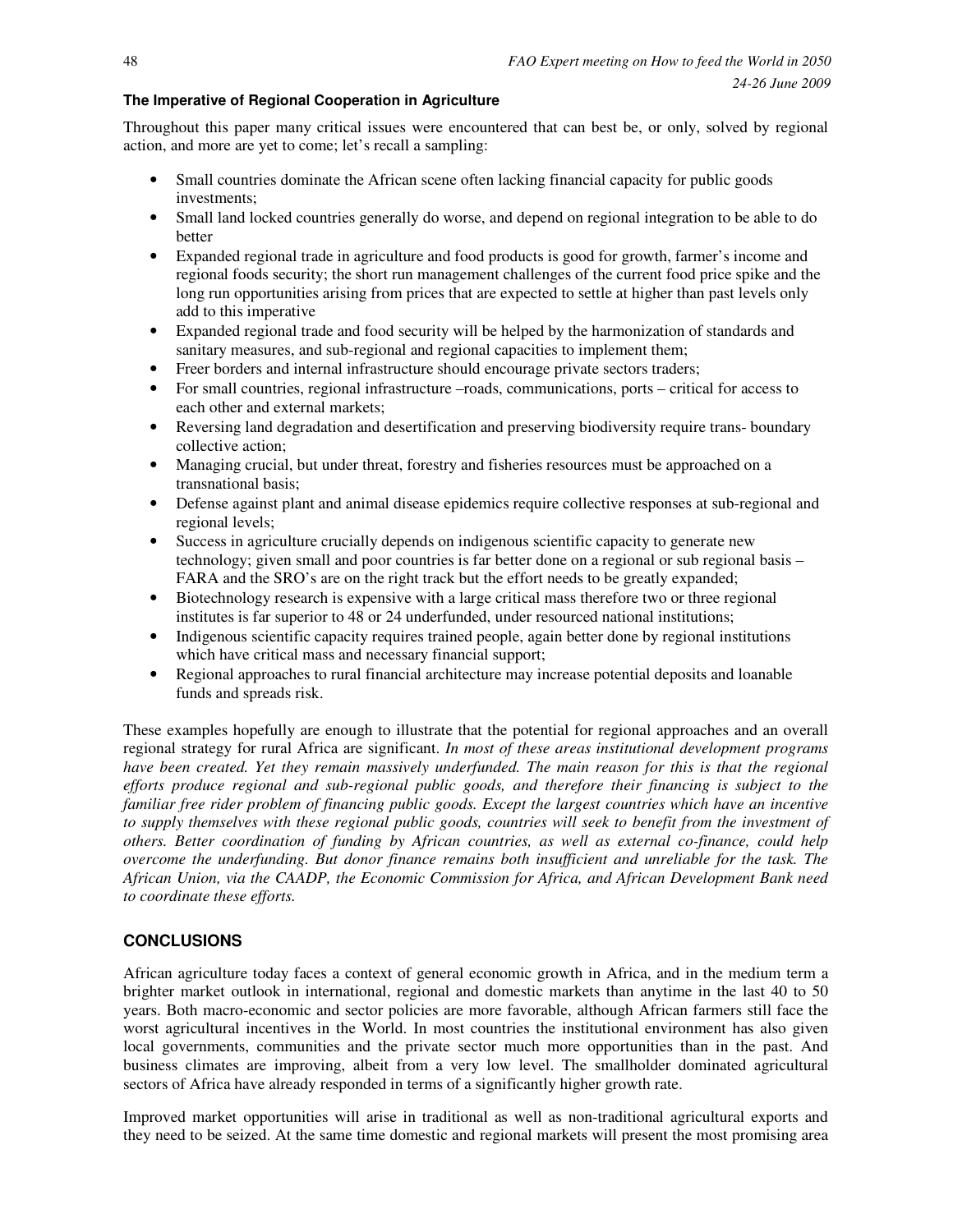**The Imperative of Regional Cooperation in Agriculture**

Throughout this paper many critical issues were encountered that can best be, or only, solved by regional action, and more are yet to come; let's recall a sampling:

- Small countries dominate the African scene often lacking financial capacity for public goods investments;
- Small land locked countries generally do worse, and depend on regional integration to be able to do better
- Expanded regional trade in agriculture and food products is good for growth, farmer's income and regional foods security; the short run management challenges of the current food price spike and the long run opportunities arising from prices that are expected to settle at higher than past levels only add to this imperative
- Expanded regional trade and food security will be helped by the harmonization of standards and sanitary measures, and sub-regional and regional capacities to implement them;
- Freer borders and internal infrastructure should encourage private sectors traders;
- For small countries, regional infrastructure –roads, communications, ports – critical for access to each other and external markets;
- Reversing land degradation and desertification and preserving biodiversity require trans- boundary collective action;
- Managing crucial, but under threat, forestry and fisheries resources must be approached on a transnational basis;
- Defense against plant and animal disease epidemics require collective responses at sub-regional and regional levels;
- Success in agriculture crucially depends on indigenous scientific capacity to generate new technology; given small and poor countries is far better done on a regional or sub regional basis – FARA and the SRO's are on the right track but the effort needs to be greatly expanded;
- Biotechnology research is expensive with a large critical mass therefore two or three regional institutes is far superior to 48 or 24 underfunded, under resourced national institutions;
- Indigenous scientific capacity requires trained people, again better done by regional institutions which have critical mass and necessary financial support;
- Regional approaches to rural financial architecture may increase potential deposits and loanable funds and spreads risk.

These examples hopefully are enough to illustrate that the potential for regional approaches and an overall regional strategy for rural Africa are significant. *In most of these areas institutional development programs have been created. Yet they remain massively underfunded. The main reason for this is that the regional efforts produce regional and sub-regional public goods, and therefore their financing is subject to the familiar free rider problem of financing public goods. Except the largest countries which have an incentive to supply themselves with these regional public goods, countries will seek to benefit from the investment of others. Better coordination of funding by African countries, as well as external co-finance, could help overcome the underfunding. But donor finance remains both insufficient and unreliable for the task. The African Union, via the CAADP, the Economic Commission for Africa, and African Development Bank need to coordinate these efforts.*

## CONCLUSIONS

African agriculture today faces a context of general economic growth in Africa, and in the medium term a brighter market outlook in international, regional and domestic markets than anytime in the last 40 to 50 years. Both macro-economic and sector policies are more favorable, although African farmers still face the worst agricultural incentives in the World. In most countries the institutional environment has also given local governments, communities and the private sector much more opportunities than in the past. And business climates are improving, albeit from a very low level. The smallholder dominated agricultural sectors of Africa have already responded in terms of a significantly higher growth rate.

Improved market opportunities will arise in traditional as well as non-traditional agricultural exports and they need to be seized. At the same time domestic and regional markets will present the most promising area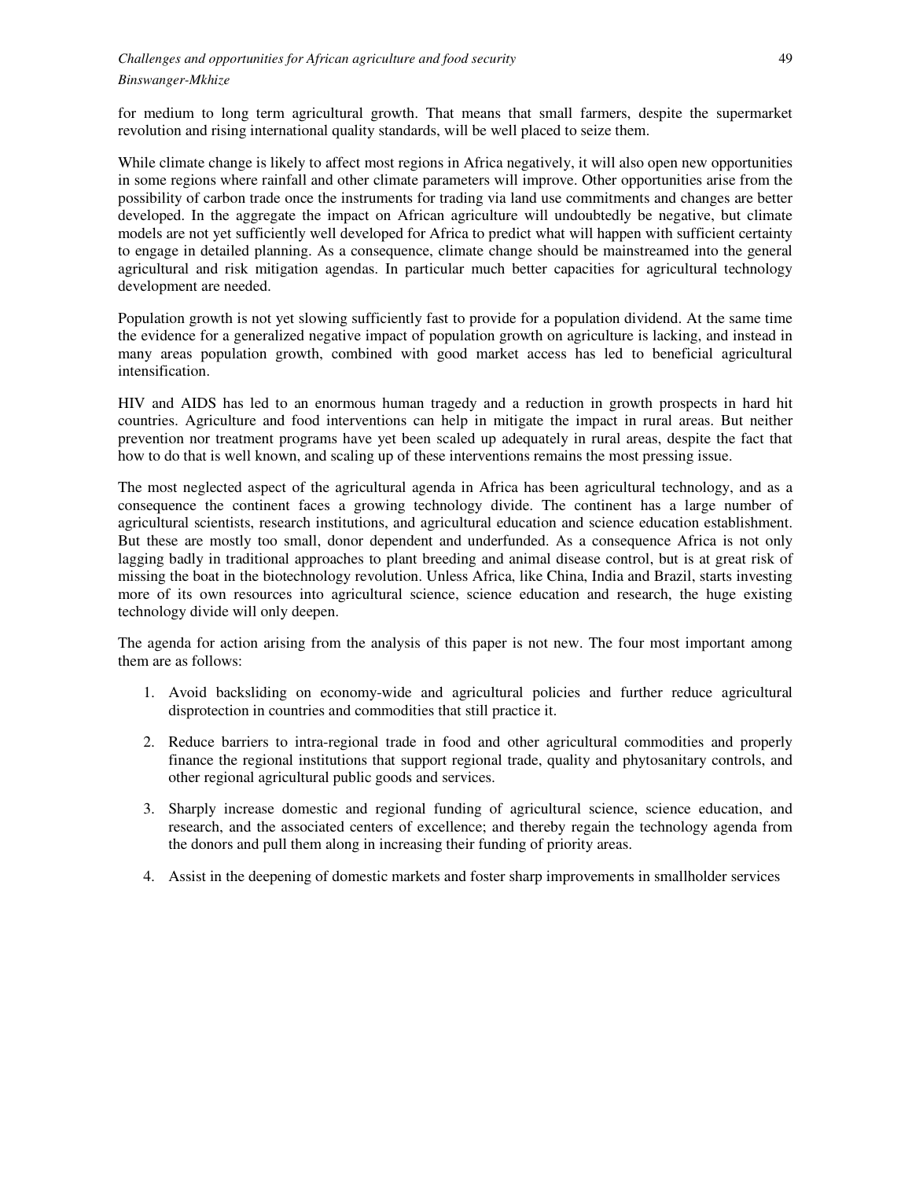for medium to long term agricultural growth. That means that small farmers, despite the supermarket revolution and rising international quality standards, will be well placed to seize them.

While climate change is likely to affect most regions in Africa negatively, it will also open new opportunities in some regions where rainfall and other climate parameters will improve. Other opportunities arise from the possibility of carbon trade once the instruments for trading via land use commitments and changes are better developed. In the aggregate the impact on African agriculture will undoubtedly be negative, but climate models are not yet sufficiently well developed for Africa to predict what will happen with sufficient certainty to engage in detailed planning. As a consequence, climate change should be mainstreamed into the general agricultural and risk mitigation agendas. In particular much better capacities for agricultural technology development are needed.

Population growth is not yet slowing sufficiently fast to provide for a population dividend. At the same time the evidence for a generalized negative impact of population growth on agriculture is lacking, and instead in many areas population growth, combined with good market access has led to beneficial agricultural intensification.

HIV and AIDS has led to an enormous human tragedy and a reduction in growth prospects in hard hit countries. Agriculture and food interventions can help in mitigate the impact in rural areas. But neither prevention nor treatment programs have yet been scaled up adequately in rural areas, despite the fact that how to do that is well known, and scaling up of these interventions remains the most pressing issue.

The most neglected aspect of the agricultural agenda in Africa has been agricultural technology, and as a consequence the continent faces a growing technology divide. The continent has a large number of agricultural scientists, research institutions, and agricultural education and science education establishment. But these are mostly too small, donor dependent and underfunded. As a consequence Africa is not only lagging badly in traditional approaches to plant breeding and animal disease control, but is at great risk of missing the boat in the biotechnology revolution. Unless Africa, like China, India and Brazil, starts investing more of its own resources into agricultural science, science education and research, the huge existing technology divide will only deepen.

The agenda for action arising from the analysis of this paper is not new. The four most important among them are as follows:

1. Avoid backsliding on economy-wide and agricultural policies and further reduce agricultural disprotection in countries and commodities that still practice it.
2. Reduce barriers to intra-regional trade in food and other agricultural commodities and properly finance the regional institutions that support regional trade, quality and phytosanitary controls, and other regional agricultural public goods and services.
3. Sharply increase domestic and regional funding of agricultural science, science education, and research, and the associated centers of excellence; and thereby regain the technology agenda from the donors and pull them along in increasing their funding of priority areas.
4. Assist in the deepening of domestic markets and foster sharp improvements in smallholder services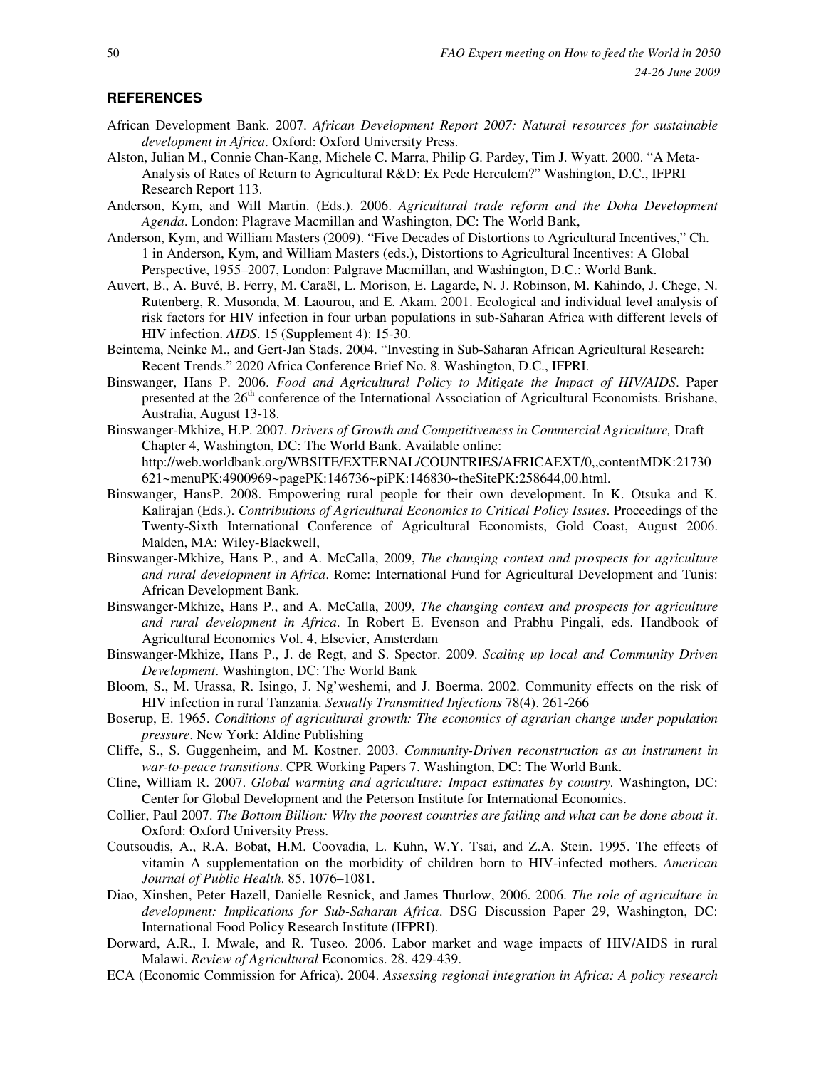## REFERENCES

African Development Bank. 2007. *African Development Report 2007: Natural resources for sustainable development in Africa*. Oxford: Oxford University Press.

Alston, Julian M., Connie Chan-Kang, Michele C. Marra, Philip G. Pardey, Tim J. Wyatt. 2000. "A Meta-Analysis of Rates of Return to Agricultural R&D: Ex Pede Herculem?" Washington, D.C., IFPRI Research Report 113.

Anderson, Kym, and Will Martin. (Eds.). 2006. *Agricultural trade reform and the Doha Development Agenda*. London: Plagrave Macmillan and Washington, DC: The World Bank,

Anderson, Kym, and William Masters (2009). "Five Decades of Distortions to Agricultural Incentives," Ch. 1 in Anderson, Kym, and William Masters (eds.), Distortions to Agricultural Incentives: A Global Perspective, 1955–2007, London: Palgrave Macmillan, and Washington, D.C.: World Bank.

Auvert, B., A. Buvé, B. Ferry, M. Caraël, L. Morison, E. Lagarde, N. J. Robinson, M. Kahindo, J. Chege, N. Rutenberg, R. Musonda, M. Laourou, and E. Akam. 2001. Ecological and individual level analysis of risk factors for HIV infection in four urban populations in sub-Saharan Africa with different levels of HIV infection. *AIDS*. 15 (Supplement 4): 15-30.

Beintema, Neinke M., and Gert-Jan Stads. 2004. "Investing in Sub-Saharan African Agricultural Research: Recent Trends." 2020 Africa Conference Brief No. 8. Washington, D.C., IFPRI.

Binswanger, Hans P. 2006. *Food and Agricultural Policy to Mitigate the Impact of HIV/AIDS*. Paper presented at the 26th conference of the International Association of Agricultural Economists. Brisbane, Australia, August 13-18.

Binswanger-Mkhize, H.P. 2007. *Drivers of Growth and Competitiveness in Commercial Agriculture,* Draft Chapter 4, Washington, DC: The World Bank. Available online: http://web.worldbank.org/WBSITE/EXTERNAL/COUNTRIES/AFRICAEXT/0,,contentMDK:21730621~menuPK:4900969~pagePK:146736~piPK:146830~theSitePK:258644,00.html.

Binswanger, HansP. 2008. Empowering rural people for their own development. In K. Otsuka and K. Kalirajan (Eds.). *Contributions of Agricultural Economics to Critical Policy Issues*. Proceedings of the Twenty-Sixth International Conference of Agricultural Economists, Gold Coast, August 2006. Malden, MA: Wiley-Blackwell,

Binswanger-Mkhize, Hans P., and A. McCalla, 2009, *The changing context and prospects for agriculture and rural development in Africa*. Rome: International Fund for Agricultural Development and Tunis: African Development Bank.

Binswanger-Mkhize, Hans P., and A. McCalla, 2009, *The changing context and prospects for agriculture and rural development in Africa*. In Robert E. Evenson and Prabhu Pingali, eds. Handbook of Agricultural Economics Vol. 4, Elsevier, Amsterdam

Binswanger-Mkhize, Hans P., J. de Regt, and S. Spector. 2009. *Scaling up local and Community Driven Development*. Washington, DC: The World Bank

Bloom, S., M. Urassa, R. Isingo, J. Ng'weshemi, and J. Boerma. 2002. Community effects on the risk of HIV infection in rural Tanzania. *Sexually Transmitted Infections* 78(4). 261-266

Boserup, E. 1965. *Conditions of agricultural growth: The economics of agrarian change under population pressure*. New York: Aldine Publishing

Cliffe, S., S. Guggenheim, and M. Kostner. 2003. *Community-Driven reconstruction as an instrument in war-to-peace transitions*. CPR Working Papers 7. Washington, DC: The World Bank.

Cline, William R. 2007. *Global warming and agriculture: Impact estimates by country*. Washington, DC: Center for Global Development and the Peterson Institute for International Economics.

Collier, Paul 2007. *The Bottom Billion: Why the poorest countries are failing and what can be done about it*. Oxford: Oxford University Press.

Coutsoudis, A., R.A. Bobat, H.M. Coovadia, L. Kuhn, W.Y. Tsai, and Z.A. Stein. 1995. The effects of vitamin A supplementation on the morbidity of children born to HIV-infected mothers. *American Journal of Public Health*. 85. 1076–1081.

Diao, Xinshen, Peter Hazell, Danielle Resnick, and James Thurlow, 2006. 2006. *The role of agriculture in development: Implications for Sub-Saharan Africa*. DSG Discussion Paper 29, Washington, DC: International Food Policy Research Institute (IFPRI).

Dorward, A.R., I. Mwale, and R. Tuseo. 2006. Labor market and wage impacts of HIV/AIDS in rural Malawi. *Review of Agricultural* Economics. 28. 429-439.

ECA (Economic Commission for Africa). 2004. *Assessing regional integration in Africa: A policy research*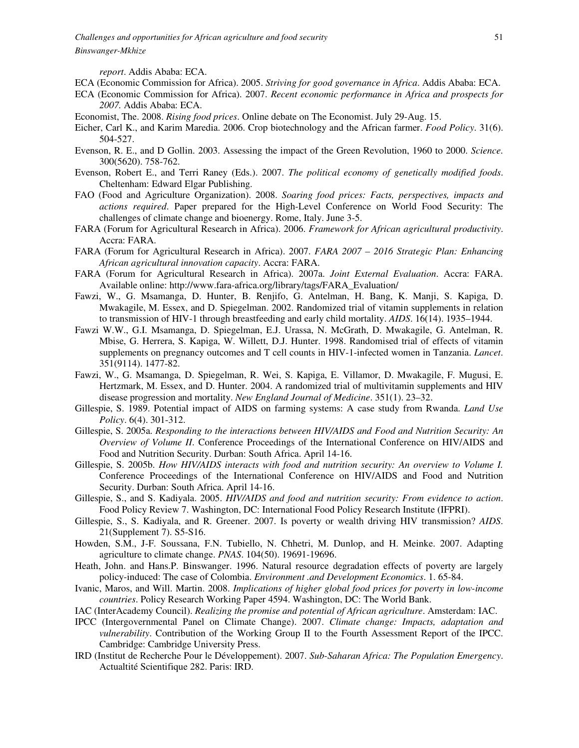*report*. Addis Ababa: ECA.

ECA (Economic Commission for Africa). 2005. *Striving for good governance in Africa*. Addis Ababa: ECA.

ECA (Economic Commission for Africa). 2007. *Recent economic performance in Africa and prospects for 2007.* Addis Ababa: ECA.

Economist, The. 2008. *Rising food prices*. Online debate on The Economist. July 29-Aug. 15.

Eicher, Carl K., and Karim Maredia. 2006. Crop biotechnology and the African farmer. *Food Policy*. 31(6). 504-527.

Evenson, R. E., and D Gollin. 2003. Assessing the impact of the Green Revolution, 1960 to 2000. *Science*. 300(5620). 758-762.

Evenson, Robert E., and Terri Raney (Eds.). 2007. *The political economy of genetically modified foods*. Cheltenham: Edward Elgar Publishing.

FAO (Food and Agriculture Organization). 2008. *Soaring food prices: Facts, perspectives, impacts and actions required*. Paper prepared for the High-Level Conference on World Food Security: The challenges of climate change and bioenergy. Rome, Italy. June 3-5.

FARA (Forum for Agricultural Research in Africa). 2006. *Framework for African agricultural productivity*. Accra: FARA.

FARA (Forum for Agricultural Research in Africa). 2007. *FARA 2007 – 2016 Strategic Plan: Enhancing African agricultural innovation capacity*. Accra: FARA.

FARA (Forum for Agricultural Research in Africa). 2007a. *Joint External Evaluation*. Accra: FARA. Available online: http://www.fara-africa.org/library/tags/FARA_Evaluation/

Fawzi, W., G. Msamanga, D. Hunter, B. Renjifo, G. Antelman, H. Bang, K. Manji, S. Kapiga, D. Mwakagile, M. Essex, and D. Spiegelman. 2002. Randomized trial of vitamin supplements in relation to transmission of HIV-1 through breastfeeding and early child mortality. *AIDS*. 16(14). 1935–1944.

Fawzi W.W., G.I. Msamanga, D. Spiegelman, E.J. Urassa, N. McGrath, D. Mwakagile, G. Antelman, R. Mbise, G. Herrera, S. Kapiga, W. Willett, D.J. Hunter. 1998. Randomised trial of effects of vitamin supplements on pregnancy outcomes and T cell counts in HIV-1-infected women in Tanzania. *Lancet*. 351(9114). 1477-82.

Fawzi, W., G. Msamanga, D. Spiegelman, R. Wei, S. Kapiga, E. Villamor, D. Mwakagile, F. Mugusi, E. Hertzmark, M. Essex, and D. Hunter. 2004. A randomized trial of multivitamin supplements and HIV disease progression and mortality. *New England Journal of Medicine*. 351(1). 23–32.

Gillespie, S. 1989. Potential impact of AIDS on farming systems: A case study from Rwanda. *Land Use Policy*. 6(4). 301-312.

Gillespie, S. 2005a. *Responding to the interactions between HIV/AIDS and Food and Nutrition Security: An Overview of Volume II*. Conference Proceedings of the International Conference on HIV/AIDS and Food and Nutrition Security. Durban: South Africa. April 14-16.

Gillespie, S. 2005b. *How HIV/AIDS interacts with food and nutrition security: An overview to Volume I.* Conference Proceedings of the International Conference on HIV/AIDS and Food and Nutrition Security. Durban: South Africa. April 14-16.

Gillespie, S., and S. Kadiyala. 2005. *HIV/AIDS and food and nutrition security: From evidence to action*. Food Policy Review 7. Washington, DC: International Food Policy Research Institute (IFPRI).

Gillespie, S., S. Kadiyala, and R. Greener. 2007. Is poverty or wealth driving HIV transmission? *AIDS*. 21(Supplement 7). S5-S16.

Howden, S.M., J-F. Soussana, F.N. Tubiello, N. Chhetri, M. Dunlop, and H. Meinke. 2007. Adapting agriculture to climate change. *PNAS*. 104(50). 19691-19696.

Heath, John. and Hans.P. Binswanger. 1996. Natural resource degradation effects of poverty are largely policy-induced: The case of Colombia. *Environment .and Development Economics*. 1. 65-84.

Ivanic, Maros, and Will. Martin. 2008. *Implications of higher global food prices for poverty in low-income countries*. Policy Research Working Paper 4594. Washington, DC: The World Bank.

IAC (InterAcademy Council). *Realizing the promise and potential of African agriculture*. Amsterdam: IAC.

IPCC (Intergovernmental Panel on Climate Change). 2007. *Climate change: Impacts, adaptation and vulnerability*. Contribution of the Working Group II to the Fourth Assessment Report of the IPCC. Cambridge: Cambridge University Press.

IRD (Institut de Recherche Pour le Développement). 2007. *Sub-Saharan Africa: The Population Emergency*. Actualtité Scientifique 282. Paris: IRD.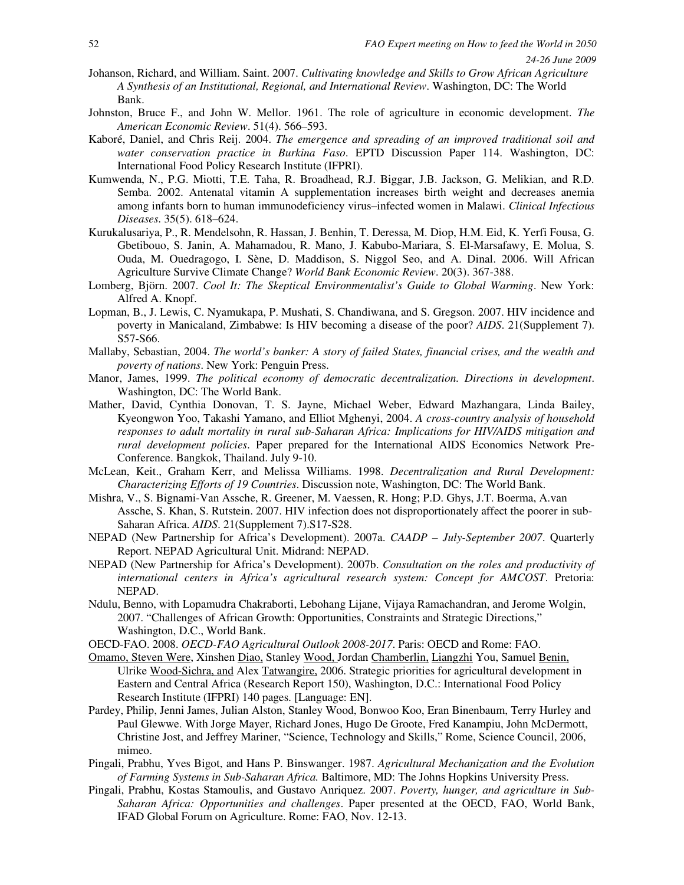Johanson, Richard, and William. Saint. 2007. *Cultivating knowledge and Skills to Grow African Agriculture A Synthesis of an Institutional, Regional, and International Review*. Washington, DC: The World Bank.

Johnston, Bruce F., and John W. Mellor. 1961. The role of agriculture in economic development. *The American Economic Review*. 51(4). 566–593.

Kaboré, Daniel, and Chris Reij. 2004. *The emergence and spreading of an improved traditional soil and water conservation practice in Burkina Faso*. EPTD Discussion Paper 114. Washington, DC: International Food Policy Research Institute (IFPRI).

Kumwenda, N., P.G. Miotti, T.E. Taha, R. Broadhead, R.J. Biggar, J.B. Jackson, G. Melikian, and R.D. Semba. 2002. Antenatal vitamin A supplementation increases birth weight and decreases anemia among infants born to human immunodeficiency virus–infected women in Malawi. *Clinical Infectious Diseases*. 35(5). 618–624.

Kurukalusariya, P., R. Mendelsohn, R. Hassan, J. Benhin, T. Deressa, M. Diop, H.M. Eid, K. Yerfi Fousa, G. Gbetibouo, S. Janin, A. Mahamadou, R. Mano, J. Kabubo-Mariara, S. El-Marsafawy, E. Molua, S. Ouda, M. Ouedragogo, I. Sène, D. Maddison, S. Niggol Seo, and A. Dinal. 2006. Will African Agriculture Survive Climate Change? *World Bank Economic Review*. 20(3). 367-388.

Lomberg, Björn. 2007. *Cool It: The Skeptical Environmentalist's Guide to Global Warming*. New York: Alfred A. Knopf.

Lopman, B., J. Lewis, C. Nyamukapa, P. Mushati, S. Chandiwana, and S. Gregson. 2007. HIV incidence and poverty in Manicaland, Zimbabwe: Is HIV becoming a disease of the poor? *AIDS*. 21(Supplement 7). S57-S66.

Mallaby, Sebastian, 2004. *The world's banker: A story of failed States, financial crises, and the wealth and poverty of nations*. New York: Penguin Press.

Manor, James, 1999. *The political economy of democratic decentralization. Directions in development*. Washington, DC: The World Bank.

Mather, David, Cynthia Donovan, T. S. Jayne, Michael Weber, Edward Mazhangara, Linda Bailey, Kyeongwon Yoo, Takashi Yamano, and Elliot Mghenyi, 2004. *A cross-country analysis of household responses to adult mortality in rural sub-Saharan Africa: Implications for HIV/AIDS mitigation and rural development policies*. Paper prepared for the International AIDS Economics Network Pre-Conference. Bangkok, Thailand. July 9-10.

McLean, Keit., Graham Kerr, and Melissa Williams. 1998. *Decentralization and Rural Development: Characterizing Efforts of 19 Countries*. Discussion note, Washington, DC: The World Bank.

Mishra, V., S. Bignami-Van Assche, R. Greener, M. Vaessen, R. Hong; P.D. Ghys, J.T. Boerma, A.van Assche, S. Khan, S. Rutstein. 2007. HIV infection does not disproportionately affect the poorer in sub-Saharan Africa. *AIDS*. 21(Supplement 7).S17-S28.

NEPAD (New Partnership for Africa's Development). 2007a. *CAADP – July-September 2007*. Quarterly Report. NEPAD Agricultural Unit. Midrand: NEPAD.

NEPAD (New Partnership for Africa's Development). 2007b. *Consultation on the roles and productivity of international centers in Africa's agricultural research system: Concept for AMCOST*. Pretoria: NEPAD.

Ndulu, Benno, with Lopamudra Chakraborti, Lebohang Lijane, Vijaya Ramachandran, and Jerome Wolgin, 2007. "Challenges of African Growth: Opportunities, Constraints and Strategic Directions," Washington, D.C., World Bank.

OECD-FAO. 2008. *OECD-FAO Agricultural Outlook 2008-2017*. Paris: OECD and Rome: FAO.

Omamo, Steven Were, Xinshen Diao, Stanley Wood, Jordan Chamberlin, Liangzhi You, Samuel Benin, Ulrike Wood-Sichra, and Alex Tatwangire, 2006. Strategic priorities for agricultural development in Eastern and Central Africa (Research Report 150), Washington, D.C.: International Food Policy Research Institute (IFPRI) 140 pages. [Language: EN].

Pardey, Philip, Jenni James, Julian Alston, Stanley Wood, Bonwoo Koo, Eran Binenbaum, Terry Hurley and Paul Glewwe. With Jorge Mayer, Richard Jones, Hugo De Groote, Fred Kanampiu, John McDermott, Christine Jost, and Jeffrey Mariner, "Science, Technology and Skills," Rome, Science Council, 2006, mimeo.

Pingali, Prabhu, Yves Bigot, and Hans P. Binswanger. 1987. *Agricultural Mechanization and the Evolution of Farming Systems in Sub-Saharan Africa.* Baltimore, MD: The Johns Hopkins University Press.

Pingali, Prabhu, Kostas Stamoulis, and Gustavo Anriquez. 2007. *Poverty, hunger, and agriculture in Sub-Saharan Africa: Opportunities and challenges*. Paper presented at the OECD, FAO, World Bank, IFAD Global Forum on Agriculture. Rome: FAO, Nov. 12-13.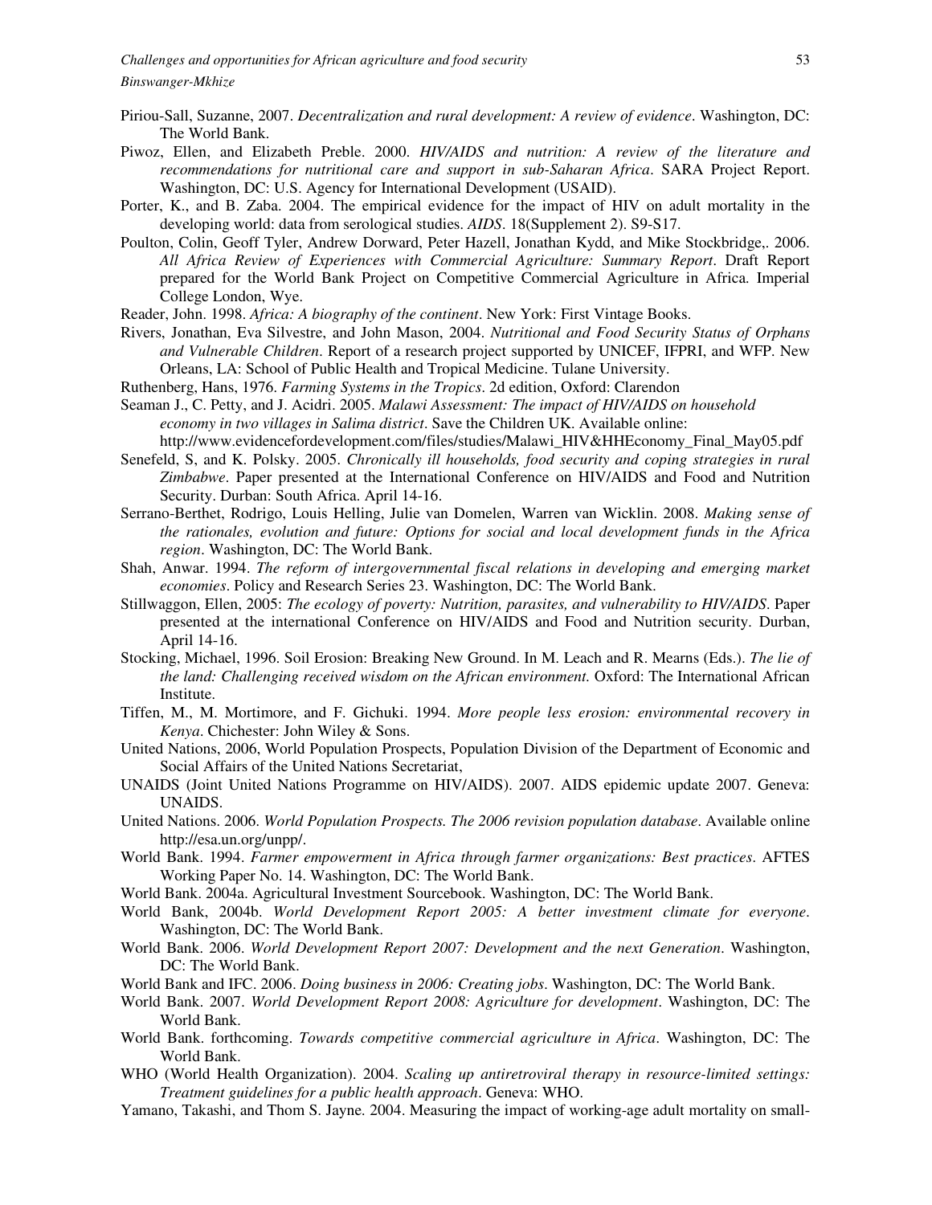Piriou-Sall, Suzanne, 2007. *Decentralization and rural development: A review of evidence*. Washington, DC: The World Bank.

Piwoz, Ellen, and Elizabeth Preble. 2000. *HIV/AIDS and nutrition: A review of the literature and recommendations for nutritional care and support in sub-Saharan Africa*. SARA Project Report. Washington, DC: U.S. Agency for International Development (USAID).

Porter, K., and B. Zaba. 2004. The empirical evidence for the impact of HIV on adult mortality in the developing world: data from serological studies. *AIDS*. 18(Supplement 2). S9-S17.

Poulton, Colin, Geoff Tyler, Andrew Dorward, Peter Hazell, Jonathan Kydd, and Mike Stockbridge,. 2006. *All Africa Review of Experiences with Commercial Agriculture: Summary Report*. Draft Report prepared for the World Bank Project on Competitive Commercial Agriculture in Africa. Imperial College London, Wye.

Reader, John. 1998. *Africa: A biography of the continent*. New York: First Vintage Books.

Rivers, Jonathan, Eva Silvestre, and John Mason, 2004. *Nutritional and Food Security Status of Orphans and Vulnerable Children*. Report of a research project supported by UNICEF, IFPRI, and WFP. New Orleans, LA: School of Public Health and Tropical Medicine. Tulane University.

Ruthenberg, Hans, 1976. *Farming Systems in the Tropics*. 2d edition, Oxford: Clarendon

Seaman J., C. Petty, and J. Acidri. 2005. *Malawi Assessment: The impact of HIV/AIDS on household economy in two villages in Salima district*. Save the Children UK. Available online: http://www.evidencefordevelopment.com/files/studies/Malawi_HIV&HHEconomy_Final_May05.pdf

Senefeld, S, and K. Polsky. 2005. *Chronically ill households, food security and coping strategies in rural Zimbabwe*. Paper presented at the International Conference on HIV/AIDS and Food and Nutrition Security. Durban: South Africa. April 14-16.

Serrano-Berthet, Rodrigo, Louis Helling, Julie van Domelen, Warren van Wicklin. 2008. *Making sense of the rationales, evolution and future: Options for social and local development funds in the Africa region*. Washington, DC: The World Bank.

Shah, Anwar. 1994. *The reform of intergovernmental fiscal relations in developing and emerging market economies*. Policy and Research Series 23. Washington, DC: The World Bank.

Stillwaggon, Ellen, 2005: *The ecology of poverty: Nutrition, parasites, and vulnerability to HIV/AIDS*. Paper presented at the international Conference on HIV/AIDS and Food and Nutrition security. Durban, April 14-16.

Stocking, Michael, 1996. Soil Erosion: Breaking New Ground. In M. Leach and R. Mearns (Eds.). *The lie of the land: Challenging received wisdom on the African environment.* Oxford: The International African Institute.

Tiffen, M., M. Mortimore, and F. Gichuki. 1994. *More people less erosion: environmental recovery in Kenya*. Chichester: John Wiley & Sons.

United Nations, 2006, World Population Prospects, Population Division of the Department of Economic and Social Affairs of the United Nations Secretariat,

UNAIDS (Joint United Nations Programme on HIV/AIDS). 2007. AIDS epidemic update 2007. Geneva: UNAIDS.

United Nations. 2006. *World Population Prospects. The 2006 revision population database*. Available online http://esa.un.org/unpp/.

World Bank. 1994. *Farmer empowerment in Africa through farmer organizations: Best practices*. AFTES Working Paper No. 14. Washington, DC: The World Bank.

World Bank. 2004a. Agricultural Investment Sourcebook. Washington, DC: The World Bank.

World Bank, 2004b. *World Development Report 2005: A better investment climate for everyone*. Washington, DC: The World Bank.

World Bank. 2006. *World Development Report 2007: Development and the next Generation*. Washington, DC: The World Bank.

World Bank and IFC. 2006. *Doing business in 2006: Creating jobs*. Washington, DC: The World Bank.

World Bank. 2007. *World Development Report 2008: Agriculture for development*. Washington, DC: The World Bank.

World Bank. forthcoming. *Towards competitive commercial agriculture in Africa*. Washington, DC: The World Bank.

WHO (World Health Organization). 2004. *Scaling up antiretroviral therapy in resource-limited settings: Treatment guidelines for a public health approach*. Geneva: WHO.

Yamano, Takashi, and Thom S. Jayne. 2004. Measuring the impact of working-age adult mortality on small-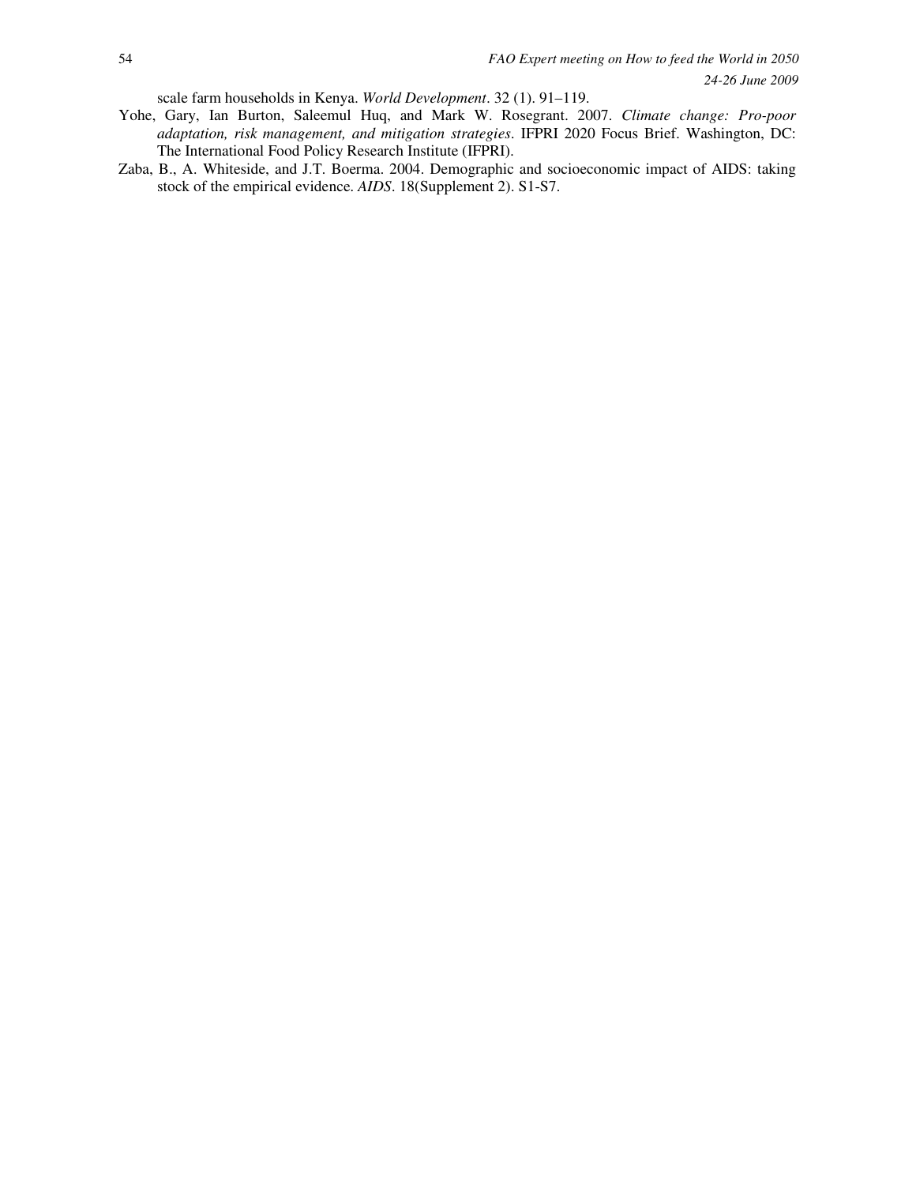scale farm households in Kenya. *World Development*. 32 (1). 91–119.

Yohe, Gary, Ian Burton, Saleemul Huq, and Mark W. Rosegrant. 2007. *Climate change: Pro-poor adaptation, risk management, and mitigation strategies*. IFPRI 2020 Focus Brief. Washington, DC: The International Food Policy Research Institute (IFPRI).

Zaba, B., A. Whiteside, and J.T. Boerma. 2004. Demographic and socioeconomic impact of AIDS: taking stock of the empirical evidence. *AIDS*. 18(Supplement 2). S1-S7.